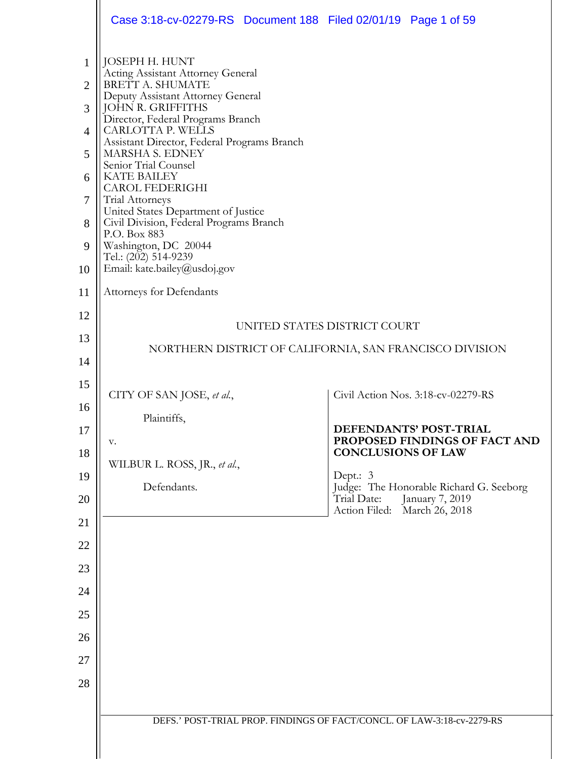JOSEPH H. HUNT
Acting Assistant Attorney General
BRETT A. SHUMATE
Deputy Assistant Attorney General
JOHN R. GRIFFITHS
Director, Federal Programs Branch
CARLOTTA P. WELLS
Assistant Director, Federal Programs Branch
MARSHA S. EDNEY
Senior Trial Counsel
KATE BAILEY
CAROL FEDERIGHI
Trial Attorneys
United States Department of Justice
Civil Division, Federal Programs Branch
P.O. Box 883
Washington, DC 20044
Tel.: (202) 514-9239
Email: kate.bailey@usdoj.gov

Attorneys for Defendants

UNITED STATES DISTRICT COURT

NORTHERN DISTRICT OF CALIFORNIA, SAN FRANCISCO DIVISION

| | |
|---|---|
| CITY OF SAN JOSE, *et al.*,<br><br>Plaintiffs,<br><br>v.<br><br>WILBUR L. ROSS, JR., *et al.*,<br><br>Defendants. | Civil Action Nos. 3:18-cv-02279-RS<br><br>**DEFENDANTS' POST-TRIAL PROPOSED FINDINGS OF FACT AND CONCLUSIONS OF LAW**<br><br>Dept.: 3<br>Judge: The Honorable Richard G. Seeborg<br>Trial Date: January 7, 2019<br>Action Filed: March 26, 2018 |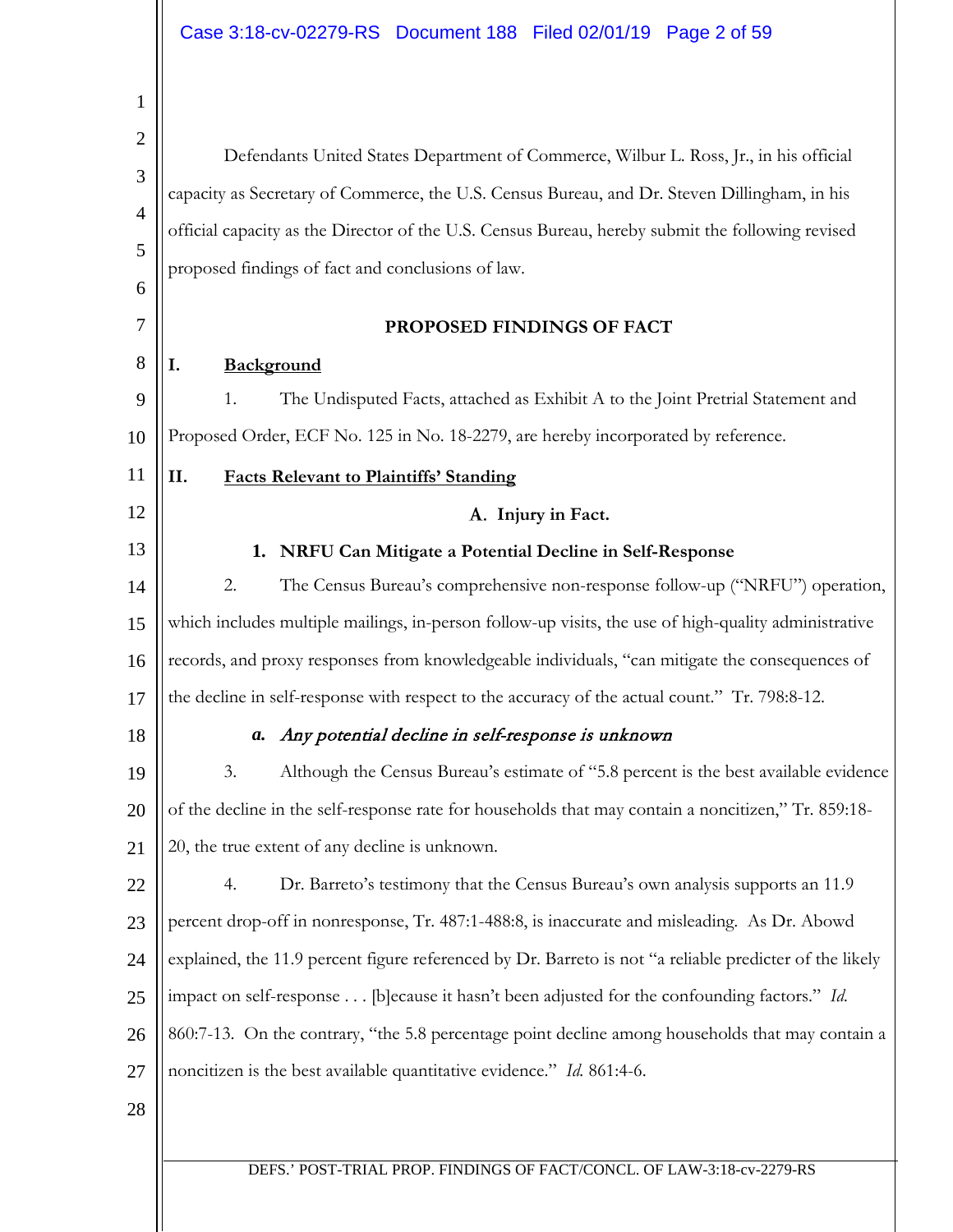Defendants United States Department of Commerce, Wilbur L. Ross, Jr., in his official capacity as Secretary of Commerce, the U.S. Census Bureau, and Dr. Steven Dillingham, in his official capacity as the Director of the U.S. Census Bureau, hereby submit the following revised proposed findings of fact and conclusions of law.

## PROPOSED FINDINGS OF FACT

### I. Background

1. The Undisputed Facts, attached as Exhibit A to the Joint Pretrial Statement and Proposed Order, ECF No. 125 in No. 18-2279, are hereby incorporated by reference.

### II. Facts Relevant to Plaintiffs' Standing

#### A. Injury in Fact.

##### 1. NRFU Can Mitigate a Potential Decline in Self-Response

2. The Census Bureau's comprehensive non-response follow-up ("NRFU") operation, which includes multiple mailings, in-person follow-up visits, the use of high-quality administrative records, and proxy responses from knowledgeable individuals, "can mitigate the consequences of the decline in self-response with respect to the accuracy of the actual count." Tr. 798:8-12.

###### *a. Any potential decline in self-response is unknown*

3. Although the Census Bureau's estimate of "5.8 percent is the best available evidence of the decline in the self-response rate for households that may contain a noncitizen," Tr. 859:18-20, the true extent of any decline is unknown.

4. Dr. Barreto's testimony that the Census Bureau's own analysis supports an 11.9 percent drop-off in nonresponse, Tr. 487:1-488:8, is inaccurate and misleading. As Dr. Abowd explained, the 11.9 percent figure referenced by Dr. Barreto is not "a reliable predicter of the likely impact on self-response . . . [b]ecause it hasn't been adjusted for the confounding factors." *Id.* 860:7-13. On the contrary, "the 5.8 percentage point decline among households that may contain a noncitizen is the best available quantitative evidence." *Id.* 861:4-6.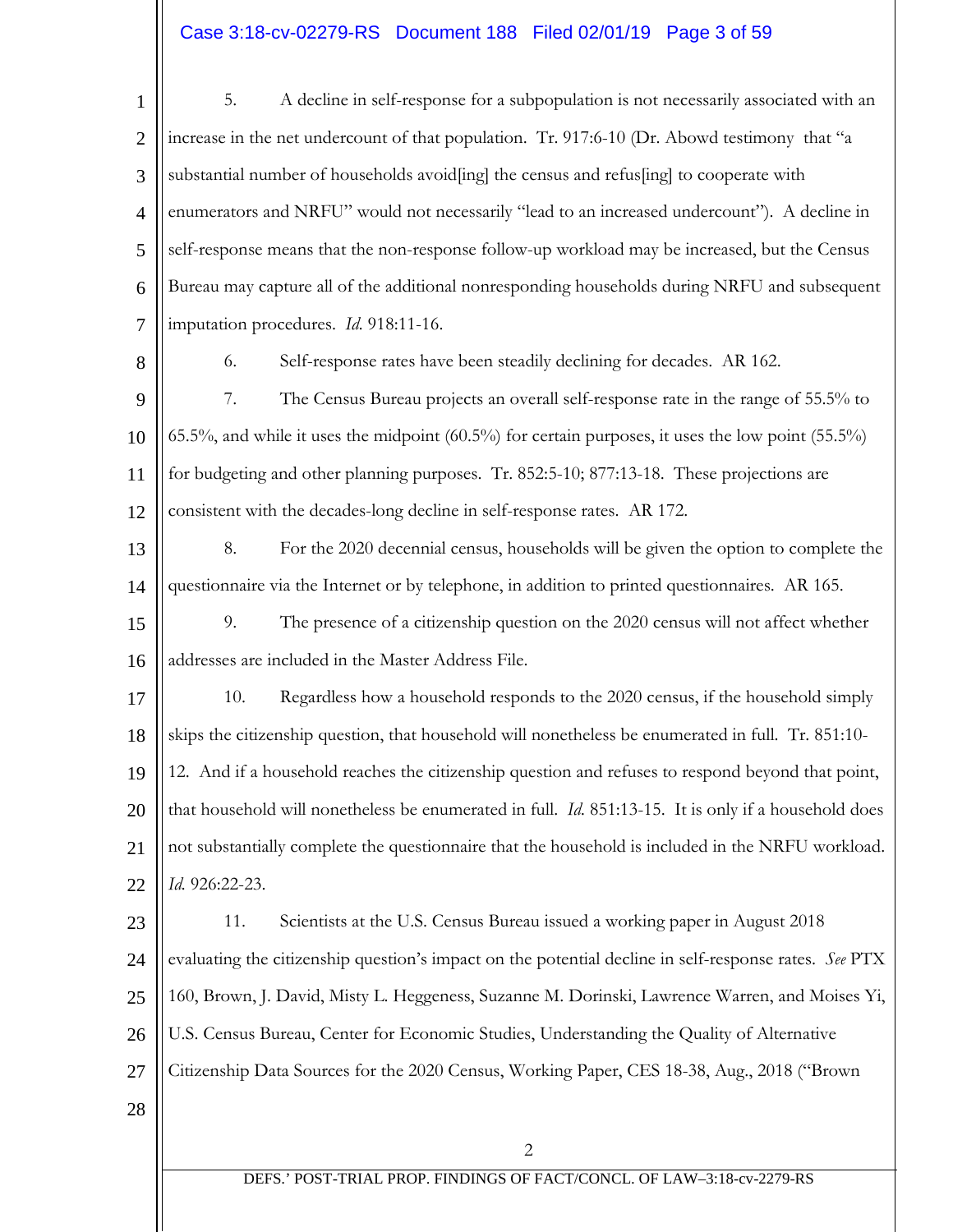5. A decline in self-response for a subpopulation is not necessarily associated with an increase in the net undercount of that population. Tr. 917:6-10 (Dr. Abowd testimony that "a substantial number of households avoid[ing] the census and refus[ing] to cooperate with enumerators and NRFU" would not necessarily "lead to an increased undercount"). A decline in self-response means that the non-response follow-up workload may be increased, but the Census Bureau may capture all of the additional nonresponding households during NRFU and subsequent imputation procedures. *Id.* 918:11-16.

6. Self-response rates have been steadily declining for decades. AR 162.

7. The Census Bureau projects an overall self-response rate in the range of 55.5% to 65.5%, and while it uses the midpoint (60.5%) for certain purposes, it uses the low point (55.5%) for budgeting and other planning purposes. Tr. 852:5-10; 877:13-18. These projections are consistent with the decades-long decline in self-response rates. AR 172.

8. For the 2020 decennial census, households will be given the option to complete the questionnaire via the Internet or by telephone, in addition to printed questionnaires. AR 165.

9. The presence of a citizenship question on the 2020 census will not affect whether addresses are included in the Master Address File.

10. Regardless how a household responds to the 2020 census, if the household simply skips the citizenship question, that household will nonetheless be enumerated in full. Tr. 851:10-12. And if a household reaches the citizenship question and refuses to respond beyond that point, that household will nonetheless be enumerated in full. *Id.* 851:13-15. It is only if a household does not substantially complete the questionnaire that the household is included in the NRFU workload. *Id.* 926:22-23.

11. Scientists at the U.S. Census Bureau issued a working paper in August 2018 evaluating the citizenship question's impact on the potential decline in self-response rates. *See* PTX 160, Brown, J. David, Misty L. Heggeness, Suzanne M. Dorinski, Lawrence Warren, and Moises Yi, U.S. Census Bureau, Center for Economic Studies, Understanding the Quality of Alternative Citizenship Data Sources for the 2020 Census, Working Paper, CES 18-38, Aug., 2018 ("Brown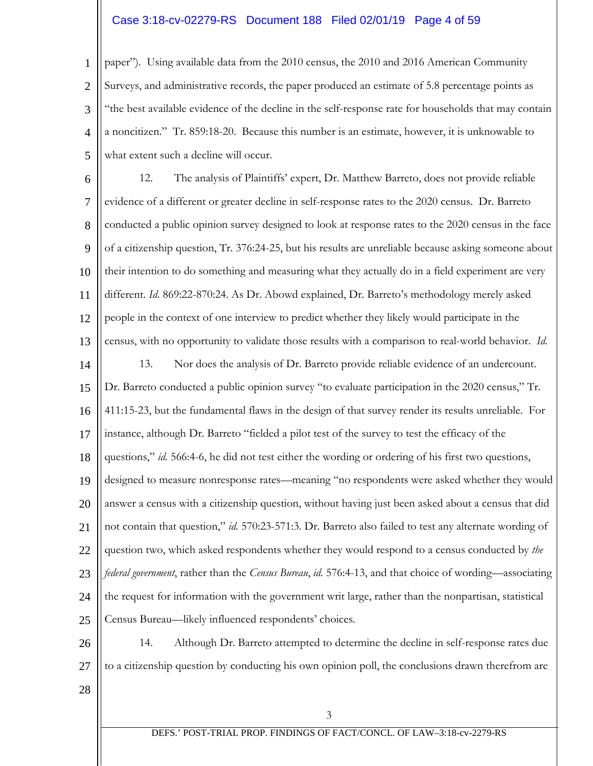paper"). Using available data from the 2010 census, the 2010 and 2016 American Community Surveys, and administrative records, the paper produced an estimate of 5.8 percentage points as "the best available evidence of the decline in the self-response rate for households that may contain a noncitizen." Tr. 859:18-20. Because this number is an estimate, however, it is unknowable to what extent such a decline will occur.

12. The analysis of Plaintiffs' expert, Dr. Matthew Barreto, does not provide reliable evidence of a different or greater decline in self-response rates to the 2020 census. Dr. Barreto conducted a public opinion survey designed to look at response rates to the 2020 census in the face of a citizenship question, Tr. 376:24-25, but his results are unreliable because asking someone about their intention to do something and measuring what they actually do in a field experiment are very different. *Id.* 869:22-870:24. As Dr. Abowd explained, Dr. Barreto's methodology merely asked people in the context of one interview to predict whether they likely would participate in the census, with no opportunity to validate those results with a comparison to real-world behavior. *Id.*

13. Nor does the analysis of Dr. Barreto provide reliable evidence of an undercount. Dr. Barreto conducted a public opinion survey "to evaluate participation in the 2020 census," Tr. 411:15-23, but the fundamental flaws in the design of that survey render its results unreliable. For instance, although Dr. Barreto "fielded a pilot test of the survey to test the efficacy of the questions," *id.* 566:4-6, he did not test either the wording or ordering of his first two questions, designed to measure nonresponse rates—meaning "no respondents were asked whether they would answer a census with a citizenship question, without having just been asked about a census that did not contain that question," *id.* 570:23-571:3. Dr. Barreto also failed to test any alternate wording of question two, which asked respondents whether they would respond to a census conducted by *the federal government*, rather than the *Census Bureau*, *id.* 576:4-13, and that choice of wording—associating the request for information with the government writ large, rather than the nonpartisan, statistical Census Bureau—likely influenced respondents' choices.

14. Although Dr. Barreto attempted to determine the decline in self-response rates due to a citizenship question by conducting his own opinion poll, the conclusions drawn therefrom are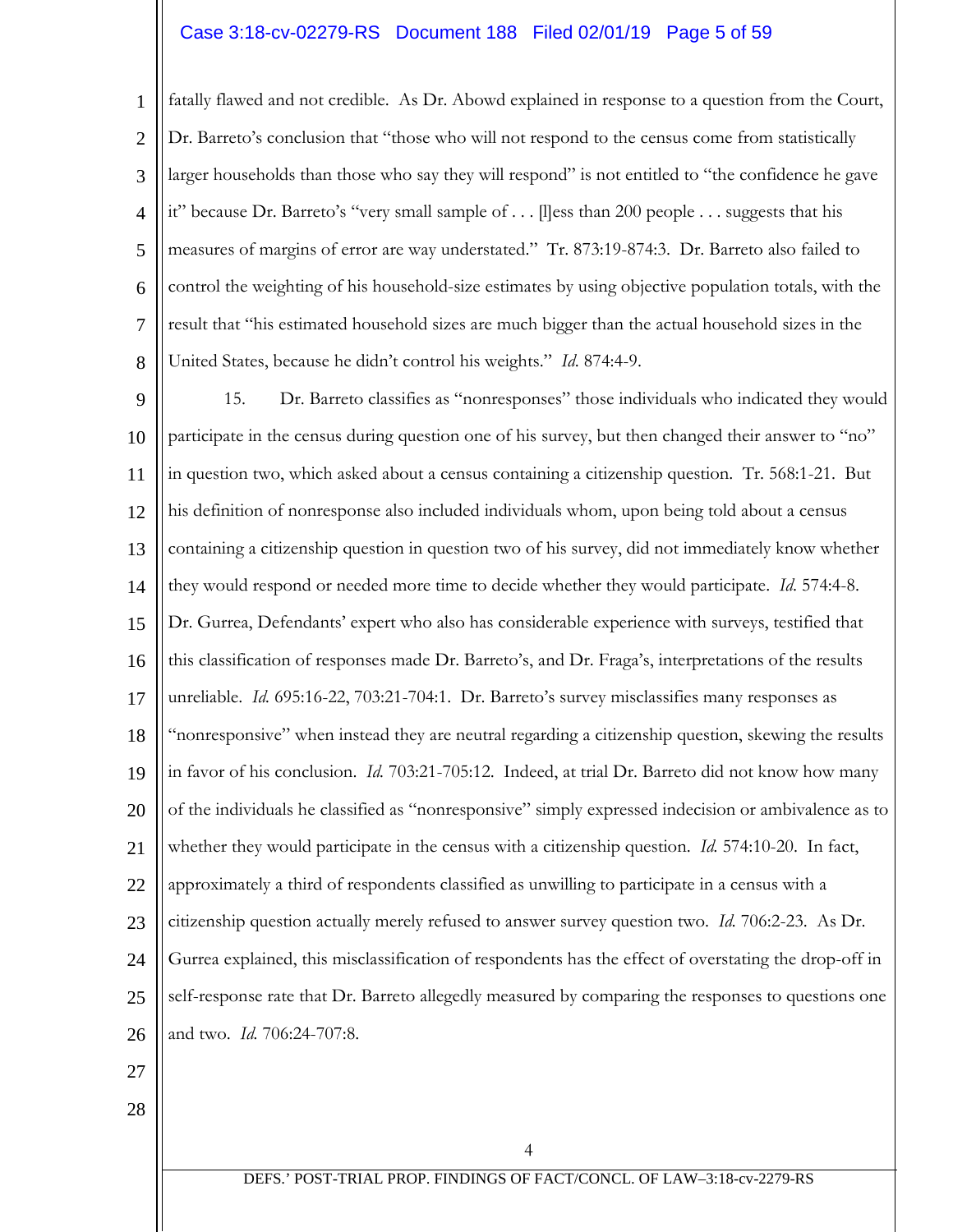fatally flawed and not credible. As Dr. Abowd explained in response to a question from the Court, Dr. Barreto's conclusion that "those who will not respond to the census come from statistically larger households than those who say they will respond" is not entitled to "the confidence he gave it" because Dr. Barreto's "very small sample of . . . [l]ess than 200 people . . . suggests that his measures of margins of error are way understated." Tr. 873:19-874:3. Dr. Barreto also failed to control the weighting of his household-size estimates by using objective population totals, with the result that "his estimated household sizes are much bigger than the actual household sizes in the United States, because he didn't control his weights." *Id.* 874:4-9.

15. Dr. Barreto classifies as "nonresponses" those individuals who indicated they would participate in the census during question one of his survey, but then changed their answer to "no" in question two, which asked about a census containing a citizenship question. Tr. 568:1-21. But his definition of nonresponse also included individuals whom, upon being told about a census containing a citizenship question in question two of his survey, did not immediately know whether they would respond or needed more time to decide whether they would participate. *Id.* 574:4-8. Dr. Gurrea, Defendants' expert who also has considerable experience with surveys, testified that this classification of responses made Dr. Barreto's, and Dr. Fraga's, interpretations of the results unreliable. *Id.* 695:16-22, 703:21-704:1. Dr. Barreto's survey misclassifies many responses as "nonresponsive" when instead they are neutral regarding a citizenship question, skewing the results in favor of his conclusion. *Id.* 703:21-705:12. Indeed, at trial Dr. Barreto did not know how many of the individuals he classified as "nonresponsive" simply expressed indecision or ambivalence as to whether they would participate in the census with a citizenship question. *Id.* 574:10-20. In fact, approximately a third of respondents classified as unwilling to participate in a census with a citizenship question actually merely refused to answer survey question two. *Id.* 706:2-23. As Dr. Gurrea explained, this misclassification of respondents has the effect of overstating the drop-off in self-response rate that Dr. Barreto allegedly measured by comparing the responses to questions one and two. *Id.* 706:24-707:8.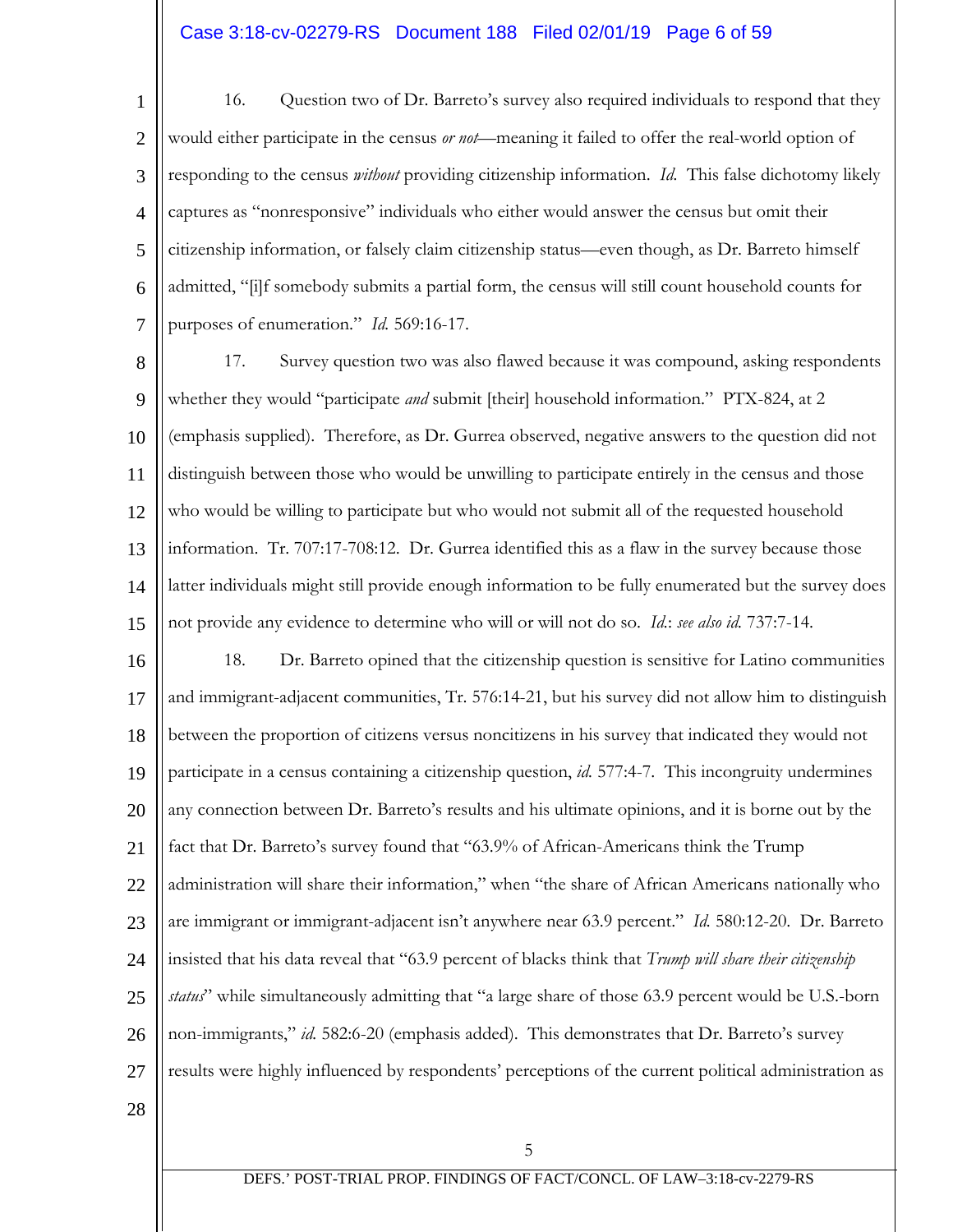16. Question two of Dr. Barreto's survey also required individuals to respond that they would either participate in the census *or not*—meaning it failed to offer the real-world option of responding to the census *without* providing citizenship information. *Id.* This false dichotomy likely captures as "nonresponsive" individuals who either would answer the census but omit their citizenship information, or falsely claim citizenship status—even though, as Dr. Barreto himself admitted, "[i]f somebody submits a partial form, the census will still count household counts for purposes of enumeration." *Id.* 569:16-17.

17. Survey question two was also flawed because it was compound, asking respondents whether they would "participate *and* submit [their] household information." PTX-824, at 2 (emphasis supplied). Therefore, as Dr. Gurrea observed, negative answers to the question did not distinguish between those who would be unwilling to participate entirely in the census and those who would be willing to participate but who would not submit all of the requested household information. Tr. 707:17-708:12. Dr. Gurrea identified this as a flaw in the survey because those latter individuals might still provide enough information to be fully enumerated but the survey does not provide any evidence to determine who will or will not do so. *Id.*: *see also id.* 737:7-14.

18. Dr. Barreto opined that the citizenship question is sensitive for Latino communities and immigrant-adjacent communities, Tr. 576:14-21, but his survey did not allow him to distinguish between the proportion of citizens versus noncitizens in his survey that indicated they would not participate in a census containing a citizenship question, *id.* 577:4-7. This incongruity undermines any connection between Dr. Barreto's results and his ultimate opinions, and it is borne out by the fact that Dr. Barreto's survey found that "63.9% of African-Americans think the Trump administration will share their information," when "the share of African Americans nationally who are immigrant or immigrant-adjacent isn't anywhere near 63.9 percent." *Id.* 580:12-20. Dr. Barreto insisted that his data reveal that "63.9 percent of blacks think that *Trump will share their citizenship status*" while simultaneously admitting that "a large share of those 63.9 percent would be U.S.-born non-immigrants," *id.* 582:6-20 (emphasis added). This demonstrates that Dr. Barreto's survey results were highly influenced by respondents' perceptions of the current political administration as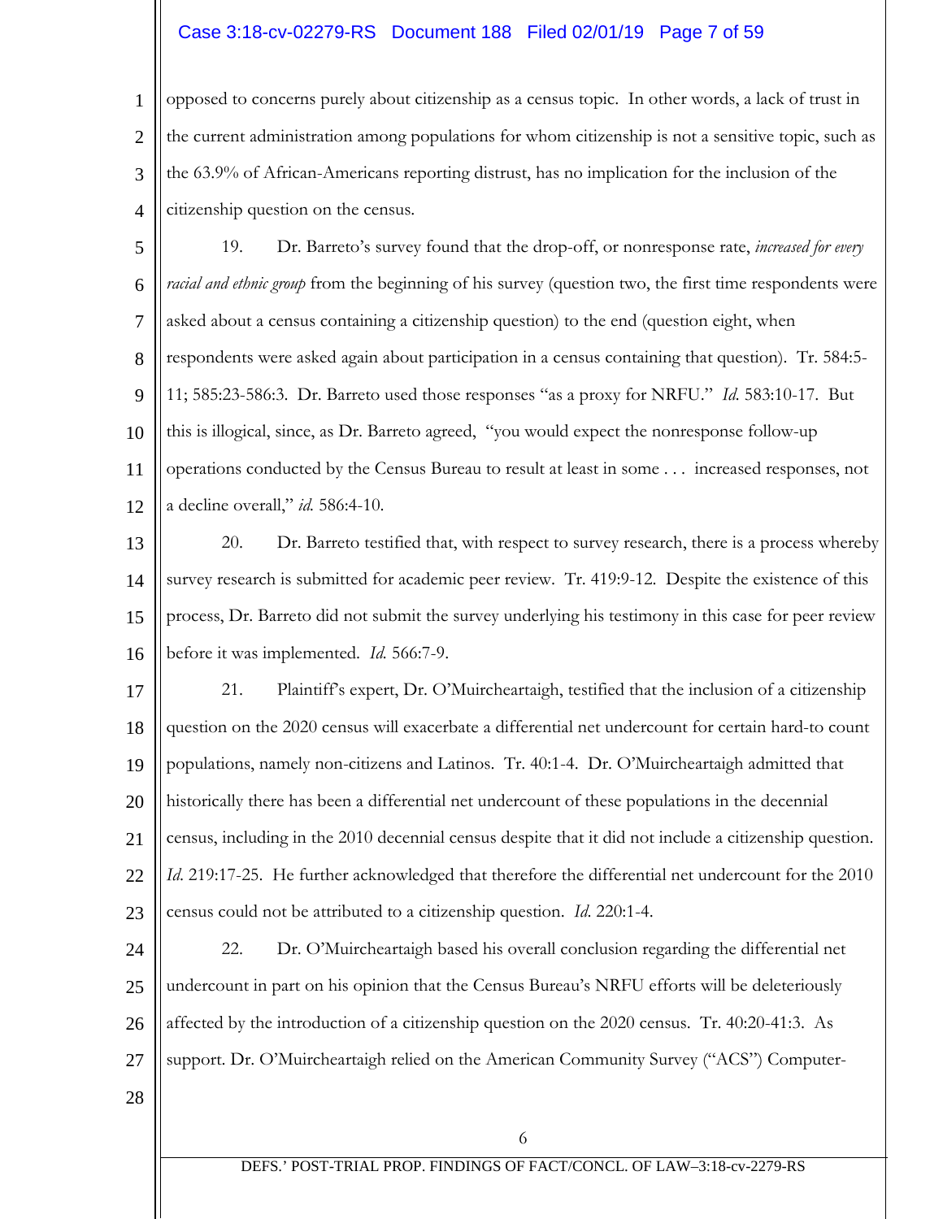opposed to concerns purely about citizenship as a census topic. In other words, a lack of trust in the current administration among populations for whom citizenship is not a sensitive topic, such as the 63.9% of African-Americans reporting distrust, has no implication for the inclusion of the citizenship question on the census.

19. Dr. Barreto's survey found that the drop-off, or nonresponse rate, *increased for every racial and ethnic group* from the beginning of his survey (question two, the first time respondents were asked about a census containing a citizenship question) to the end (question eight, when respondents were asked again about participation in a census containing that question). Tr. 584:5-11; 585:23-586:3. Dr. Barreto used those responses "as a proxy for NRFU." *Id.* 583:10-17. But this is illogical, since, as Dr. Barreto agreed, "you would expect the nonresponse follow-up operations conducted by the Census Bureau to result at least in some . . . increased responses, not a decline overall," *id.* 586:4-10.

20. Dr. Barreto testified that, with respect to survey research, there is a process whereby survey research is submitted for academic peer review. Tr. 419:9-12. Despite the existence of this process, Dr. Barreto did not submit the survey underlying his testimony in this case for peer review before it was implemented. *Id.* 566:7-9.

21. Plaintiff's expert, Dr. O'Muircheartaigh, testified that the inclusion of a citizenship question on the 2020 census will exacerbate a differential net undercount for certain hard-to count populations, namely non-citizens and Latinos. Tr. 40:1-4. Dr. O'Muircheartaigh admitted that historically there has been a differential net undercount of these populations in the decennial census, including in the 2010 decennial census despite that it did not include a citizenship question. *Id.* 219:17-25. He further acknowledged that therefore the differential net undercount for the 2010 census could not be attributed to a citizenship question. *Id.* 220:1-4.

22. Dr. O'Muircheartaigh based his overall conclusion regarding the differential net undercount in part on his opinion that the Census Bureau's NRFU efforts will be deleteriously affected by the introduction of a citizenship question on the 2020 census. Tr. 40:20-41:3. As support. Dr. O'Muircheartaigh relied on the American Community Survey ("ACS") Computer-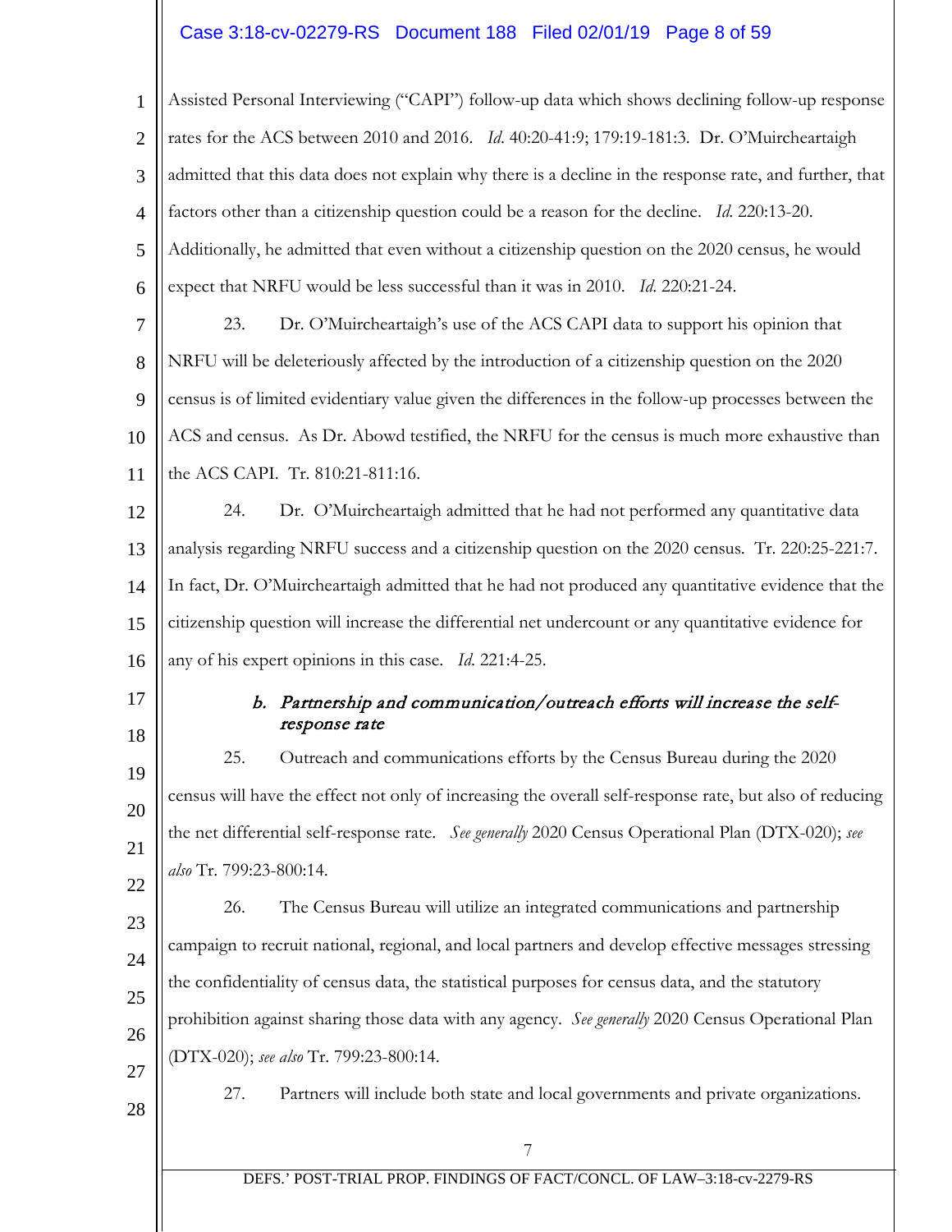Assisted Personal Interviewing ("CAPI") follow-up data which shows declining follow-up response rates for the ACS between 2010 and 2016. *Id.* 40:20-41:9; 179:19-181:3. Dr. O'Muircheartaigh admitted that this data does not explain why there is a decline in the response rate, and further, that factors other than a citizenship question could be a reason for the decline. *Id.* 220:13-20. Additionally, he admitted that even without a citizenship question on the 2020 census, he would expect that NRFU would be less successful than it was in 2010. *Id.* 220:21-24.

23. Dr. O'Muircheartaigh's use of the ACS CAPI data to support his opinion that NRFU will be deleteriously affected by the introduction of a citizenship question on the 2020 census is of limited evidentiary value given the differences in the follow-up processes between the ACS and census. As Dr. Abowd testified, the NRFU for the census is much more exhaustive than the ACS CAPI. Tr. 810:21-811:16.

24. Dr. O'Muircheartaigh admitted that he had not performed any quantitative data analysis regarding NRFU success and a citizenship question on the 2020 census. Tr. 220:25-221:7. In fact, Dr. O'Muircheartaigh admitted that he had not produced any quantitative evidence that the citizenship question will increase the differential net undercount or any quantitative evidence for any of his expert opinions in this case. *Id.* 221:4-25.

### *b. Partnership and communication/outreach efforts will increase the self-response rate*

25. Outreach and communications efforts by the Census Bureau during the 2020 census will have the effect not only of increasing the overall self-response rate, but also of reducing the net differential self-response rate. *See generally* 2020 Census Operational Plan (DTX-020); *see also* Tr. 799:23-800:14.

26. The Census Bureau will utilize an integrated communications and partnership campaign to recruit national, regional, and local partners and develop effective messages stressing the confidentiality of census data, the statistical purposes for census data, and the statutory prohibition against sharing those data with any agency. *See generally* 2020 Census Operational Plan (DTX-020); *see also* Tr. 799:23-800:14.

27. Partners will include both state and local governments and private organizations.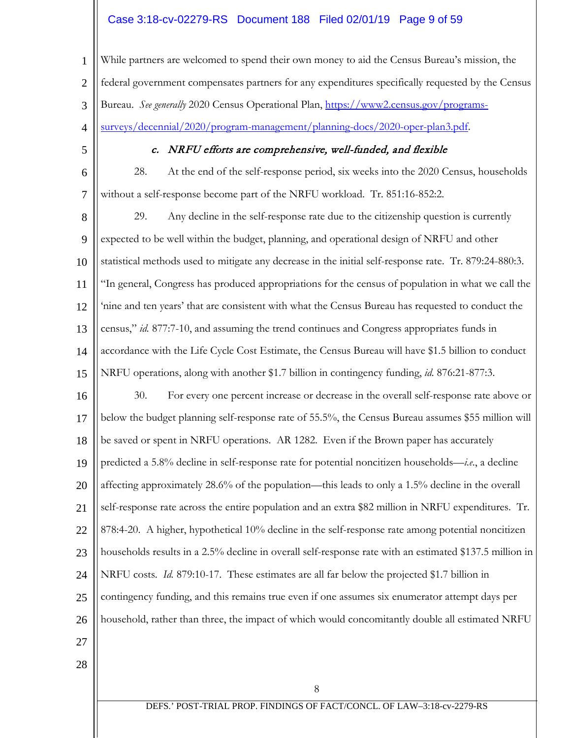While partners are welcomed to spend their own money to aid the Census Bureau's mission, the federal government compensates partners for any expenditures specifically requested by the Census Bureau. *See generally* 2020 Census Operational Plan, https://www2.census.gov/programs-surveys/decennial/2020/program-management/planning-docs/2020-oper-plan3.pdf.

### *c. NRFU efforts are comprehensive, well-funded, and flexible*

28. At the end of the self-response period, six weeks into the 2020 Census, households without a self-response become part of the NRFU workload. Tr. 851:16-852:2.

29. Any decline in the self-response rate due to the citizenship question is currently expected to be well within the budget, planning, and operational design of NRFU and other statistical methods used to mitigate any decrease in the initial self-response rate. Tr. 879:24-880:3. "In general, Congress has produced appropriations for the census of population in what we call the 'nine and ten years' that are consistent with what the Census Bureau has requested to conduct the census," *id.* 877:7-10, and assuming the trend continues and Congress appropriates funds in accordance with the Life Cycle Cost Estimate, the Census Bureau will have $1.5 billion to conduct NRFU operations, along with another $1.7 billion in contingency funding, *id.* 876:21-877:3.

30. For every one percent increase or decrease in the overall self-response rate above or below the budget planning self-response rate of 55.5%, the Census Bureau assumes $55 million will be saved or spent in NRFU operations. AR 1282. Even if the Brown paper has accurately predicted a 5.8% decline in self-response rate for potential noncitizen households—*i.e.*, a decline affecting approximately 28.6% of the population—this leads to only a 1.5% decline in the overall self-response rate across the entire population and an extra $82 million in NRFU expenditures. Tr. 878:4-20. A higher, hypothetical 10% decline in the self-response rate among potential noncitizen households results in a 2.5% decline in overall self-response rate with an estimated $137.5 million in NRFU costs. *Id.* 879:10-17. These estimates are all far below the projected $1.7 billion in contingency funding, and this remains true even if one assumes six enumerator attempt days per household, rather than three, the impact of which would concomitantly double all estimated NRFU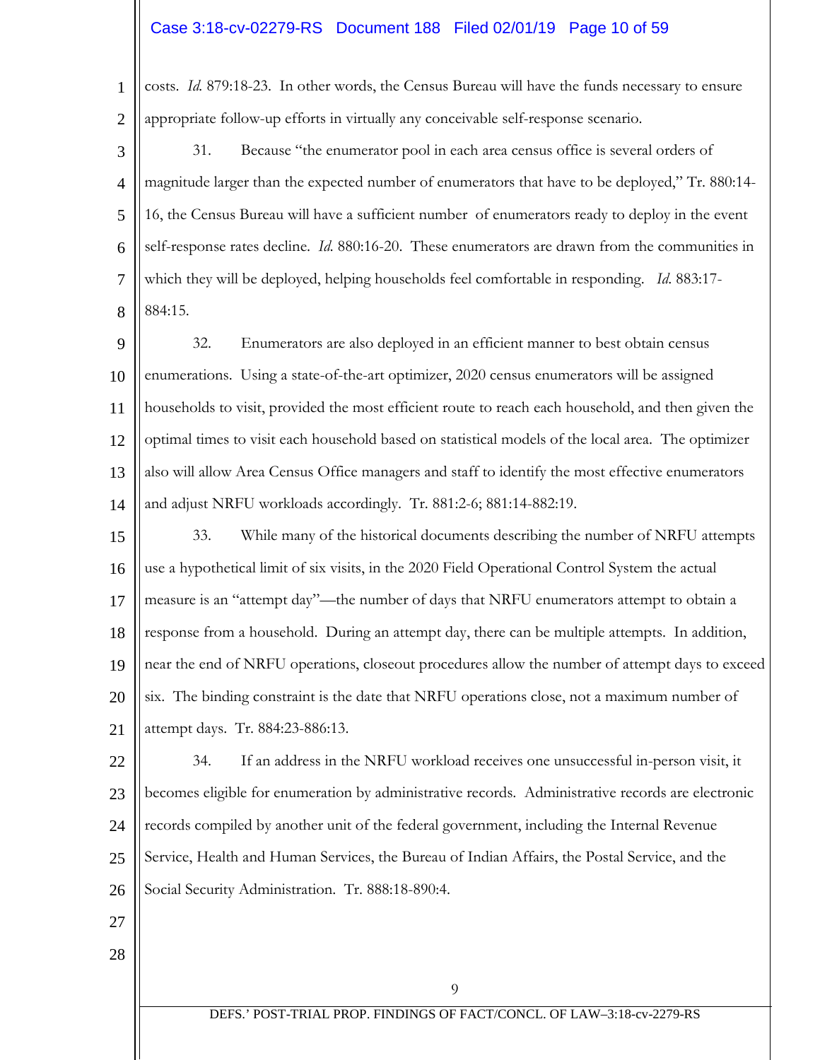costs. *Id.* 879:18-23. In other words, the Census Bureau will have the funds necessary to ensure appropriate follow-up efforts in virtually any conceivable self-response scenario.

31. Because "the enumerator pool in each area census office is several orders of magnitude larger than the expected number of enumerators that have to be deployed," Tr. 880:14-16, the Census Bureau will have a sufficient number of enumerators ready to deploy in the event self-response rates decline. *Id.* 880:16-20. These enumerators are drawn from the communities in which they will be deployed, helping households feel comfortable in responding. *Id.* 883:17-884:15.

32. Enumerators are also deployed in an efficient manner to best obtain census enumerations. Using a state-of-the-art optimizer, 2020 census enumerators will be assigned households to visit, provided the most efficient route to reach each household, and then given the optimal times to visit each household based on statistical models of the local area. The optimizer also will allow Area Census Office managers and staff to identify the most effective enumerators and adjust NRFU workloads accordingly. Tr. 881:2-6; 881:14-882:19.

33. While many of the historical documents describing the number of NRFU attempts use a hypothetical limit of six visits, in the 2020 Field Operational Control System the actual measure is an "attempt day"—the number of days that NRFU enumerators attempt to obtain a response from a household. During an attempt day, there can be multiple attempts. In addition, near the end of NRFU operations, closeout procedures allow the number of attempt days to exceed six. The binding constraint is the date that NRFU operations close, not a maximum number of attempt days. Tr. 884:23-886:13.

34. If an address in the NRFU workload receives one unsuccessful in-person visit, it becomes eligible for enumeration by administrative records. Administrative records are electronic records compiled by another unit of the federal government, including the Internal Revenue Service, Health and Human Services, the Bureau of Indian Affairs, the Postal Service, and the Social Security Administration. Tr. 888:18-890:4.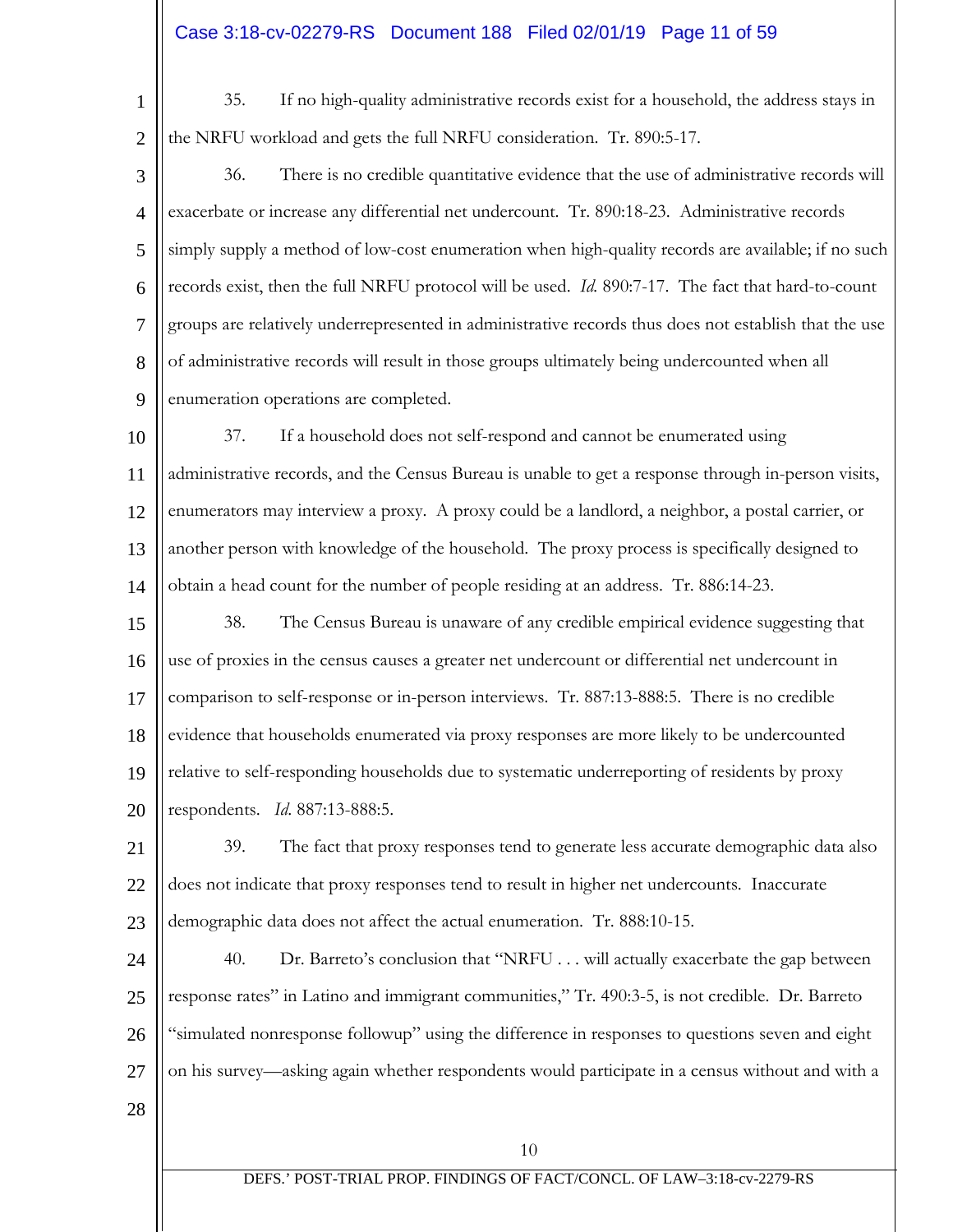35. If no high-quality administrative records exist for a household, the address stays in the NRFU workload and gets the full NRFU consideration. Tr. 890:5-17.

36. There is no credible quantitative evidence that the use of administrative records will exacerbate or increase any differential net undercount. Tr. 890:18-23. Administrative records simply supply a method of low-cost enumeration when high-quality records are available; if no such records exist, then the full NRFU protocol will be used. *Id.* 890:7-17. The fact that hard-to-count groups are relatively underrepresented in administrative records thus does not establish that the use of administrative records will result in those groups ultimately being undercounted when all enumeration operations are completed.

37. If a household does not self-respond and cannot be enumerated using administrative records, and the Census Bureau is unable to get a response through in-person visits, enumerators may interview a proxy. A proxy could be a landlord, a neighbor, a postal carrier, or another person with knowledge of the household. The proxy process is specifically designed to obtain a head count for the number of people residing at an address. Tr. 886:14-23.

38. The Census Bureau is unaware of any credible empirical evidence suggesting that use of proxies in the census causes a greater net undercount or differential net undercount in comparison to self-response or in-person interviews. Tr. 887:13-888:5. There is no credible evidence that households enumerated via proxy responses are more likely to be undercounted relative to self-responding households due to systematic underreporting of residents by proxy respondents. *Id.* 887:13-888:5.

39. The fact that proxy responses tend to generate less accurate demographic data also does not indicate that proxy responses tend to result in higher net undercounts. Inaccurate demographic data does not affect the actual enumeration. Tr. 888:10-15.

40. Dr. Barreto's conclusion that "NRFU . . . will actually exacerbate the gap between response rates" in Latino and immigrant communities," Tr. 490:3-5, is not credible. Dr. Barreto "simulated nonresponse followup" using the difference in responses to questions seven and eight on his survey—asking again whether respondents would participate in a census without and with a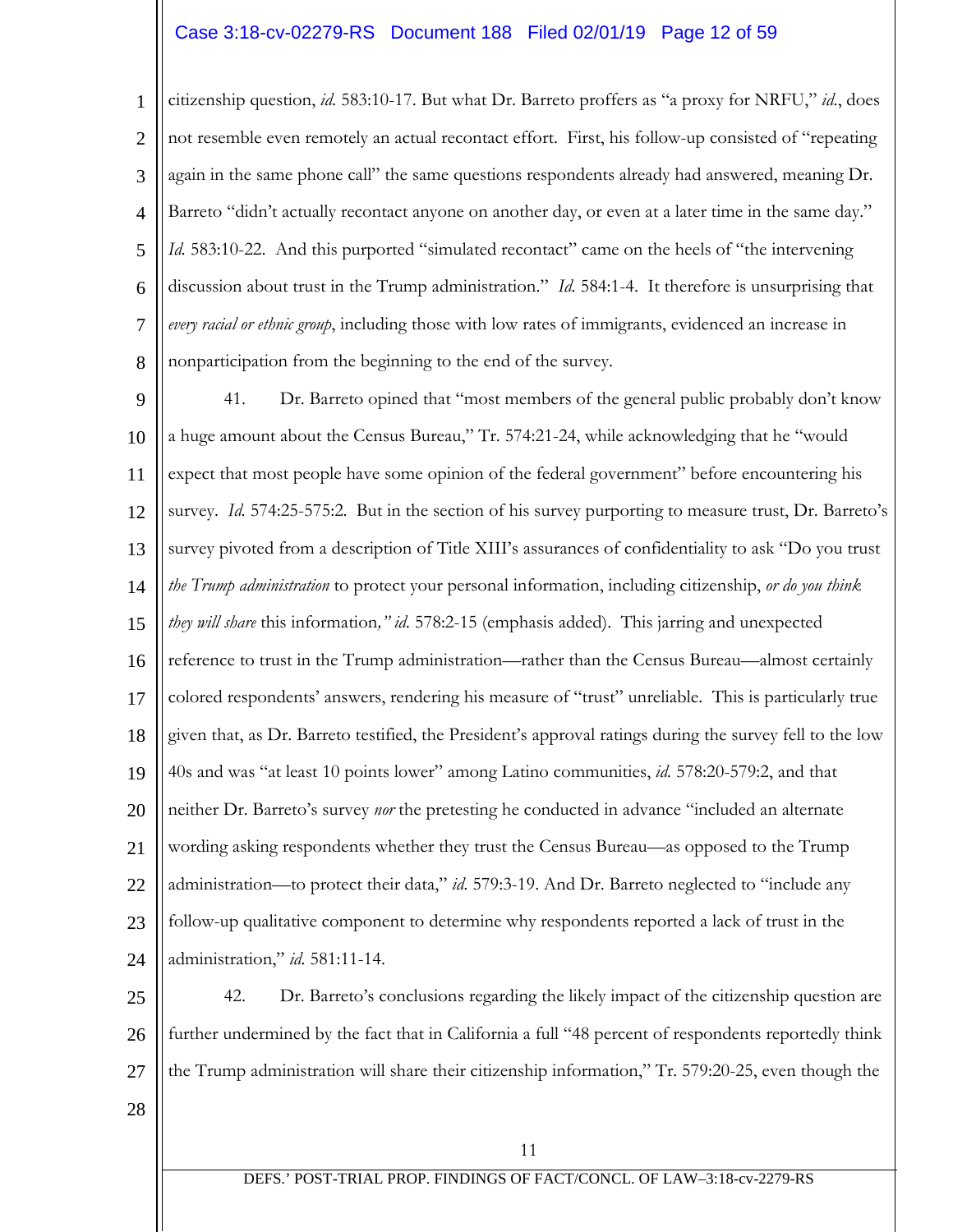citizenship question, *id.* 583:10-17. But what Dr. Barreto proffers as "a proxy for NRFU," *id.*, does not resemble even remotely an actual recontact effort. First, his follow-up consisted of "repeating again in the same phone call" the same questions respondents already had answered, meaning Dr. Barreto "didn't actually recontact anyone on another day, or even at a later time in the same day." *Id.* 583:10-22. And this purported "simulated recontact" came on the heels of "the intervening discussion about trust in the Trump administration." *Id.* 584:1-4. It therefore is unsurprising that *every racial or ethnic group*, including those with low rates of immigrants, evidenced an increase in nonparticipation from the beginning to the end of the survey.

41. Dr. Barreto opined that "most members of the general public probably don't know a huge amount about the Census Bureau," Tr. 574:21-24, while acknowledging that he "would expect that most people have some opinion of the federal government" before encountering his survey. *Id.* 574:25-575:2. But in the section of his survey purporting to measure trust, Dr. Barreto's survey pivoted from a description of Title XIII's assurances of confidentiality to ask "Do you trust *the Trump administration* to protect your personal information, including citizenship, *or do you think they will share* this information*," id.* 578:2-15 (emphasis added). This jarring and unexpected reference to trust in the Trump administration—rather than the Census Bureau—almost certainly colored respondents' answers, rendering his measure of "trust" unreliable. This is particularly true given that, as Dr. Barreto testified, the President's approval ratings during the survey fell to the low 40s and was "at least 10 points lower" among Latino communities, *id.* 578:20-579:2, and that neither Dr. Barreto's survey *nor* the pretesting he conducted in advance "included an alternate wording asking respondents whether they trust the Census Bureau—as opposed to the Trump administration—to protect their data," *id.* 579:3-19. And Dr. Barreto neglected to "include any follow-up qualitative component to determine why respondents reported a lack of trust in the administration," *id.* 581:11-14.

42. Dr. Barreto's conclusions regarding the likely impact of the citizenship question are further undermined by the fact that in California a full "48 percent of respondents reportedly think the Trump administration will share their citizenship information," Tr. 579:20-25, even though the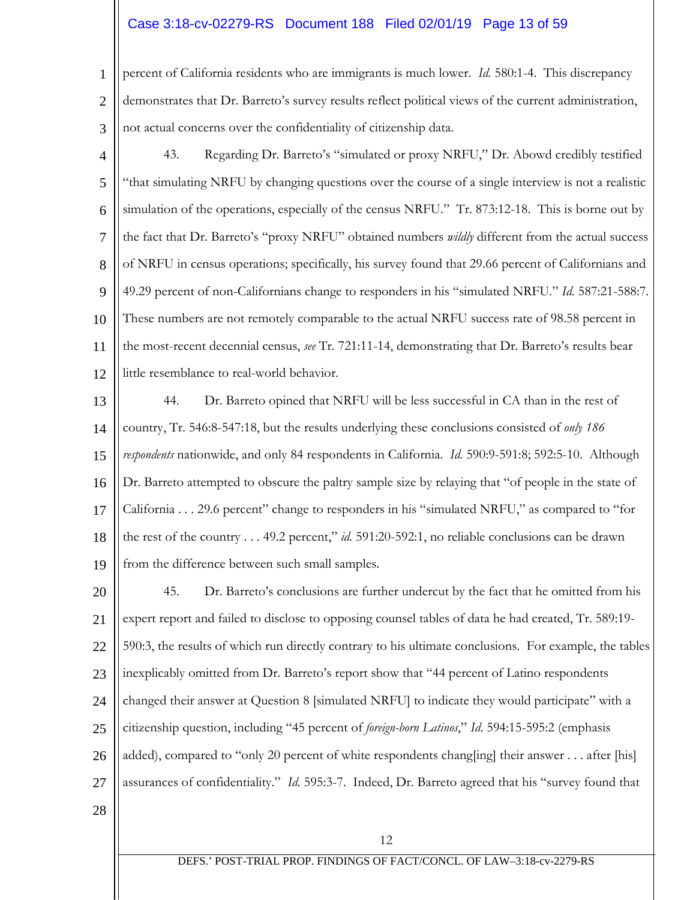percent of California residents who are immigrants is much lower. *Id.* 580:1-4. This discrepancy demonstrates that Dr. Barreto's survey results reflect political views of the current administration, not actual concerns over the confidentiality of citizenship data.

43. Regarding Dr. Barreto's "simulated or proxy NRFU," Dr. Abowd credibly testified "that simulating NRFU by changing questions over the course of a single interview is not a realistic simulation of the operations, especially of the census NRFU." Tr. 873:12-18. This is borne out by the fact that Dr. Barreto's "proxy NRFU" obtained numbers *wildly* different from the actual success of NRFU in census operations; specifically, his survey found that 29.66 percent of Californians and 49.29 percent of non-Californians change to responders in his "simulated NRFU." *Id.* 587:21-588:7. These numbers are not remotely comparable to the actual NRFU success rate of 98.58 percent in the most-recent decennial census, *see* Tr. 721:11-14, demonstrating that Dr. Barreto's results bear little resemblance to real-world behavior.

44. Dr. Barreto opined that NRFU will be less successful in CA than in the rest of country, Tr. 546:8-547:18, but the results underlying these conclusions consisted of *only 186 respondents* nationwide, and only 84 respondents in California. *Id.* 590:9-591:8; 592:5-10. Although Dr. Barreto attempted to obscure the paltry sample size by relaying that "of people in the state of California . . . 29.6 percent" change to responders in his "simulated NRFU," as compared to "for the rest of the country . . . 49.2 percent," *id.* 591:20-592:1, no reliable conclusions can be drawn from the difference between such small samples.

45. Dr. Barreto's conclusions are further undercut by the fact that he omitted from his expert report and failed to disclose to opposing counsel tables of data he had created, Tr. 589:19-590:3, the results of which run directly contrary to his ultimate conclusions. For example, the tables inexplicably omitted from Dr. Barreto's report show that "44 percent of Latino respondents changed their answer at Question 8 [simulated NRFU] to indicate they would participate" with a citizenship question, including "45 percent of *foreign-born Latinos*," *Id.* 594:15-595:2 (emphasis added), compared to "only 20 percent of white respondents chang[ing] their answer . . . after [his] assurances of confidentiality." *Id.* 595:3-7. Indeed, Dr. Barreto agreed that his "survey found that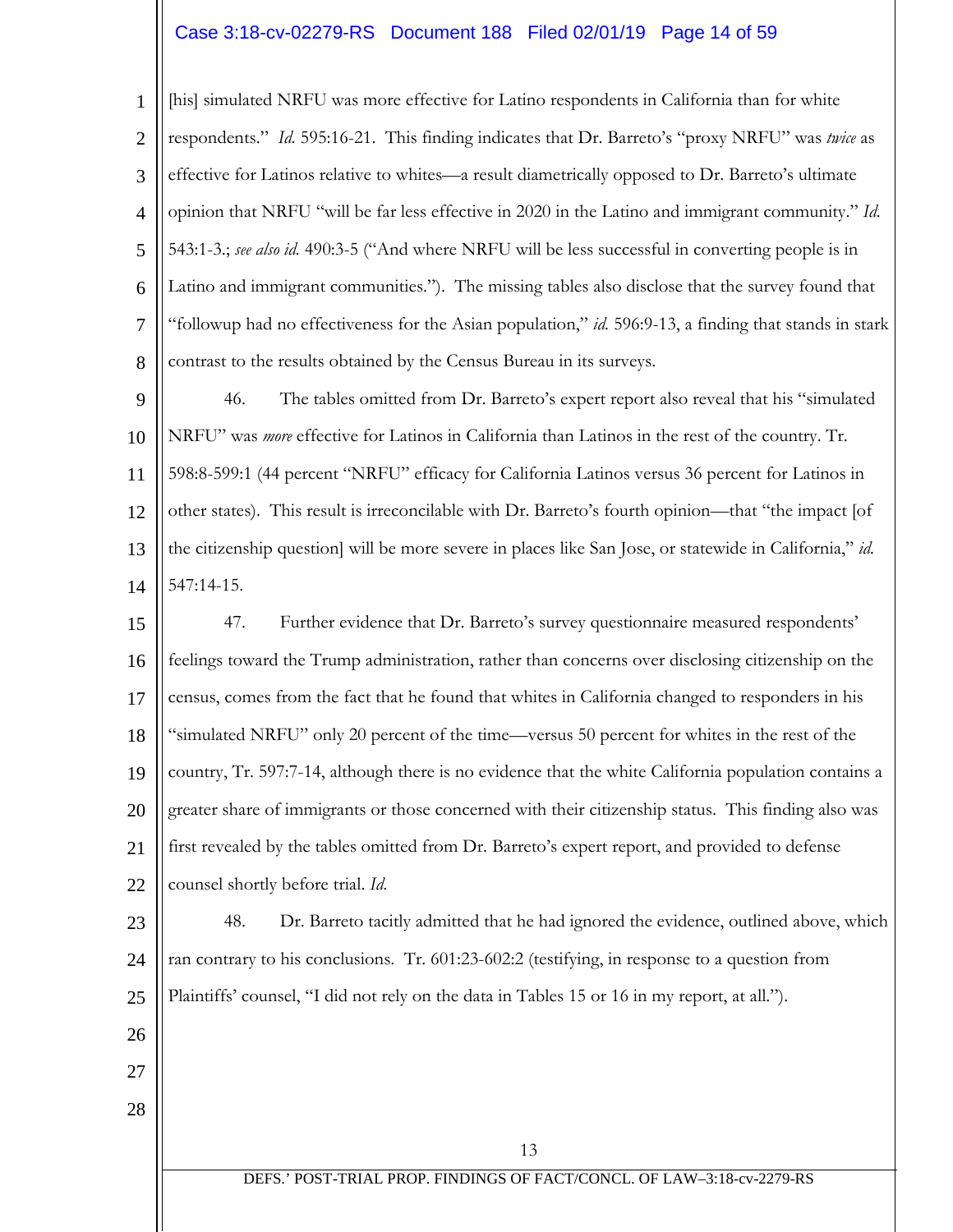[his] simulated NRFU was more effective for Latino respondents in California than for white respondents." *Id.* 595:16-21. This finding indicates that Dr. Barreto's "proxy NRFU" was *twice* as effective for Latinos relative to whites—a result diametrically opposed to Dr. Barreto's ultimate opinion that NRFU "will be far less effective in 2020 in the Latino and immigrant community." *Id.* 543:1-3.; *see also id.* 490:3-5 ("And where NRFU will be less successful in converting people is in Latino and immigrant communities."). The missing tables also disclose that the survey found that "followup had no effectiveness for the Asian population," *id.* 596:9-13, a finding that stands in stark contrast to the results obtained by the Census Bureau in its surveys.

46. The tables omitted from Dr. Barreto's expert report also reveal that his "simulated NRFU" was *more* effective for Latinos in California than Latinos in the rest of the country. Tr. 598:8-599:1 (44 percent "NRFU" efficacy for California Latinos versus 36 percent for Latinos in other states). This result is irreconcilable with Dr. Barreto's fourth opinion—that "the impact [of the citizenship question] will be more severe in places like San Jose, or statewide in California," *id.* 547:14-15.

47. Further evidence that Dr. Barreto's survey questionnaire measured respondents' feelings toward the Trump administration, rather than concerns over disclosing citizenship on the census, comes from the fact that he found that whites in California changed to responders in his "simulated NRFU" only 20 percent of the time—versus 50 percent for whites in the rest of the country, Tr. 597:7-14, although there is no evidence that the white California population contains a greater share of immigrants or those concerned with their citizenship status. This finding also was first revealed by the tables omitted from Dr. Barreto's expert report, and provided to defense counsel shortly before trial. *Id.*

48. Dr. Barreto tacitly admitted that he had ignored the evidence, outlined above, which ran contrary to his conclusions. Tr. 601:23-602:2 (testifying, in response to a question from Plaintiffs' counsel, "I did not rely on the data in Tables 15 or 16 in my report, at all.").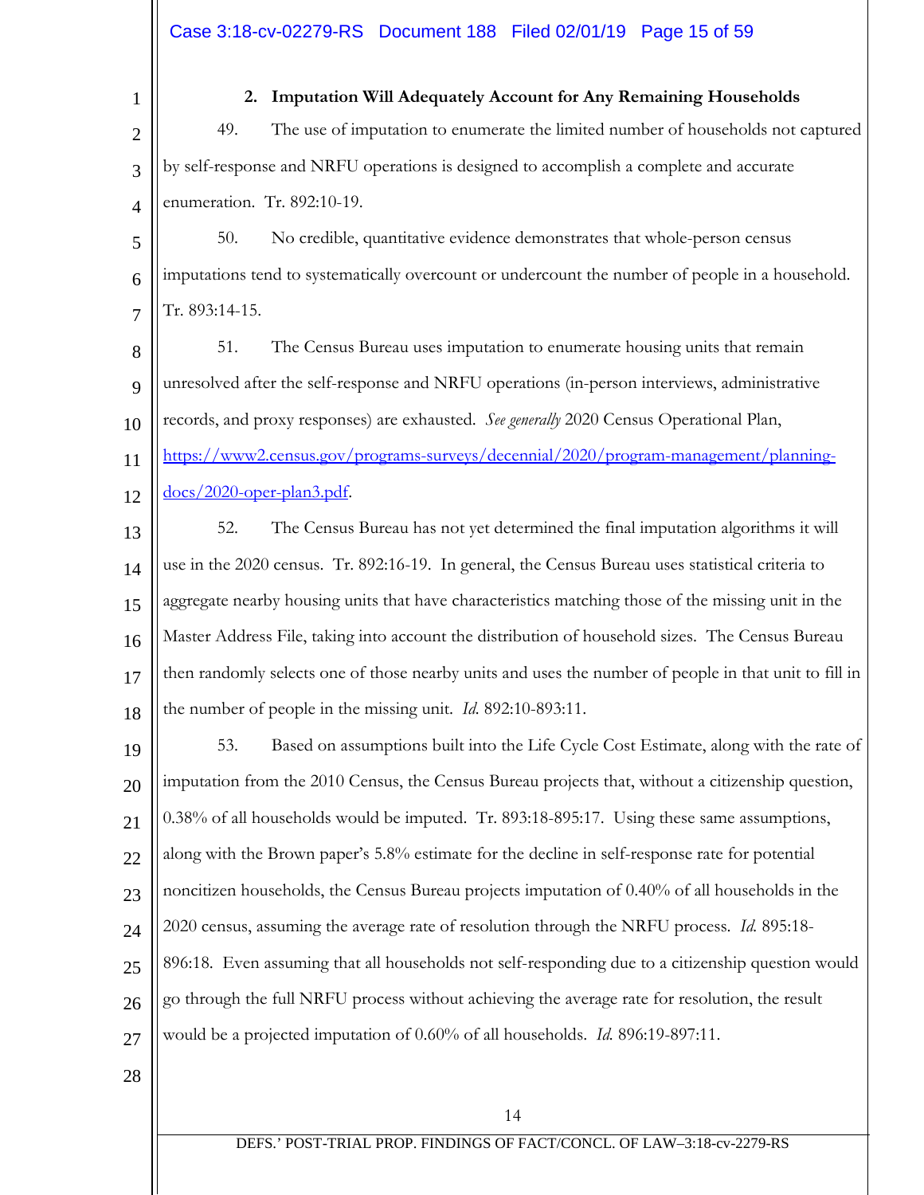### 2. Imputation Will Adequately Account for Any Remaining Households

49. The use of imputation to enumerate the limited number of households not captured by self-response and NRFU operations is designed to accomplish a complete and accurate enumeration. Tr. 892:10-19.

50. No credible, quantitative evidence demonstrates that whole-person census imputations tend to systematically overcount or undercount the number of people in a household. Tr. 893:14-15.

51. The Census Bureau uses imputation to enumerate housing units that remain unresolved after the self-response and NRFU operations (in-person interviews, administrative records, and proxy responses) are exhausted. *See generally* 2020 Census Operational Plan, https://www2.census.gov/programs-surveys/decennial/2020/program-management/planning-docs/2020-oper-plan3.pdf.

52. The Census Bureau has not yet determined the final imputation algorithms it will use in the 2020 census. Tr. 892:16-19. In general, the Census Bureau uses statistical criteria to aggregate nearby housing units that have characteristics matching those of the missing unit in the Master Address File, taking into account the distribution of household sizes. The Census Bureau then randomly selects one of those nearby units and uses the number of people in that unit to fill in the number of people in the missing unit. *Id.* 892:10-893:11.

53. Based on assumptions built into the Life Cycle Cost Estimate, along with the rate of imputation from the 2010 Census, the Census Bureau projects that, without a citizenship question, 0.38% of all households would be imputed. Tr. 893:18-895:17. Using these same assumptions, along with the Brown paper's 5.8% estimate for the decline in self-response rate for potential noncitizen households, the Census Bureau projects imputation of 0.40% of all households in the 2020 census, assuming the average rate of resolution through the NRFU process. *Id.* 895:18-896:18. Even assuming that all households not self-responding due to a citizenship question would go through the full NRFU process without achieving the average rate for resolution, the result would be a projected imputation of 0.60% of all households. *Id.* 896:19-897:11.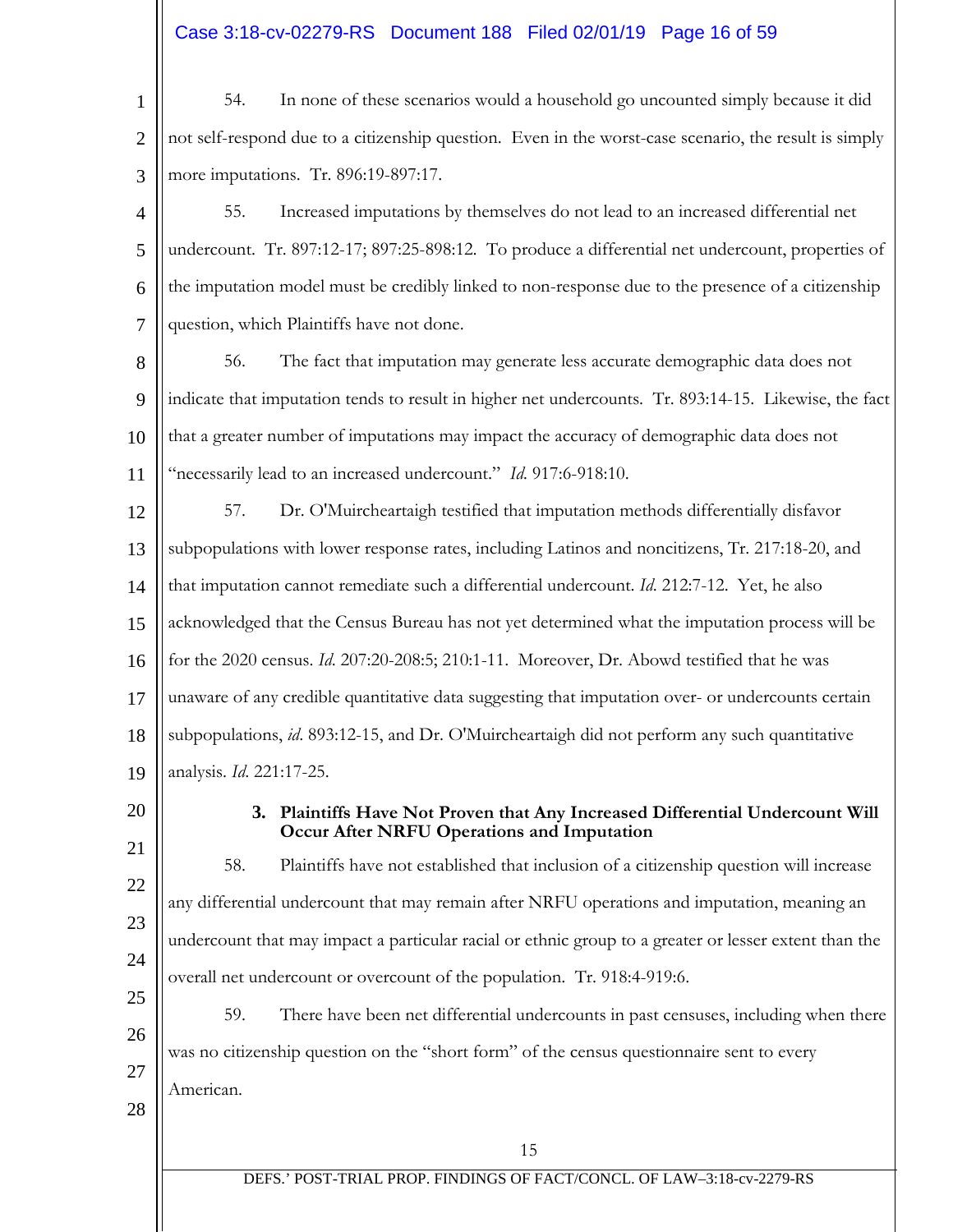54. In none of these scenarios would a household go uncounted simply because it did not self-respond due to a citizenship question. Even in the worst-case scenario, the result is simply more imputations. Tr. 896:19-897:17.

55. Increased imputations by themselves do not lead to an increased differential net undercount. Tr. 897:12-17; 897:25-898:12. To produce a differential net undercount, properties of the imputation model must be credibly linked to non-response due to the presence of a citizenship question, which Plaintiffs have not done.

56. The fact that imputation may generate less accurate demographic data does not indicate that imputation tends to result in higher net undercounts. Tr. 893:14-15. Likewise, the fact that a greater number of imputations may impact the accuracy of demographic data does not "necessarily lead to an increased undercount." *Id.* 917:6-918:10.

57. Dr. O'Muircheartaigh testified that imputation methods differentially disfavor subpopulations with lower response rates, including Latinos and noncitizens, Tr. 217:18-20, and that imputation cannot remediate such a differential undercount. *Id.* 212:7-12. Yet, he also acknowledged that the Census Bureau has not yet determined what the imputation process will be for the 2020 census. *Id.* 207:20-208:5; 210:1-11. Moreover, Dr. Abowd testified that he was unaware of any credible quantitative data suggesting that imputation over- or undercounts certain subpopulations, *id.* 893:12-15, and Dr. O'Muircheartaigh did not perform any such quantitative analysis. *Id.* 221:17-25.

### 3. Plaintiffs Have Not Proven that Any Increased Differential Undercount Will Occur After NRFU Operations and Imputation

58. Plaintiffs have not established that inclusion of a citizenship question will increase any differential undercount that may remain after NRFU operations and imputation, meaning an undercount that may impact a particular racial or ethnic group to a greater or lesser extent than the overall net undercount or overcount of the population. Tr. 918:4-919:6.

59. There have been net differential undercounts in past censuses, including when there was no citizenship question on the "short form" of the census questionnaire sent to every American.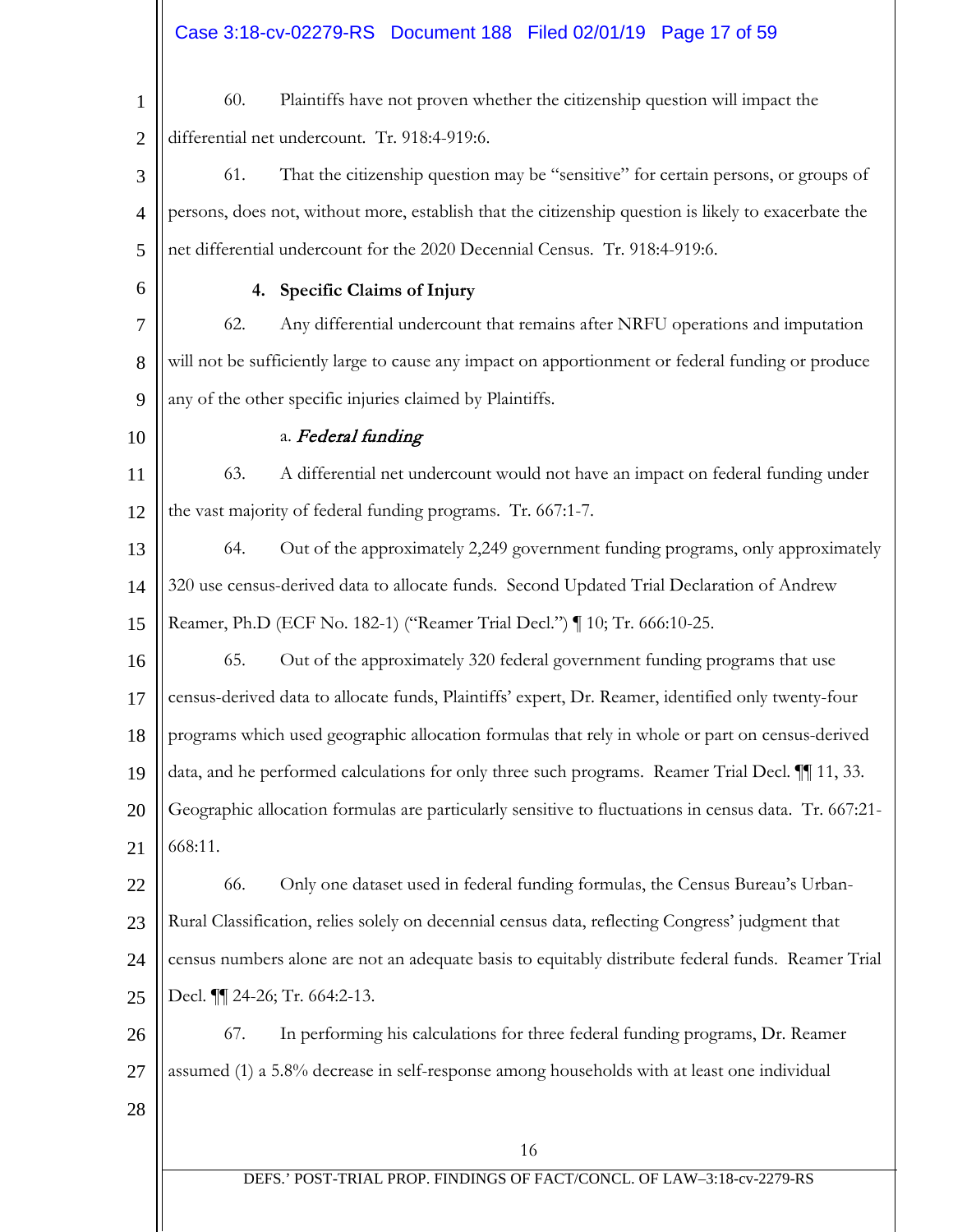60. Plaintiffs have not proven whether the citizenship question will impact the differential net undercount. Tr. 918:4-919:6.

61. That the citizenship question may be "sensitive" for certain persons, or groups of persons, does not, without more, establish that the citizenship question is likely to exacerbate the net differential undercount for the 2020 Decennial Census. Tr. 918:4-919:6.

#### 4. Specific Claims of Injury

62. Any differential undercount that remains after NRFU operations and imputation will not be sufficiently large to cause any impact on apportionment or federal funding or produce any of the other specific injuries claimed by Plaintiffs.

##### a. *Federal funding*

63. A differential net undercount would not have an impact on federal funding under the vast majority of federal funding programs. Tr. 667:1-7.

64. Out of the approximately 2,249 government funding programs, only approximately 320 use census-derived data to allocate funds. Second Updated Trial Declaration of Andrew Reamer, Ph.D (ECF No. 182-1) ("Reamer Trial Decl.") ¶ 10; Tr. 666:10-25.

65. Out of the approximately 320 federal government funding programs that use census-derived data to allocate funds, Plaintiffs' expert, Dr. Reamer, identified only twenty-four programs which used geographic allocation formulas that rely in whole or part on census-derived data, and he performed calculations for only three such programs. Reamer Trial Decl. ¶¶ 11, 33. Geographic allocation formulas are particularly sensitive to fluctuations in census data. Tr. 667:21-668:11.

66. Only one dataset used in federal funding formulas, the Census Bureau's Urban-Rural Classification, relies solely on decennial census data, reflecting Congress' judgment that census numbers alone are not an adequate basis to equitably distribute federal funds. Reamer Trial Decl. ¶¶ 24-26; Tr. 664:2-13.

67. In performing his calculations for three federal funding programs, Dr. Reamer assumed (1) a 5.8% decrease in self-response among households with at least one individual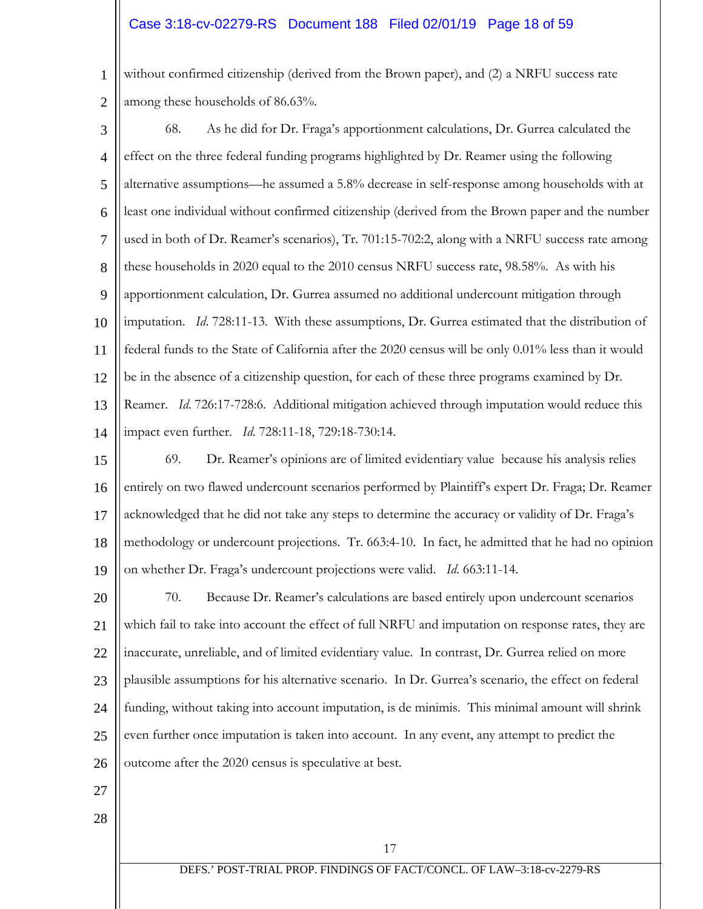without confirmed citizenship (derived from the Brown paper), and (2) a NRFU success rate among these households of 86.63%.

68. As he did for Dr. Fraga's apportionment calculations, Dr. Gurrea calculated the effect on the three federal funding programs highlighted by Dr. Reamer using the following alternative assumptions—he assumed a 5.8% decrease in self-response among households with at least one individual without confirmed citizenship (derived from the Brown paper and the number used in both of Dr. Reamer's scenarios), Tr. 701:15-702:2, along with a NRFU success rate among these households in 2020 equal to the 2010 census NRFU success rate, 98.58%. As with his apportionment calculation, Dr. Gurrea assumed no additional undercount mitigation through imputation. *Id.* 728:11-13. With these assumptions, Dr. Gurrea estimated that the distribution of federal funds to the State of California after the 2020 census will be only 0.01% less than it would be in the absence of a citizenship question, for each of these three programs examined by Dr. Reamer. *Id.* 726:17-728:6. Additional mitigation achieved through imputation would reduce this impact even further. *Id.* 728:11-18, 729:18-730:14.

69. Dr. Reamer's opinions are of limited evidentiary value because his analysis relies entirely on two flawed undercount scenarios performed by Plaintiff's expert Dr. Fraga; Dr. Reamer acknowledged that he did not take any steps to determine the accuracy or validity of Dr. Fraga's methodology or undercount projections. Tr. 663:4-10. In fact, he admitted that he had no opinion on whether Dr. Fraga's undercount projections were valid. *Id.* 663:11-14.

70. Because Dr. Reamer's calculations are based entirely upon undercount scenarios which fail to take into account the effect of full NRFU and imputation on response rates, they are inaccurate, unreliable, and of limited evidentiary value. In contrast, Dr. Gurrea relied on more plausible assumptions for his alternative scenario. In Dr. Gurrea's scenario, the effect on federal funding, without taking into account imputation, is de minimis. This minimal amount will shrink even further once imputation is taken into account. In any event, any attempt to predict the outcome after the 2020 census is speculative at best.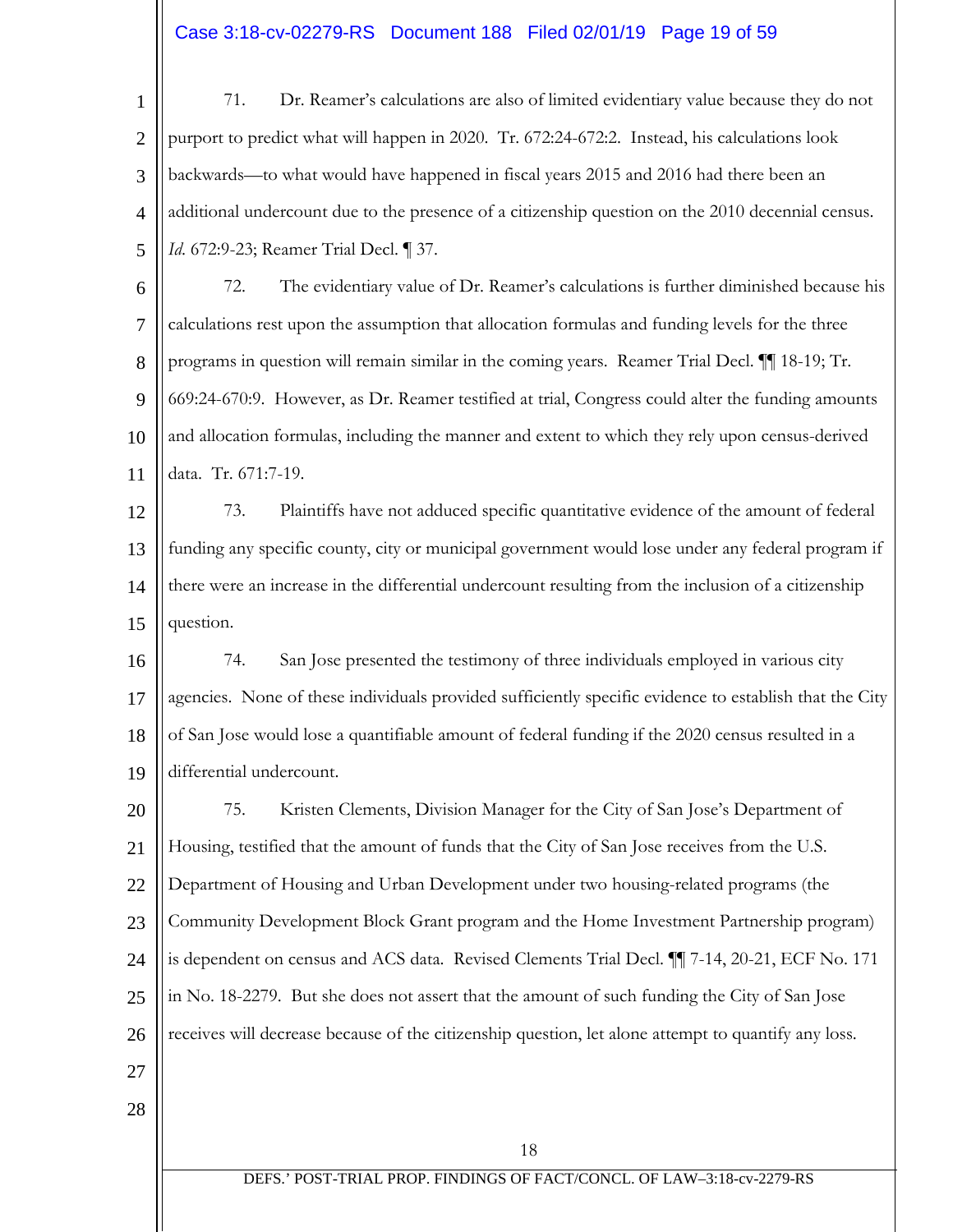71. Dr. Reamer's calculations are also of limited evidentiary value because they do not purport to predict what will happen in 2020. Tr. 672:24-672:2. Instead, his calculations look backwards—to what would have happened in fiscal years 2015 and 2016 had there been an additional undercount due to the presence of a citizenship question on the 2010 decennial census. *Id.* 672:9-23; Reamer Trial Decl. ¶ 37.

72. The evidentiary value of Dr. Reamer's calculations is further diminished because his calculations rest upon the assumption that allocation formulas and funding levels for the three programs in question will remain similar in the coming years. Reamer Trial Decl. ¶¶ 18-19; Tr. 669:24-670:9. However, as Dr. Reamer testified at trial, Congress could alter the funding amounts and allocation formulas, including the manner and extent to which they rely upon census-derived data. Tr. 671:7-19.

73. Plaintiffs have not adduced specific quantitative evidence of the amount of federal funding any specific county, city or municipal government would lose under any federal program if there were an increase in the differential undercount resulting from the inclusion of a citizenship question.

74. San Jose presented the testimony of three individuals employed in various city agencies. None of these individuals provided sufficiently specific evidence to establish that the City of San Jose would lose a quantifiable amount of federal funding if the 2020 census resulted in a differential undercount.

75. Kristen Clements, Division Manager for the City of San Jose's Department of Housing, testified that the amount of funds that the City of San Jose receives from the U.S. Department of Housing and Urban Development under two housing-related programs (the Community Development Block Grant program and the Home Investment Partnership program) is dependent on census and ACS data. Revised Clements Trial Decl. ¶¶ 7-14, 20-21, ECF No. 171 in No. 18-2279. But she does not assert that the amount of such funding the City of San Jose receives will decrease because of the citizenship question, let alone attempt to quantify any loss.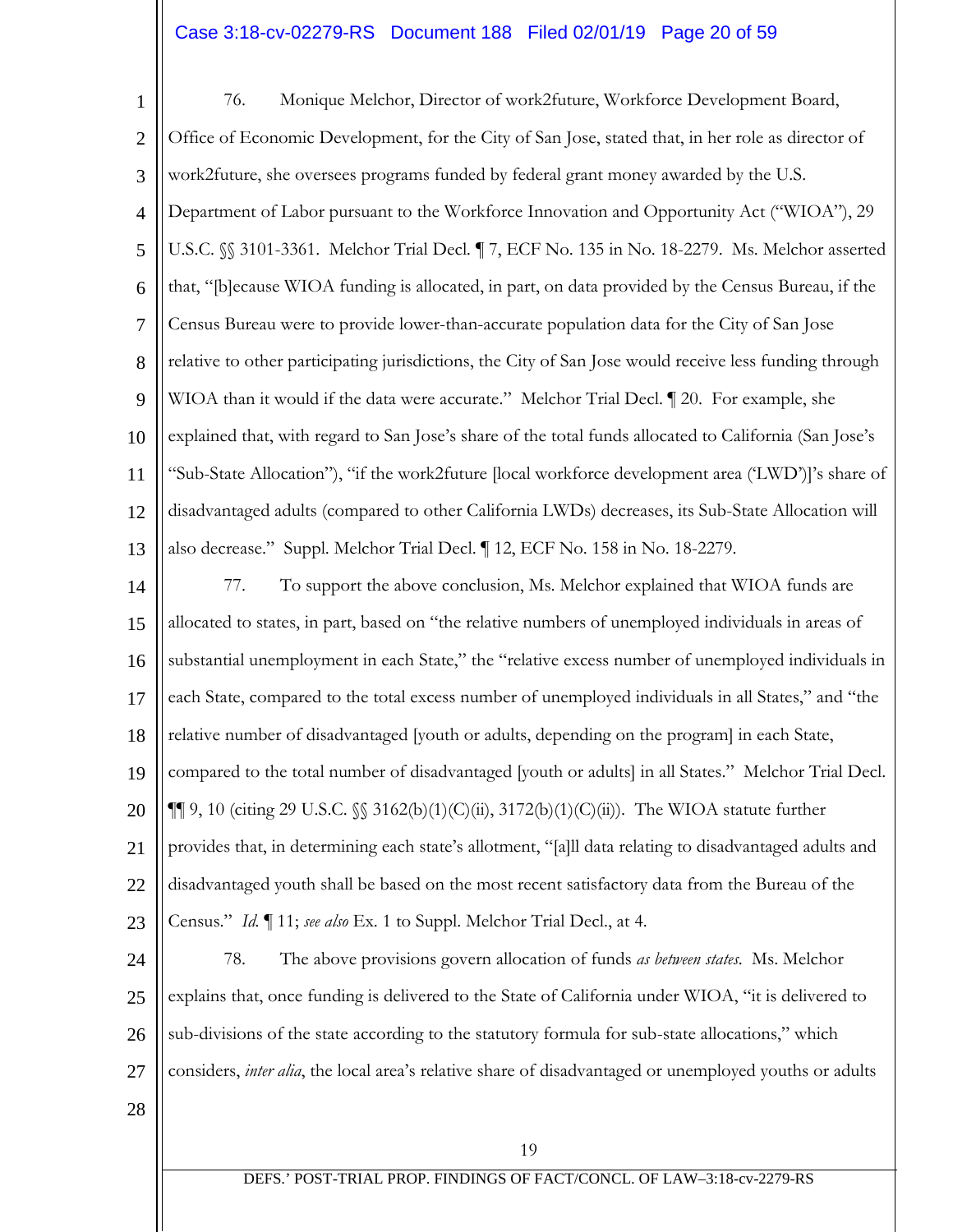76. Monique Melchor, Director of work2future, Workforce Development Board, Office of Economic Development, for the City of San Jose, stated that, in her role as director of work2future, she oversees programs funded by federal grant money awarded by the U.S. Department of Labor pursuant to the Workforce Innovation and Opportunity Act ("WIOA"), 29 U.S.C. §§ 3101-3361. Melchor Trial Decl. ¶ 7, ECF No. 135 in No. 18-2279. Ms. Melchor asserted that, "[b]ecause WIOA funding is allocated, in part, on data provided by the Census Bureau, if the Census Bureau were to provide lower-than-accurate population data for the City of San Jose relative to other participating jurisdictions, the City of San Jose would receive less funding through WIOA than it would if the data were accurate." Melchor Trial Decl. ¶ 20. For example, she explained that, with regard to San Jose's share of the total funds allocated to California (San Jose's "Sub-State Allocation"), "if the work2future [local workforce development area ('LWD')]'s share of disadvantaged adults (compared to other California LWDs) decreases, its Sub-State Allocation will also decrease." Suppl. Melchor Trial Decl. ¶ 12, ECF No. 158 in No. 18-2279.

77. To support the above conclusion, Ms. Melchor explained that WIOA funds are allocated to states, in part, based on "the relative numbers of unemployed individuals in areas of substantial unemployment in each State," the "relative excess number of unemployed individuals in each State, compared to the total excess number of unemployed individuals in all States," and "the relative number of disadvantaged [youth or adults, depending on the program] in each State, compared to the total number of disadvantaged [youth or adults] in all States." Melchor Trial Decl. ¶¶ 9, 10 (citing 29 U.S.C. §§ 3162(b)(1)(C)(ii), 3172(b)(1)(C)(ii)). The WIOA statute further provides that, in determining each state's allotment, "[a]ll data relating to disadvantaged adults and disadvantaged youth shall be based on the most recent satisfactory data from the Bureau of the Census." *Id.* ¶ 11; *see also* Ex. 1 to Suppl. Melchor Trial Decl., at 4.

78. The above provisions govern allocation of funds *as between states*. Ms. Melchor explains that, once funding is delivered to the State of California under WIOA, "it is delivered to sub-divisions of the state according to the statutory formula for sub-state allocations," which considers, *inter alia*, the local area's relative share of disadvantaged or unemployed youths or adults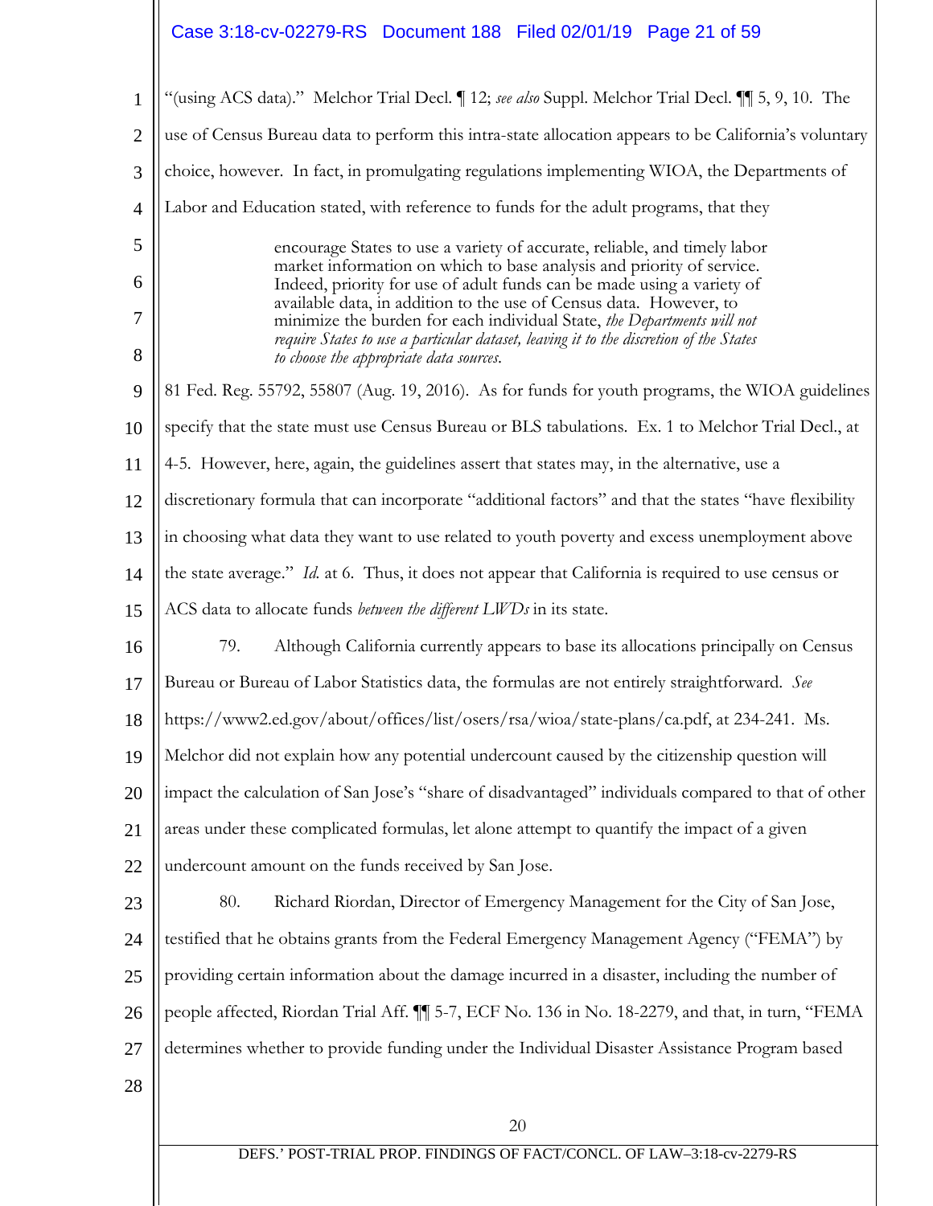"(using ACS data)." Melchor Trial Decl. ¶ 12; *see also* Suppl. Melchor Trial Decl. ¶¶ 5, 9, 10. The use of Census Bureau data to perform this intra-state allocation appears to be California's voluntary choice, however. In fact, in promulgating regulations implementing WIOA, the Departments of Labor and Education stated, with reference to funds for the adult programs, that they

> encourage States to use a variety of accurate, reliable, and timely labor market information on which to base analysis and priority of service. Indeed, priority for use of adult funds can be made using a variety of available data, in addition to the use of Census data. However, to minimize the burden for each individual State, *the Departments will not require States to use a particular dataset, leaving it to the discretion of the States to choose the appropriate data sources.*

81 Fed. Reg. 55792, 55807 (Aug. 19, 2016). As for funds for youth programs, the WIOA guidelines specify that the state must use Census Bureau or BLS tabulations. Ex. 1 to Melchor Trial Decl., at 4-5. However, here, again, the guidelines assert that states may, in the alternative, use a discretionary formula that can incorporate "additional factors" and that the states "have flexibility in choosing what data they want to use related to youth poverty and excess unemployment above the state average." *Id.* at 6. Thus, it does not appear that California is required to use census or ACS data to allocate funds *between the different LWDs* in its state.

79. Although California currently appears to base its allocations principally on Census Bureau or Bureau of Labor Statistics data, the formulas are not entirely straightforward. *See* https://www2.ed.gov/about/offices/list/osers/rsa/wioa/state-plans/ca.pdf, at 234-241. Ms. Melchor did not explain how any potential undercount caused by the citizenship question will impact the calculation of San Jose's "share of disadvantaged" individuals compared to that of other areas under these complicated formulas, let alone attempt to quantify the impact of a given undercount amount on the funds received by San Jose.

80. Richard Riordan, Director of Emergency Management for the City of San Jose, testified that he obtains grants from the Federal Emergency Management Agency ("FEMA") by providing certain information about the damage incurred in a disaster, including the number of people affected, Riordan Trial Aff. ¶¶ 5-7, ECF No. 136 in No. 18-2279, and that, in turn, "FEMA determines whether to provide funding under the Individual Disaster Assistance Program based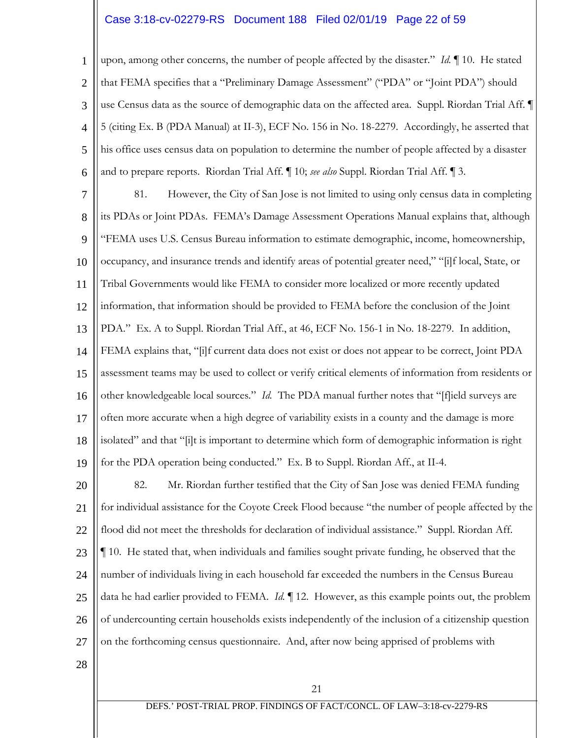upon, among other concerns, the number of people affected by the disaster." *Id.* ¶ 10. He stated that FEMA specifies that a "Preliminary Damage Assessment" ("PDA" or "Joint PDA") should use Census data as the source of demographic data on the affected area. Suppl. Riordan Trial Aff. ¶ 5 (citing Ex. B (PDA Manual) at II-3), ECF No. 156 in No. 18-2279. Accordingly, he asserted that his office uses census data on population to determine the number of people affected by a disaster and to prepare reports. Riordan Trial Aff. ¶ 10; *see also* Suppl. Riordan Trial Aff. ¶ 3.

81. However, the City of San Jose is not limited to using only census data in completing its PDAs or Joint PDAs. FEMA's Damage Assessment Operations Manual explains that, although "FEMA uses U.S. Census Bureau information to estimate demographic, income, homeownership, occupancy, and insurance trends and identify areas of potential greater need," "[i]f local, State, or Tribal Governments would like FEMA to consider more localized or more recently updated information, that information should be provided to FEMA before the conclusion of the Joint PDA." Ex. A to Suppl. Riordan Trial Aff., at 46, ECF No. 156-1 in No. 18-2279. In addition, FEMA explains that, "[i]f current data does not exist or does not appear to be correct, Joint PDA assessment teams may be used to collect or verify critical elements of information from residents or other knowledgeable local sources." *Id.* The PDA manual further notes that "[f]ield surveys are often more accurate when a high degree of variability exists in a county and the damage is more isolated" and that "[i]t is important to determine which form of demographic information is right for the PDA operation being conducted." Ex. B to Suppl. Riordan Aff., at II-4.

82. Mr. Riordan further testified that the City of San Jose was denied FEMA funding for individual assistance for the Coyote Creek Flood because "the number of people affected by the flood did not meet the thresholds for declaration of individual assistance." Suppl. Riordan Aff. ¶ 10. He stated that, when individuals and families sought private funding, he observed that the number of individuals living in each household far exceeded the numbers in the Census Bureau data he had earlier provided to FEMA. *Id.* ¶ 12. However, as this example points out, the problem of undercounting certain households exists independently of the inclusion of a citizenship question on the forthcoming census questionnaire. And, after now being apprised of problems with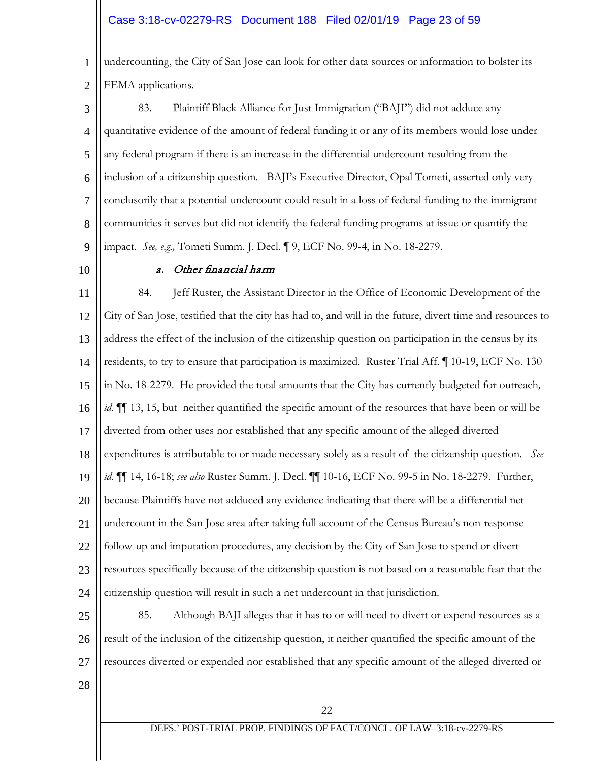undercounting, the City of San Jose can look for other data sources or information to bolster its FEMA applications.

83. Plaintiff Black Alliance for Just Immigration ("BAJI") did not adduce any quantitative evidence of the amount of federal funding it or any of its members would lose under any federal program if there is an increase in the differential undercount resulting from the inclusion of a citizenship question. BAJI's Executive Director, Opal Tometi, asserted only very conclusorily that a potential undercount could result in a loss of federal funding to the immigrant communities it serves but did not identify the federal funding programs at issue or quantify the impact. *See, e.g.,* Tometi Summ. J. Decl. ¶ 9, ECF No. 99-4, in No. 18-2279.

### *a. Other financial harm*

84. Jeff Ruster, the Assistant Director in the Office of Economic Development of the City of San Jose, testified that the city has had to, and will in the future, divert time and resources to address the effect of the inclusion of the citizenship question on participation in the census by its residents, to try to ensure that participation is maximized. Ruster Trial Aff. ¶ 10-19, ECF No. 130 in No. 18-2279. He provided the total amounts that the City has currently budgeted for outreach, *id.* ¶¶ 13, 15, but neither quantified the specific amount of the resources that have been or will be diverted from other uses nor established that any specific amount of the alleged diverted expenditures is attributable to or made necessary solely as a result of the citizenship question. *See id.* ¶¶ 14, 16-18; *see also* Ruster Summ. J. Decl. ¶¶ 10-16, ECF No. 99-5 in No. 18-2279. Further, because Plaintiffs have not adduced any evidence indicating that there will be a differential net undercount in the San Jose area after taking full account of the Census Bureau's non-response follow-up and imputation procedures, any decision by the City of San Jose to spend or divert resources specifically because of the citizenship question is not based on a reasonable fear that the citizenship question will result in such a net undercount in that jurisdiction.

85. Although BAJI alleges that it has to or will need to divert or expend resources as a result of the inclusion of the citizenship question, it neither quantified the specific amount of the resources diverted or expended nor established that any specific amount of the alleged diverted or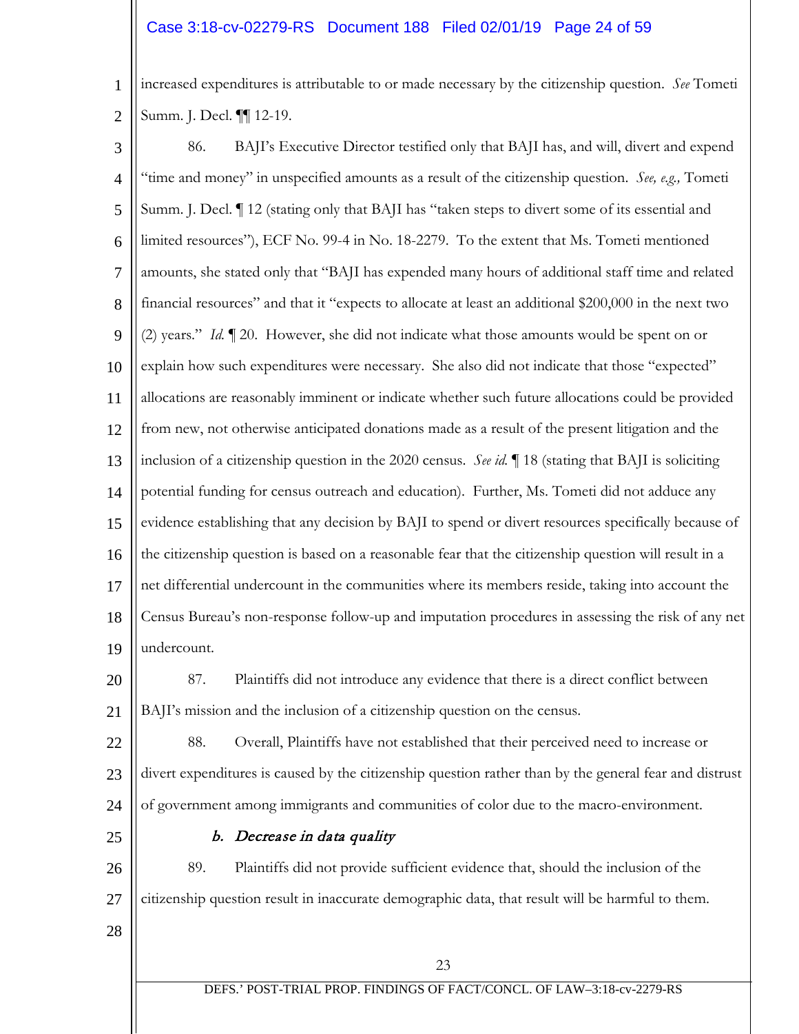increased expenditures is attributable to or made necessary by the citizenship question. *See* Tometi Summ. J. Decl. ¶¶ 12-19.

86. BAJI's Executive Director testified only that BAJI has, and will, divert and expend "time and money" in unspecified amounts as a result of the citizenship question. *See, e.g.,* Tometi Summ. J. Decl. ¶ 12 (stating only that BAJI has "taken steps to divert some of its essential and limited resources"), ECF No. 99-4 in No. 18-2279. To the extent that Ms. Tometi mentioned amounts, she stated only that "BAJI has expended many hours of additional staff time and related financial resources" and that it "expects to allocate at least an additional $200,000 in the next two (2) years." *Id.* ¶ 20. However, she did not indicate what those amounts would be spent on or explain how such expenditures were necessary. She also did not indicate that those "expected" allocations are reasonably imminent or indicate whether such future allocations could be provided from new, not otherwise anticipated donations made as a result of the present litigation and the inclusion of a citizenship question in the 2020 census. *See id.* ¶ 18 (stating that BAJI is soliciting potential funding for census outreach and education). Further, Ms. Tometi did not adduce any evidence establishing that any decision by BAJI to spend or divert resources specifically because of the citizenship question is based on a reasonable fear that the citizenship question will result in a net differential undercount in the communities where its members reside, taking into account the Census Bureau's non-response follow-up and imputation procedures in assessing the risk of any net undercount.

87. Plaintiffs did not introduce any evidence that there is a direct conflict between BAJI's mission and the inclusion of a citizenship question on the census.

88. Overall, Plaintiffs have not established that their perceived need to increase or divert expenditures is caused by the citizenship question rather than by the general fear and distrust of government among immigrants and communities of color due to the macro-environment.

#### *b. Decrease in data quality*

89. Plaintiffs did not provide sufficient evidence that, should the inclusion of the citizenship question result in inaccurate demographic data, that result will be harmful to them.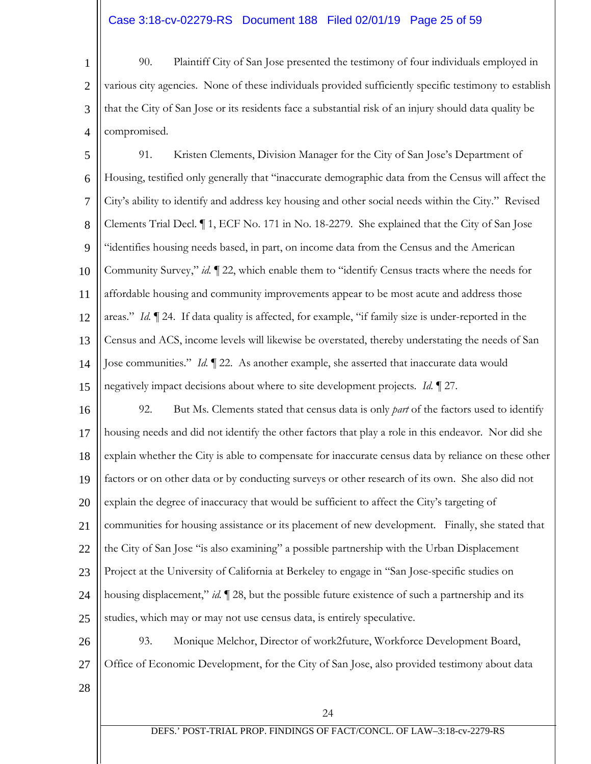90. Plaintiff City of San Jose presented the testimony of four individuals employed in various city agencies. None of these individuals provided sufficiently specific testimony to establish that the City of San Jose or its residents face a substantial risk of an injury should data quality be compromised.

91. Kristen Clements, Division Manager for the City of San Jose's Department of Housing, testified only generally that "inaccurate demographic data from the Census will affect the City's ability to identify and address key housing and other social needs within the City." Revised Clements Trial Decl. ¶ 1, ECF No. 171 in No. 18-2279. She explained that the City of San Jose "identifies housing needs based, in part, on income data from the Census and the American Community Survey," *id.* ¶ 22, which enable them to "identify Census tracts where the needs for affordable housing and community improvements appear to be most acute and address those areas." *Id.* ¶ 24. If data quality is affected, for example, "if family size is under-reported in the Census and ACS, income levels will likewise be overstated, thereby understating the needs of San Jose communities." *Id.* ¶ 22. As another example, she asserted that inaccurate data would negatively impact decisions about where to site development projects. *Id.* ¶ 27.

92. But Ms. Clements stated that census data is only *part* of the factors used to identify housing needs and did not identify the other factors that play a role in this endeavor. Nor did she explain whether the City is able to compensate for inaccurate census data by reliance on these other factors or on other data or by conducting surveys or other research of its own. She also did not explain the degree of inaccuracy that would be sufficient to affect the City's targeting of communities for housing assistance or its placement of new development. Finally, she stated that the City of San Jose "is also examining" a possible partnership with the Urban Displacement Project at the University of California at Berkeley to engage in "San Jose-specific studies on housing displacement," *id.* ¶ 28, but the possible future existence of such a partnership and its studies, which may or may not use census data, is entirely speculative.

93. Monique Melchor, Director of work2future, Workforce Development Board, Office of Economic Development, for the City of San Jose, also provided testimony about data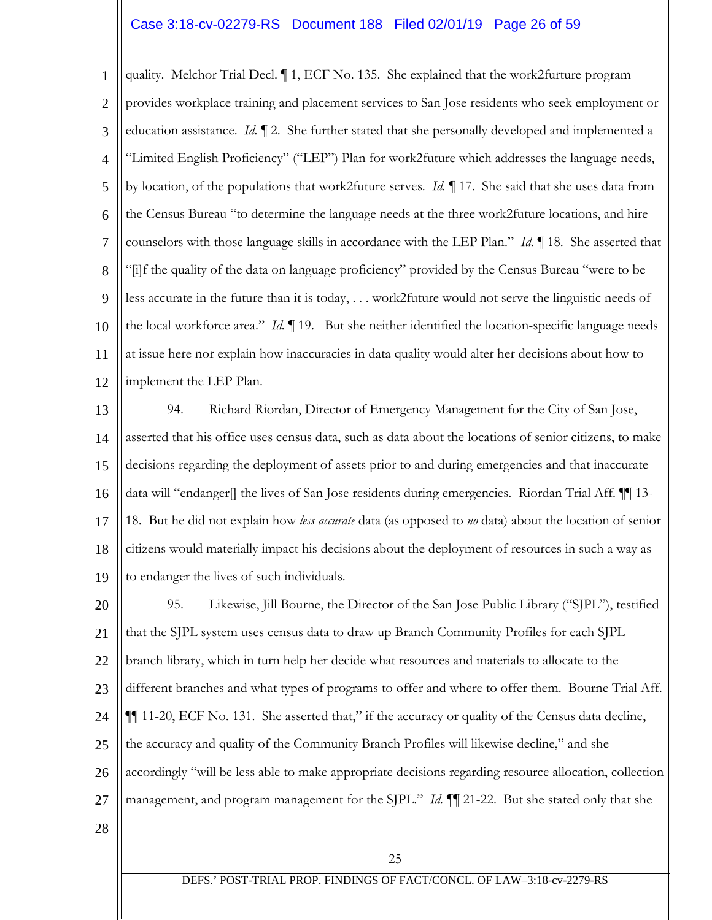quality. Melchor Trial Decl. ¶ 1, ECF No. 135. She explained that the work2furture program provides workplace training and placement services to San Jose residents who seek employment or education assistance. *Id.* ¶ 2. She further stated that she personally developed and implemented a "Limited English Proficiency" ("LEP") Plan for work2future which addresses the language needs, by location, of the populations that work2future serves. *Id.* ¶ 17. She said that she uses data from the Census Bureau "to determine the language needs at the three work2future locations, and hire counselors with those language skills in accordance with the LEP Plan." *Id.* ¶ 18. She asserted that "[i]f the quality of the data on language proficiency" provided by the Census Bureau "were to be less accurate in the future than it is today, . . . work2future would not serve the linguistic needs of the local workforce area." *Id.* ¶ 19. But she neither identified the location-specific language needs at issue here nor explain how inaccuracies in data quality would alter her decisions about how to implement the LEP Plan.

94. Richard Riordan, Director of Emergency Management for the City of San Jose, asserted that his office uses census data, such as data about the locations of senior citizens, to make decisions regarding the deployment of assets prior to and during emergencies and that inaccurate data will "endanger[] the lives of San Jose residents during emergencies. Riordan Trial Aff. ¶¶ 13-18. But he did not explain how *less accurate* data (as opposed to *no* data) about the location of senior citizens would materially impact his decisions about the deployment of resources in such a way as to endanger the lives of such individuals.

95. Likewise, Jill Bourne, the Director of the San Jose Public Library ("SJPL"), testified that the SJPL system uses census data to draw up Branch Community Profiles for each SJPL branch library, which in turn help her decide what resources and materials to allocate to the different branches and what types of programs to offer and where to offer them. Bourne Trial Aff. ¶¶ 11-20, ECF No. 131. She asserted that," if the accuracy or quality of the Census data decline, the accuracy and quality of the Community Branch Profiles will likewise decline," and she accordingly "will be less able to make appropriate decisions regarding resource allocation, collection management, and program management for the SJPL." *Id.* ¶¶ 21-22. But she stated only that she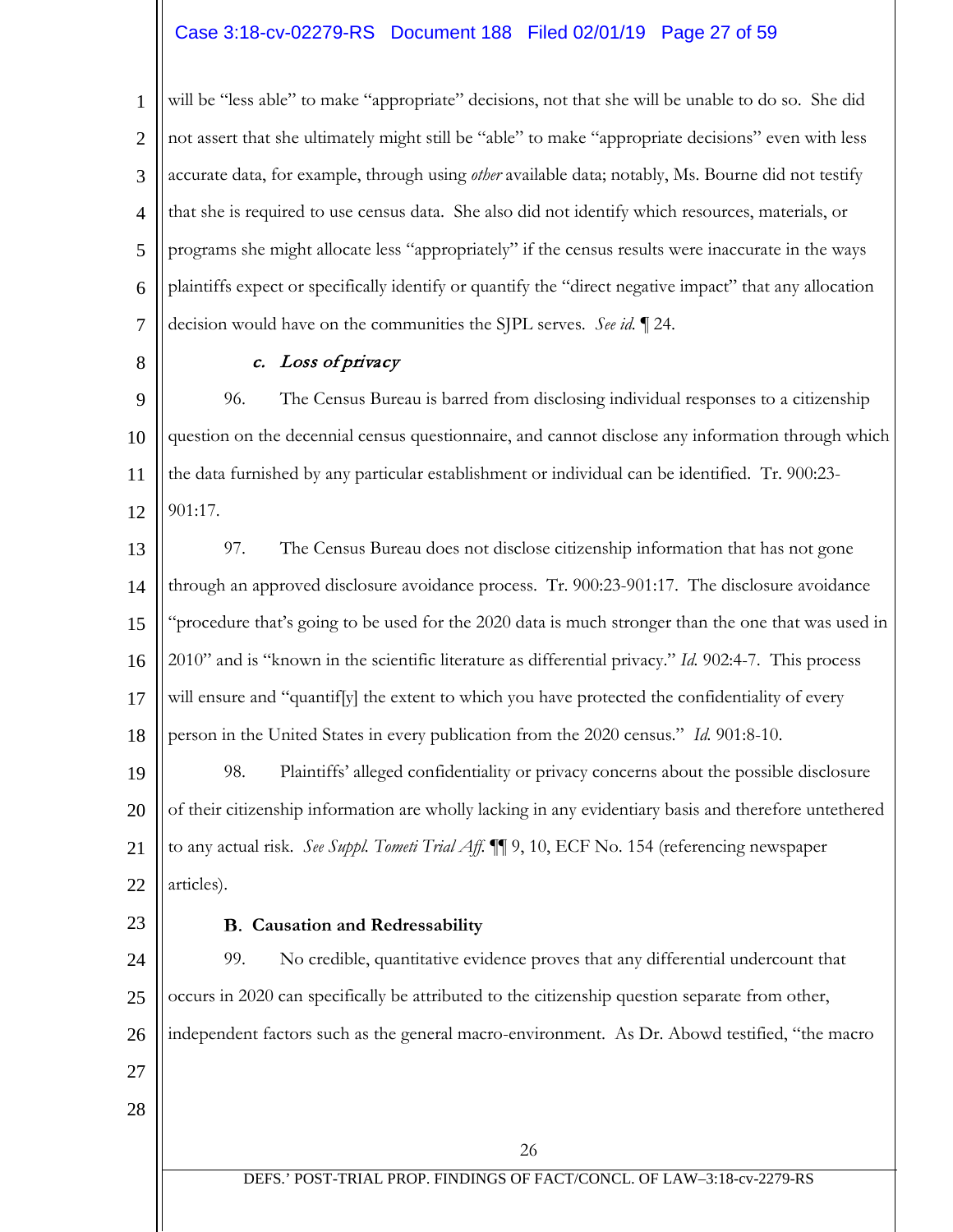will be "less able" to make "appropriate" decisions, not that she will be unable to do so. She did not assert that she ultimately might still be "able" to make "appropriate decisions" even with less accurate data, for example, through using *other* available data; notably, Ms. Bourne did not testify that she is required to use census data. She also did not identify which resources, materials, or programs she might allocate less "appropriately" if the census results were inaccurate in the ways plaintiffs expect or specifically identify or quantify the "direct negative impact" that any allocation decision would have on the communities the SJPL serves. *See id.* ¶ 24.

#### *c. Loss of privacy*

96. The Census Bureau is barred from disclosing individual responses to a citizenship question on the decennial census questionnaire, and cannot disclose any information through which the data furnished by any particular establishment or individual can be identified. Tr. 900:23-901:17.

97. The Census Bureau does not disclose citizenship information that has not gone through an approved disclosure avoidance process. Tr. 900:23-901:17. The disclosure avoidance "procedure that's going to be used for the 2020 data is much stronger than the one that was used in 2010" and is "known in the scientific literature as differential privacy." *Id.* 902:4-7. This process will ensure and "quantif[y] the extent to which you have protected the confidentiality of every person in the United States in every publication from the 2020 census." *Id.* 901:8-10.

98. Plaintiffs' alleged confidentiality or privacy concerns about the possible disclosure of their citizenship information are wholly lacking in any evidentiary basis and therefore untethered to any actual risk. *See Suppl. Tometi Trial Aff.* ¶¶ 9, 10, ECF No. 154 (referencing newspaper articles).

### B. Causation and Redressability

99. No credible, quantitative evidence proves that any differential undercount that occurs in 2020 can specifically be attributed to the citizenship question separate from other, independent factors such as the general macro-environment. As Dr. Abowd testified, "the macro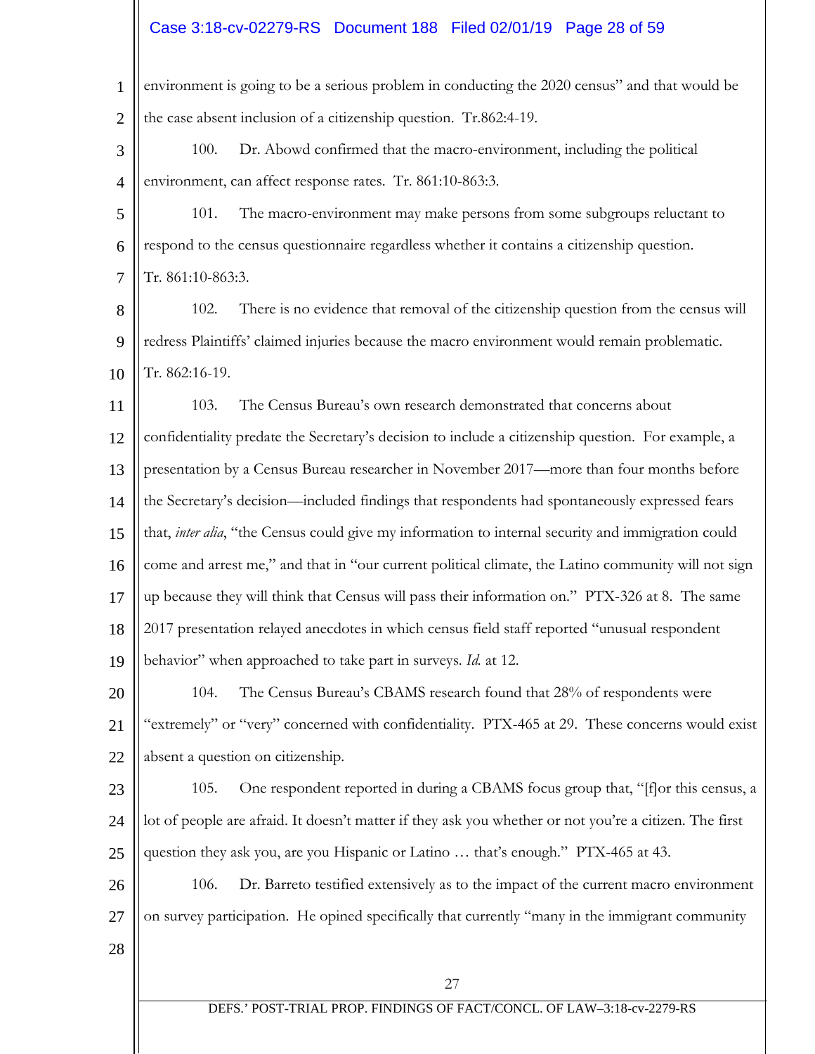environment is going to be a serious problem in conducting the 2020 census" and that would be the case absent inclusion of a citizenship question. Tr.862:4-19.

100. Dr. Abowd confirmed that the macro-environment, including the political environment, can affect response rates. Tr. 861:10-863:3.

101. The macro-environment may make persons from some subgroups reluctant to respond to the census questionnaire regardless whether it contains a citizenship question. Tr. 861:10-863:3.

102. There is no evidence that removal of the citizenship question from the census will redress Plaintiffs' claimed injuries because the macro environment would remain problematic. Tr. 862:16-19.

103. The Census Bureau's own research demonstrated that concerns about confidentiality predate the Secretary's decision to include a citizenship question. For example, a presentation by a Census Bureau researcher in November 2017—more than four months before the Secretary's decision—included findings that respondents had spontaneously expressed fears that, *inter alia*, "the Census could give my information to internal security and immigration could come and arrest me," and that in "our current political climate, the Latino community will not sign up because they will think that Census will pass their information on." PTX-326 at 8. The same 2017 presentation relayed anecdotes in which census field staff reported "unusual respondent behavior" when approached to take part in surveys. *Id.* at 12.

104. The Census Bureau's CBAMS research found that 28% of respondents were "extremely" or "very" concerned with confidentiality. PTX-465 at 29. These concerns would exist absent a question on citizenship.

105. One respondent reported in during a CBAMS focus group that, "[f]or this census, a lot of people are afraid. It doesn't matter if they ask you whether or not you're a citizen. The first question they ask you, are you Hispanic or Latino … that's enough." PTX-465 at 43.

106. Dr. Barreto testified extensively as to the impact of the current macro environment on survey participation. He opined specifically that currently "many in the immigrant community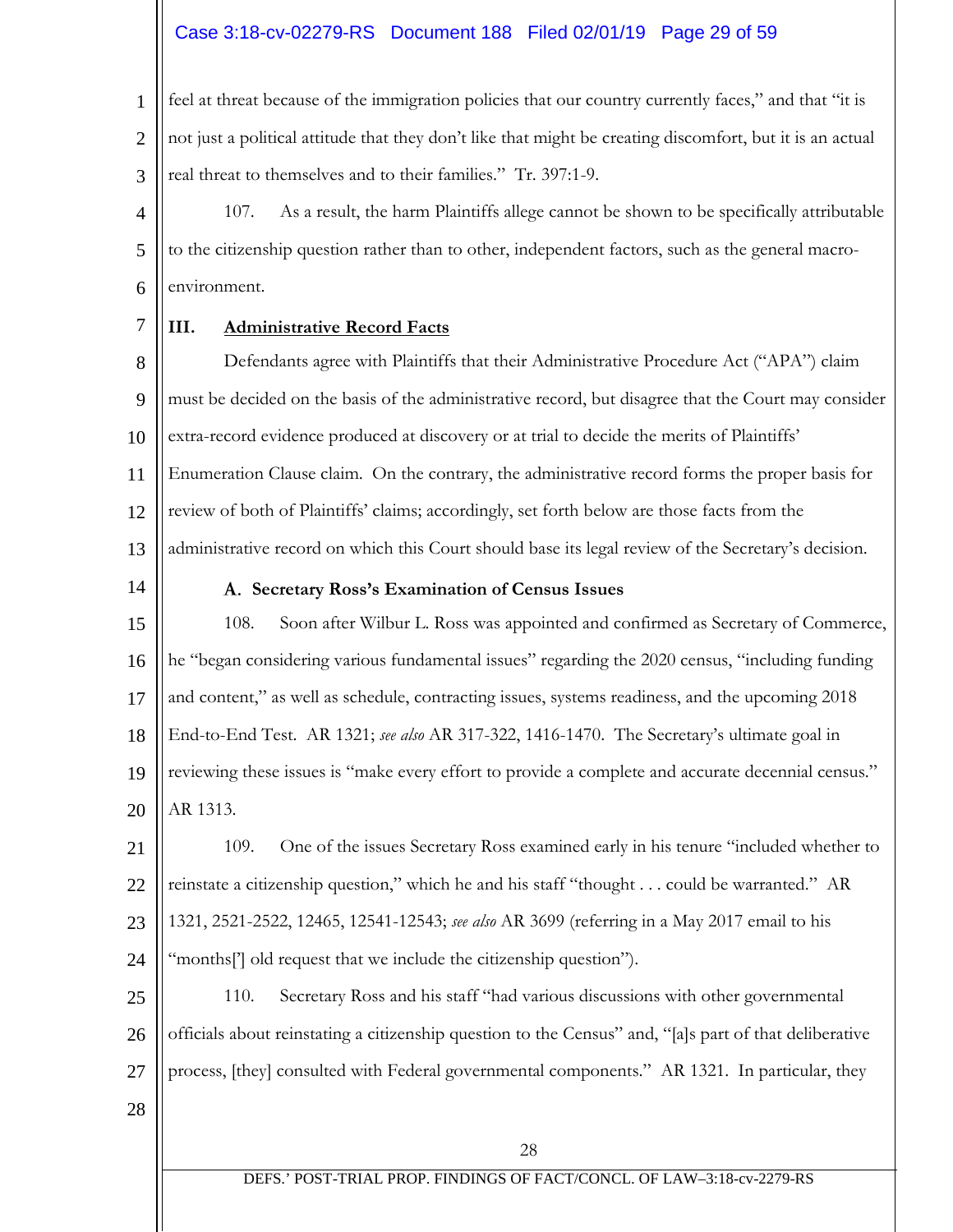feel at threat because of the immigration policies that our country currently faces," and that "it is not just a political attitude that they don't like that might be creating discomfort, but it is an actual real threat to themselves and to their families." Tr. 397:1-9.

107. As a result, the harm Plaintiffs allege cannot be shown to be specifically attributable to the citizenship question rather than to other, independent factors, such as the general macro-environment.

## III. Administrative Record Facts

Defendants agree with Plaintiffs that their Administrative Procedure Act ("APA") claim must be decided on the basis of the administrative record, but disagree that the Court may consider extra-record evidence produced at discovery or at trial to decide the merits of Plaintiffs' Enumeration Clause claim. On the contrary, the administrative record forms the proper basis for review of both of Plaintiffs' claims; accordingly, set forth below are those facts from the administrative record on which this Court should base its legal review of the Secretary's decision.

### A. Secretary Ross's Examination of Census Issues

108. Soon after Wilbur L. Ross was appointed and confirmed as Secretary of Commerce, he "began considering various fundamental issues" regarding the 2020 census, "including funding and content," as well as schedule, contracting issues, systems readiness, and the upcoming 2018 End-to-End Test. AR 1321; *see also* AR 317-322, 1416-1470. The Secretary's ultimate goal in reviewing these issues is "make every effort to provide a complete and accurate decennial census." AR 1313.

109. One of the issues Secretary Ross examined early in his tenure "included whether to reinstate a citizenship question," which he and his staff "thought . . . could be warranted." AR 1321, 2521-2522, 12465, 12541-12543; *see also* AR 3699 (referring in a May 2017 email to his "months['] old request that we include the citizenship question").

110. Secretary Ross and his staff "had various discussions with other governmental officials about reinstating a citizenship question to the Census" and, "[a]s part of that deliberative process, [they] consulted with Federal governmental components." AR 1321. In particular, they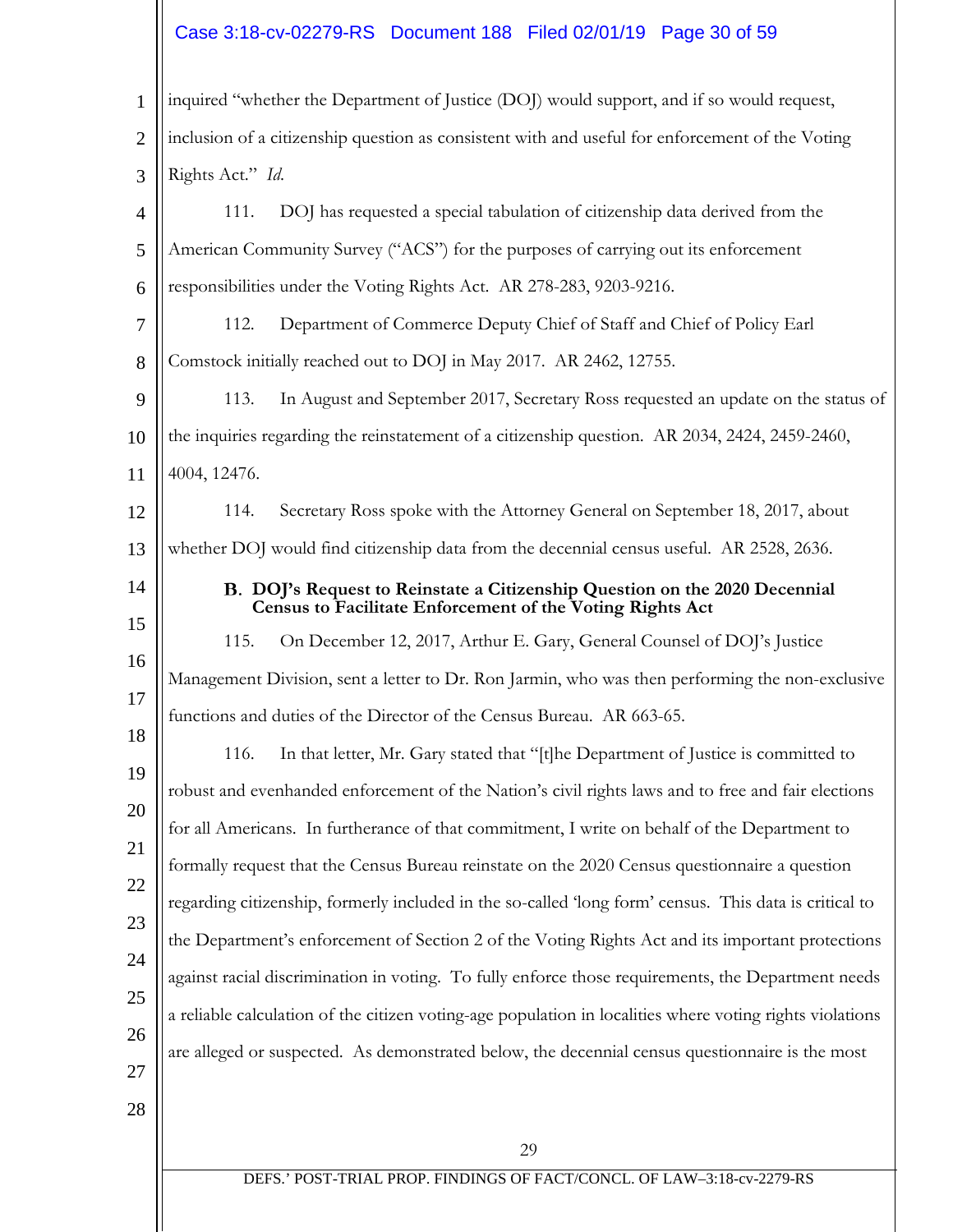inquired "whether the Department of Justice (DOJ) would support, and if so would request, inclusion of a citizenship question as consistent with and useful for enforcement of the Voting Rights Act." *Id.*

111. DOJ has requested a special tabulation of citizenship data derived from the American Community Survey ("ACS") for the purposes of carrying out its enforcement responsibilities under the Voting Rights Act. AR 278-283, 9203-9216.

112. Department of Commerce Deputy Chief of Staff and Chief of Policy Earl Comstock initially reached out to DOJ in May 2017. AR 2462, 12755.

113. In August and September 2017, Secretary Ross requested an update on the status of the inquiries regarding the reinstatement of a citizenship question. AR 2034, 2424, 2459-2460, 4004, 12476.

114. Secretary Ross spoke with the Attorney General on September 18, 2017, about whether DOJ would find citizenship data from the decennial census useful. AR 2528, 2636.

### B. DOJ's Request to Reinstate a Citizenship Question on the 2020 Decennial Census to Facilitate Enforcement of the Voting Rights Act

115. On December 12, 2017, Arthur E. Gary, General Counsel of DOJ's Justice Management Division, sent a letter to Dr. Ron Jarmin, who was then performing the non-exclusive functions and duties of the Director of the Census Bureau. AR 663-65.

116. In that letter, Mr. Gary stated that "[t]he Department of Justice is committed to robust and evenhanded enforcement of the Nation's civil rights laws and to free and fair elections for all Americans. In furtherance of that commitment, I write on behalf of the Department to formally request that the Census Bureau reinstate on the 2020 Census questionnaire a question regarding citizenship, formerly included in the so-called 'long form' census. This data is critical to the Department's enforcement of Section 2 of the Voting Rights Act and its important protections against racial discrimination in voting. To fully enforce those requirements, the Department needs a reliable calculation of the citizen voting-age population in localities where voting rights violations are alleged or suspected. As demonstrated below, the decennial census questionnaire is the most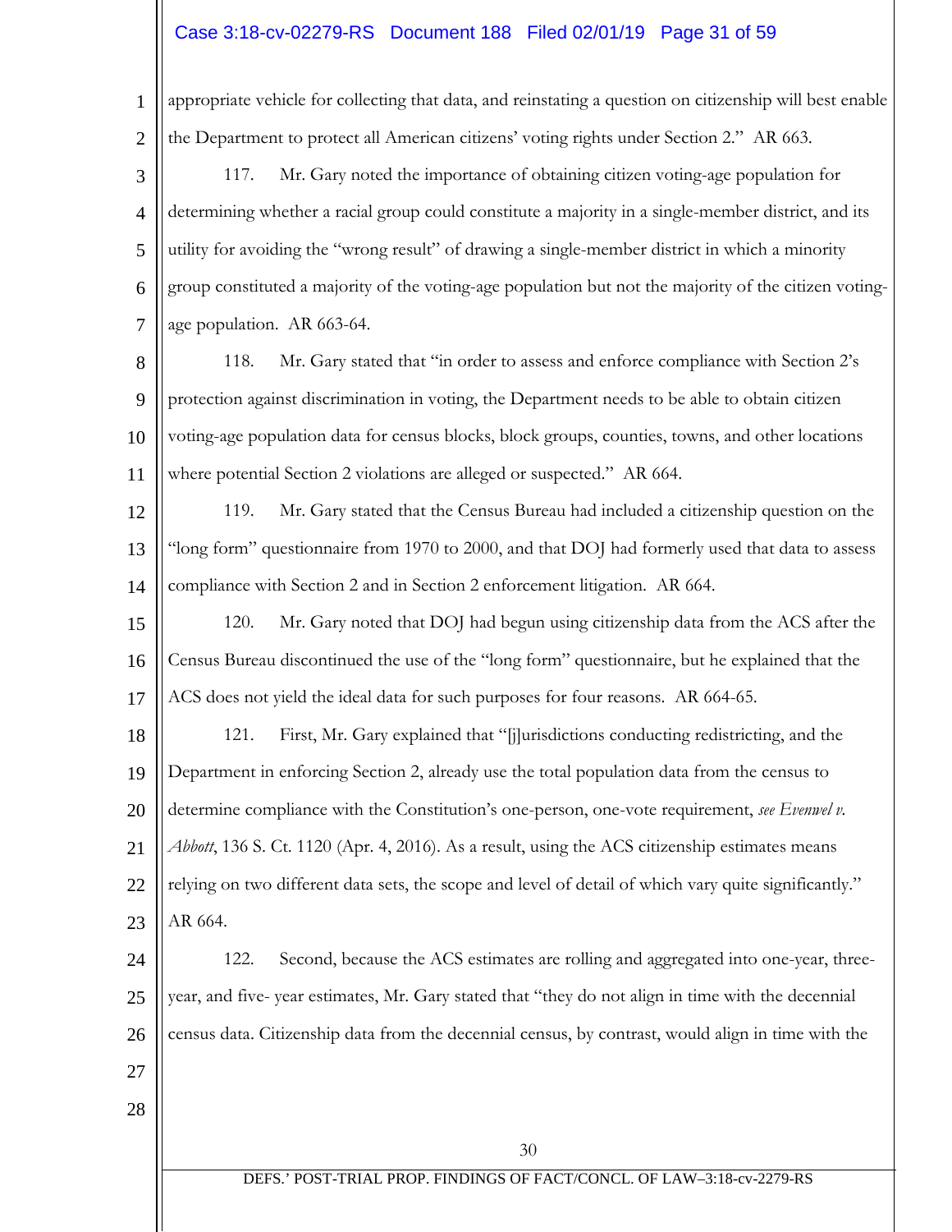appropriate vehicle for collecting that data, and reinstating a question on citizenship will best enable the Department to protect all American citizens' voting rights under Section 2." AR 663.

117. Mr. Gary noted the importance of obtaining citizen voting-age population for determining whether a racial group could constitute a majority in a single-member district, and its utility for avoiding the "wrong result" of drawing a single-member district in which a minority group constituted a majority of the voting-age population but not the majority of the citizen voting-age population. AR 663-64.

118. Mr. Gary stated that "in order to assess and enforce compliance with Section 2's protection against discrimination in voting, the Department needs to be able to obtain citizen voting-age population data for census blocks, block groups, counties, towns, and other locations where potential Section 2 violations are alleged or suspected." AR 664.

119. Mr. Gary stated that the Census Bureau had included a citizenship question on the "long form" questionnaire from 1970 to 2000, and that DOJ had formerly used that data to assess compliance with Section 2 and in Section 2 enforcement litigation. AR 664.

120. Mr. Gary noted that DOJ had begun using citizenship data from the ACS after the Census Bureau discontinued the use of the "long form" questionnaire, but he explained that the ACS does not yield the ideal data for such purposes for four reasons. AR 664-65.

121. First, Mr. Gary explained that "[j]urisdictions conducting redistricting, and the Department in enforcing Section 2, already use the total population data from the census to determine compliance with the Constitution's one-person, one-vote requirement, *see Evenwel v. Abbott*, 136 S. Ct. 1120 (Apr. 4, 2016). As a result, using the ACS citizenship estimates means relying on two different data sets, the scope and level of detail of which vary quite significantly." AR 664.

122. Second, because the ACS estimates are rolling and aggregated into one-year, three-year, and five- year estimates, Mr. Gary stated that "they do not align in time with the decennial census data. Citizenship data from the decennial census, by contrast, would align in time with the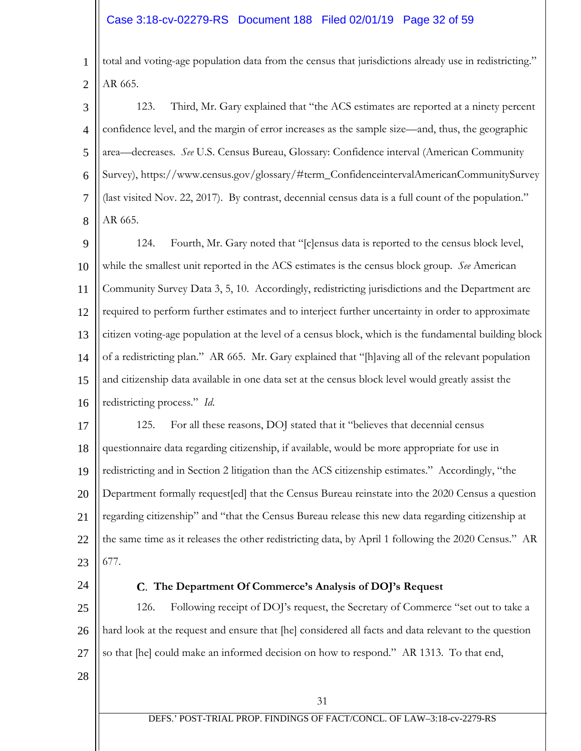total and voting-age population data from the census that jurisdictions already use in redistricting." AR 665.

123. Third, Mr. Gary explained that "the ACS estimates are reported at a ninety percent confidence level, and the margin of error increases as the sample size—and, thus, the geographic area—decreases. *See* U.S. Census Bureau, Glossary: Confidence interval (American Community Survey), https://www.census.gov/glossary/#term_ConfidenceintervalAmericanCommunitySurvey (last visited Nov. 22, 2017). By contrast, decennial census data is a full count of the population." AR 665.

124. Fourth, Mr. Gary noted that "[c]ensus data is reported to the census block level, while the smallest unit reported in the ACS estimates is the census block group. *See* American Community Survey Data 3, 5, 10. Accordingly, redistricting jurisdictions and the Department are required to perform further estimates and to interject further uncertainty in order to approximate citizen voting-age population at the level of a census block, which is the fundamental building block of a redistricting plan." AR 665. Mr. Gary explained that "[h]aving all of the relevant population and citizenship data available in one data set at the census block level would greatly assist the redistricting process." *Id.*

125. For all these reasons, DOJ stated that it "believes that decennial census questionnaire data regarding citizenship, if available, would be more appropriate for use in redistricting and in Section 2 litigation than the ACS citizenship estimates." Accordingly, "the Department formally request[ed] that the Census Bureau reinstate into the 2020 Census a question regarding citizenship" and "that the Census Bureau release this new data regarding citizenship at the same time as it releases the other redistricting data, by April 1 following the 2020 Census." AR 677.

### C. The Department Of Commerce's Analysis of DOJ's Request

126. Following receipt of DOJ's request, the Secretary of Commerce "set out to take a hard look at the request and ensure that [he] considered all facts and data relevant to the question so that [he] could make an informed decision on how to respond." AR 1313. To that end,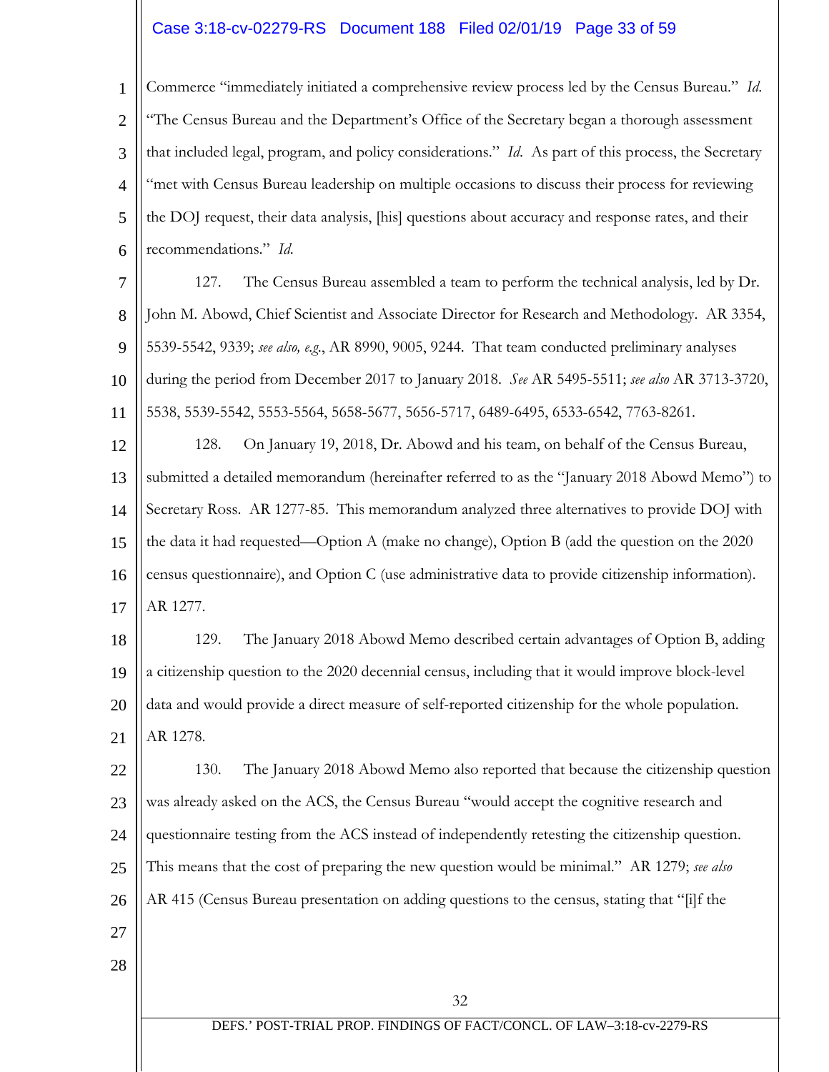Commerce "immediately initiated a comprehensive review process led by the Census Bureau." *Id.* "The Census Bureau and the Department's Office of the Secretary began a thorough assessment that included legal, program, and policy considerations." *Id.* As part of this process, the Secretary "met with Census Bureau leadership on multiple occasions to discuss their process for reviewing the DOJ request, their data analysis, [his] questions about accuracy and response rates, and their recommendations." *Id.*

127. The Census Bureau assembled a team to perform the technical analysis, led by Dr. John M. Abowd, Chief Scientist and Associate Director for Research and Methodology. AR 3354, 5539-5542, 9339; *see also, e.g.*, AR 8990, 9005, 9244. That team conducted preliminary analyses during the period from December 2017 to January 2018. *See* AR 5495-5511; *see also* AR 3713-3720, 5538, 5539-5542, 5553-5564, 5658-5677, 5656-5717, 6489-6495, 6533-6542, 7763-8261.

128. On January 19, 2018, Dr. Abowd and his team, on behalf of the Census Bureau, submitted a detailed memorandum (hereinafter referred to as the "January 2018 Abowd Memo") to Secretary Ross. AR 1277-85. This memorandum analyzed three alternatives to provide DOJ with the data it had requested—Option A (make no change), Option B (add the question on the 2020 census questionnaire), and Option C (use administrative data to provide citizenship information). AR 1277.

129. The January 2018 Abowd Memo described certain advantages of Option B, adding a citizenship question to the 2020 decennial census, including that it would improve block-level data and would provide a direct measure of self-reported citizenship for the whole population. AR 1278.

130. The January 2018 Abowd Memo also reported that because the citizenship question was already asked on the ACS, the Census Bureau "would accept the cognitive research and questionnaire testing from the ACS instead of independently retesting the citizenship question. This means that the cost of preparing the new question would be minimal." AR 1279; *see also* AR 415 (Census Bureau presentation on adding questions to the census, stating that "[i]f the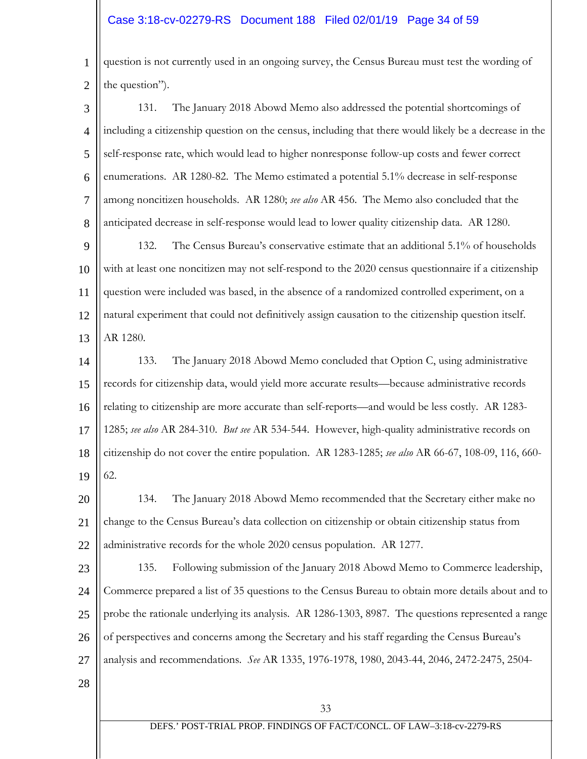question is not currently used in an ongoing survey, the Census Bureau must test the wording of the question").

131. The January 2018 Abowd Memo also addressed the potential shortcomings of including a citizenship question on the census, including that there would likely be a decrease in the self-response rate, which would lead to higher nonresponse follow-up costs and fewer correct enumerations. AR 1280-82. The Memo estimated a potential 5.1% decrease in self-response among noncitizen households. AR 1280; *see also* AR 456. The Memo also concluded that the anticipated decrease in self-response would lead to lower quality citizenship data. AR 1280.

132. The Census Bureau's conservative estimate that an additional 5.1% of households with at least one noncitizen may not self-respond to the 2020 census questionnaire if a citizenship question were included was based, in the absence of a randomized controlled experiment, on a natural experiment that could not definitively assign causation to the citizenship question itself. AR 1280.

133. The January 2018 Abowd Memo concluded that Option C, using administrative records for citizenship data, would yield more accurate results—because administrative records relating to citizenship are more accurate than self-reports—and would be less costly. AR 1283-1285; *see also* AR 284-310. *But see* AR 534-544. However, high-quality administrative records on citizenship do not cover the entire population. AR 1283-1285; *see also* AR 66-67, 108-09, 116, 660-62.

134. The January 2018 Abowd Memo recommended that the Secretary either make no change to the Census Bureau's data collection on citizenship or obtain citizenship status from administrative records for the whole 2020 census population. AR 1277.

135. Following submission of the January 2018 Abowd Memo to Commerce leadership, Commerce prepared a list of 35 questions to the Census Bureau to obtain more details about and to probe the rationale underlying its analysis. AR 1286-1303, 8987. The questions represented a range of perspectives and concerns among the Secretary and his staff regarding the Census Bureau's analysis and recommendations. *See* AR 1335, 1976-1978, 1980, 2043-44, 2046, 2472-2475, 2504-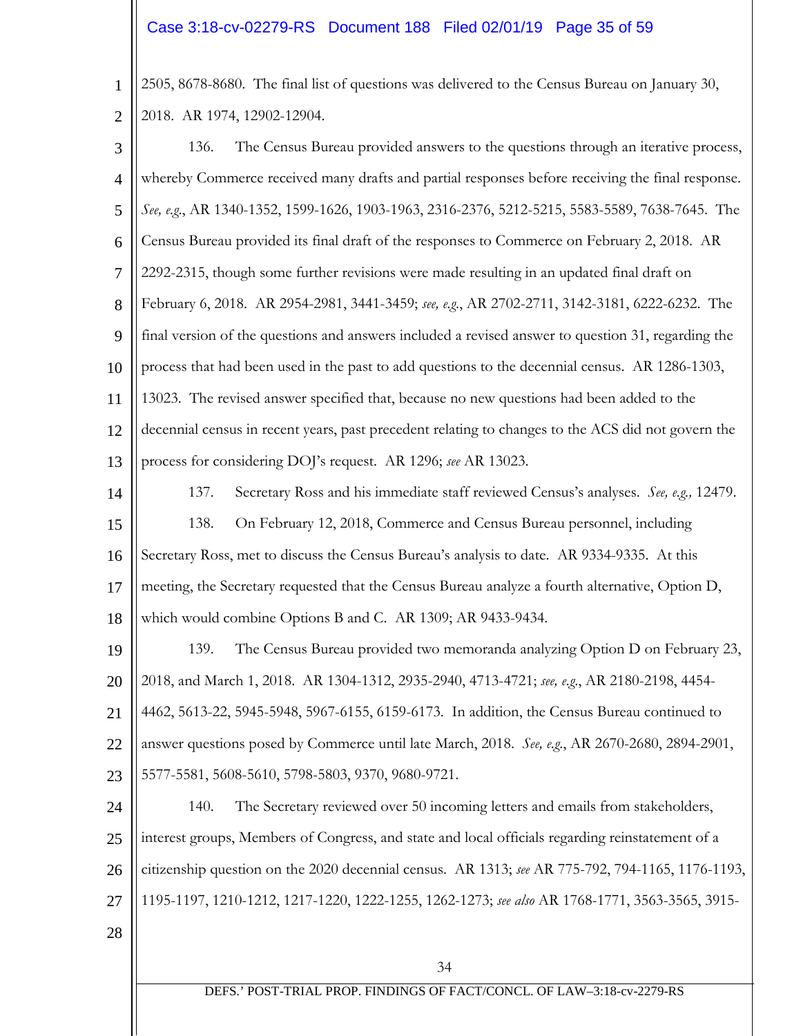2505, 8678-8680. The final list of questions was delivered to the Census Bureau on January 30, 2018. AR 1974, 12902-12904.

136. The Census Bureau provided answers to the questions through an iterative process, whereby Commerce received many drafts and partial responses before receiving the final response. *See, e.g.*, AR 1340-1352, 1599-1626, 1903-1963, 2316-2376, 5212-5215, 5583-5589, 7638-7645. The Census Bureau provided its final draft of the responses to Commerce on February 2, 2018. AR 2292-2315, though some further revisions were made resulting in an updated final draft on February 6, 2018. AR 2954-2981, 3441-3459; *see, e.g.*, AR 2702-2711, 3142-3181, 6222-6232. The final version of the questions and answers included a revised answer to question 31, regarding the process that had been used in the past to add questions to the decennial census. AR 1286-1303, 13023. The revised answer specified that, because no new questions had been added to the decennial census in recent years, past precedent relating to changes to the ACS did not govern the process for considering DOJ's request. AR 1296; *see* AR 13023.

137. Secretary Ross and his immediate staff reviewed Census's analyses. *See, e.g.,* 12479.

138. On February 12, 2018, Commerce and Census Bureau personnel, including Secretary Ross, met to discuss the Census Bureau's analysis to date. AR 9334-9335. At this meeting, the Secretary requested that the Census Bureau analyze a fourth alternative, Option D, which would combine Options B and C. AR 1309; AR 9433-9434.

139. The Census Bureau provided two memoranda analyzing Option D on February 23, 2018, and March 1, 2018. AR 1304-1312, 2935-2940, 4713-4721; *see, e.g.*, AR 2180-2198, 4454-4462, 5613-22, 5945-5948, 5967-6155, 6159-6173. In addition, the Census Bureau continued to answer questions posed by Commerce until late March, 2018. *See, e.g.*, AR 2670-2680, 2894-2901, 5577-5581, 5608-5610, 5798-5803, 9370, 9680-9721.

140. The Secretary reviewed over 50 incoming letters and emails from stakeholders, interest groups, Members of Congress, and state and local officials regarding reinstatement of a citizenship question on the 2020 decennial census. AR 1313; *see* AR 775-792, 794-1165, 1176-1193, 1195-1197, 1210-1212, 1217-1220, 1222-1255, 1262-1273; *see also* AR 1768-1771, 3563-3565, 3915-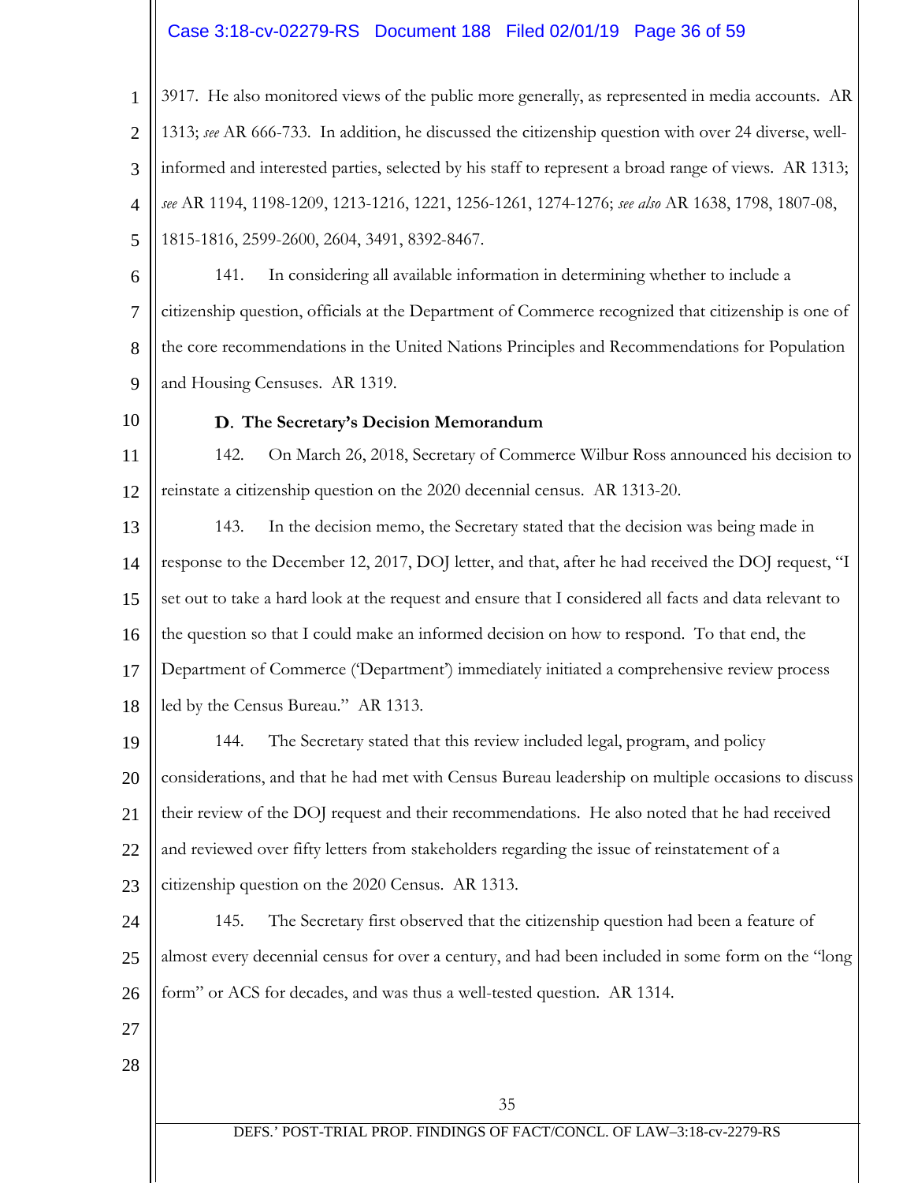3917. He also monitored views of the public more generally, as represented in media accounts. AR 1313; *see* AR 666-733. In addition, he discussed the citizenship question with over 24 diverse, well-informed and interested parties, selected by his staff to represent a broad range of views. AR 1313; *see* AR 1194, 1198-1209, 1213-1216, 1221, 1256-1261, 1274-1276; *see also* AR 1638, 1798, 1807-08, 1815-1816, 2599-2600, 2604, 3491, 8392-8467.

141. In considering all available information in determining whether to include a citizenship question, officials at the Department of Commerce recognized that citizenship is one of the core recommendations in the United Nations Principles and Recommendations for Population and Housing Censuses. AR 1319.

### D. The Secretary's Decision Memorandum

142. On March 26, 2018, Secretary of Commerce Wilbur Ross announced his decision to reinstate a citizenship question on the 2020 decennial census. AR 1313-20.

143. In the decision memo, the Secretary stated that the decision was being made in response to the December 12, 2017, DOJ letter, and that, after he had received the DOJ request, "I set out to take a hard look at the request and ensure that I considered all facts and data relevant to the question so that I could make an informed decision on how to respond. To that end, the Department of Commerce ('Department') immediately initiated a comprehensive review process led by the Census Bureau." AR 1313.

144. The Secretary stated that this review included legal, program, and policy considerations, and that he had met with Census Bureau leadership on multiple occasions to discuss their review of the DOJ request and their recommendations. He also noted that he had received and reviewed over fifty letters from stakeholders regarding the issue of reinstatement of a citizenship question on the 2020 Census. AR 1313.

145. The Secretary first observed that the citizenship question had been a feature of almost every decennial census for over a century, and had been included in some form on the "long form" or ACS for decades, and was thus a well-tested question. AR 1314.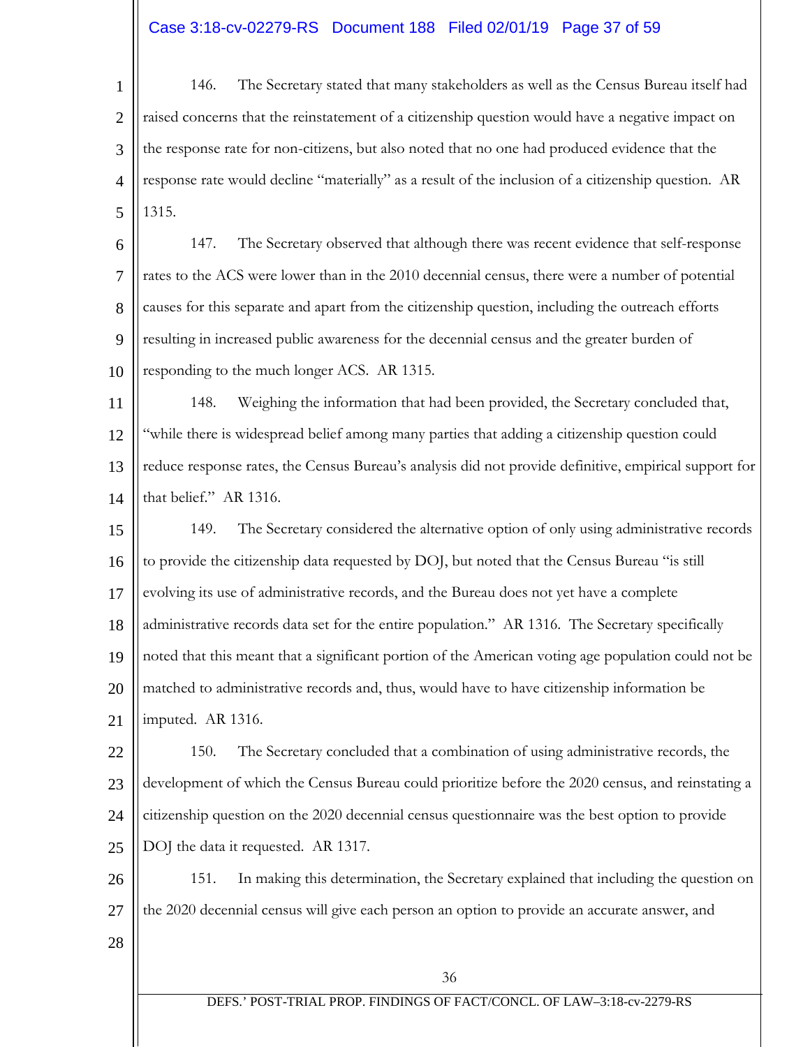146. The Secretary stated that many stakeholders as well as the Census Bureau itself had raised concerns that the reinstatement of a citizenship question would have a negative impact on the response rate for non-citizens, but also noted that no one had produced evidence that the response rate would decline "materially" as a result of the inclusion of a citizenship question. AR 1315.

147. The Secretary observed that although there was recent evidence that self-response rates to the ACS were lower than in the 2010 decennial census, there were a number of potential causes for this separate and apart from the citizenship question, including the outreach efforts resulting in increased public awareness for the decennial census and the greater burden of responding to the much longer ACS. AR 1315.

148. Weighing the information that had been provided, the Secretary concluded that, "while there is widespread belief among many parties that adding a citizenship question could reduce response rates, the Census Bureau's analysis did not provide definitive, empirical support for that belief." AR 1316.

149. The Secretary considered the alternative option of only using administrative records to provide the citizenship data requested by DOJ, but noted that the Census Bureau "is still evolving its use of administrative records, and the Bureau does not yet have a complete administrative records data set for the entire population." AR 1316. The Secretary specifically noted that this meant that a significant portion of the American voting age population could not be matched to administrative records and, thus, would have to have citizenship information be imputed. AR 1316.

150. The Secretary concluded that a combination of using administrative records, the development of which the Census Bureau could prioritize before the 2020 census, and reinstating a citizenship question on the 2020 decennial census questionnaire was the best option to provide DOJ the data it requested. AR 1317.

151. In making this determination, the Secretary explained that including the question on the 2020 decennial census will give each person an option to provide an accurate answer, and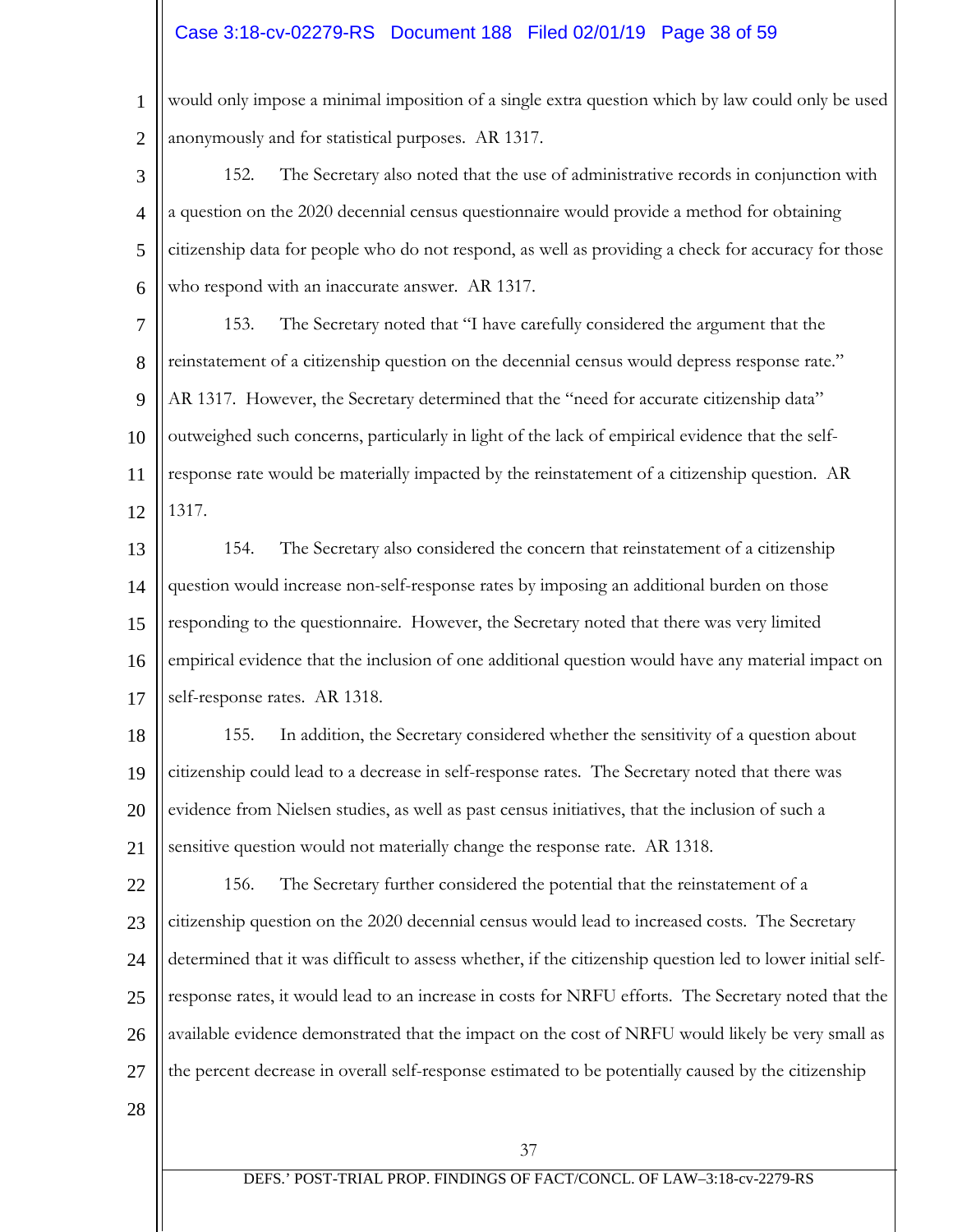would only impose a minimal imposition of a single extra question which by law could only be used anonymously and for statistical purposes. AR 1317.

152. The Secretary also noted that the use of administrative records in conjunction with a question on the 2020 decennial census questionnaire would provide a method for obtaining citizenship data for people who do not respond, as well as providing a check for accuracy for those who respond with an inaccurate answer. AR 1317.

153. The Secretary noted that "I have carefully considered the argument that the reinstatement of a citizenship question on the decennial census would depress response rate." AR 1317. However, the Secretary determined that the "need for accurate citizenship data" outweighed such concerns, particularly in light of the lack of empirical evidence that the self-response rate would be materially impacted by the reinstatement of a citizenship question. AR 1317.

154. The Secretary also considered the concern that reinstatement of a citizenship question would increase non-self-response rates by imposing an additional burden on those responding to the questionnaire. However, the Secretary noted that there was very limited empirical evidence that the inclusion of one additional question would have any material impact on self-response rates. AR 1318.

155. In addition, the Secretary considered whether the sensitivity of a question about citizenship could lead to a decrease in self-response rates. The Secretary noted that there was evidence from Nielsen studies, as well as past census initiatives, that the inclusion of such a sensitive question would not materially change the response rate. AR 1318.

156. The Secretary further considered the potential that the reinstatement of a citizenship question on the 2020 decennial census would lead to increased costs. The Secretary determined that it was difficult to assess whether, if the citizenship question led to lower initial self-response rates, it would lead to an increase in costs for NRFU efforts. The Secretary noted that the available evidence demonstrated that the impact on the cost of NRFU would likely be very small as the percent decrease in overall self-response estimated to be potentially caused by the citizenship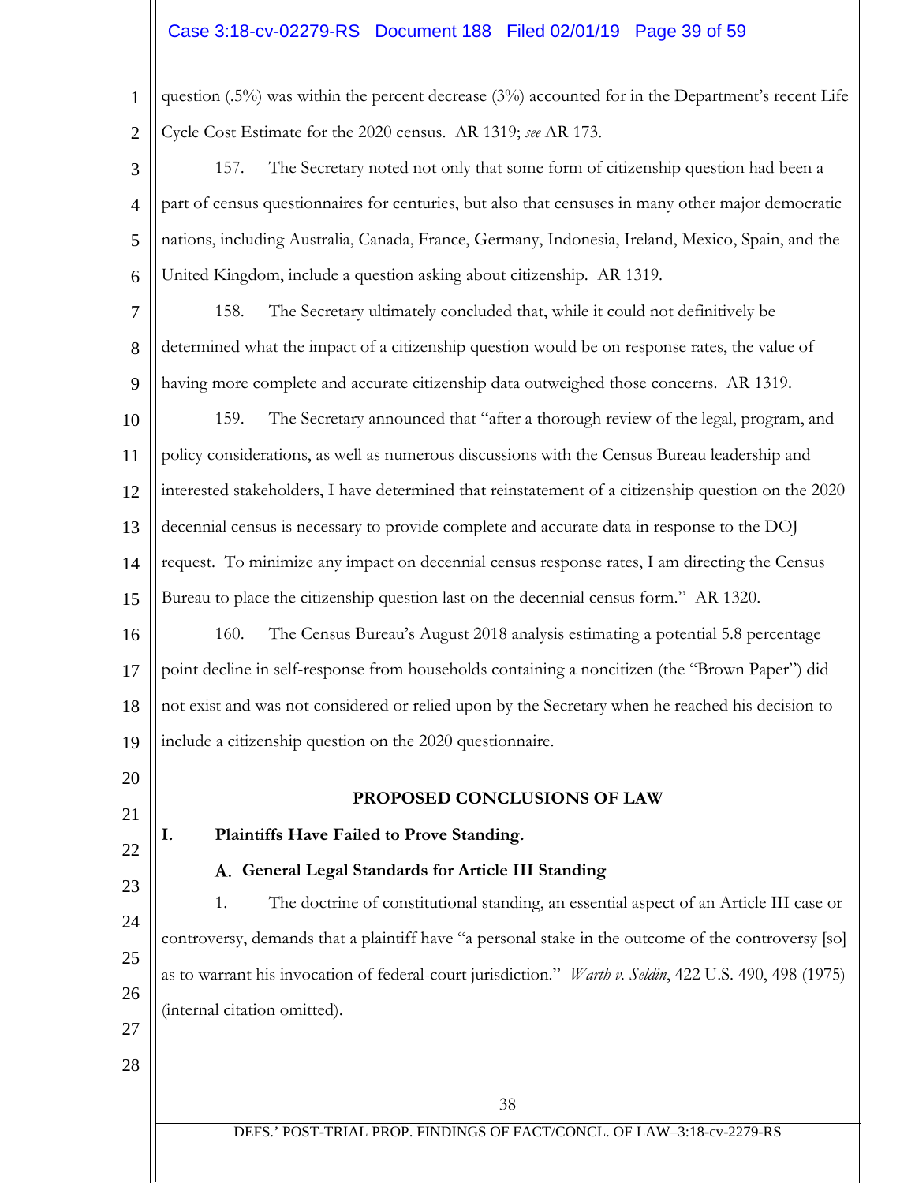question (.5%) was within the percent decrease (3%) accounted for in the Department's recent Life Cycle Cost Estimate for the 2020 census. AR 1319; *see* AR 173.

157. The Secretary noted not only that some form of citizenship question had been a part of census questionnaires for centuries, but also that censuses in many other major democratic nations, including Australia, Canada, France, Germany, Indonesia, Ireland, Mexico, Spain, and the United Kingdom, include a question asking about citizenship. AR 1319.

158. The Secretary ultimately concluded that, while it could not definitively be determined what the impact of a citizenship question would be on response rates, the value of having more complete and accurate citizenship data outweighed those concerns. AR 1319.

159. The Secretary announced that "after a thorough review of the legal, program, and policy considerations, as well as numerous discussions with the Census Bureau leadership and interested stakeholders, I have determined that reinstatement of a citizenship question on the 2020 decennial census is necessary to provide complete and accurate data in response to the DOJ request. To minimize any impact on decennial census response rates, I am directing the Census Bureau to place the citizenship question last on the decennial census form." AR 1320.

160. The Census Bureau's August 2018 analysis estimating a potential 5.8 percentage point decline in self-response from households containing a noncitizen (the "Brown Paper") did not exist and was not considered or relied upon by the Secretary when he reached his decision to include a citizenship question on the 2020 questionnaire.

## PROPOSED CONCLUSIONS OF LAW

### I. Plaintiffs Have Failed to Prove Standing.

#### A. General Legal Standards for Article III Standing

1. The doctrine of constitutional standing, an essential aspect of an Article III case or controversy, demands that a plaintiff have "a personal stake in the outcome of the controversy [so] as to warrant his invocation of federal-court jurisdiction." *Warth v. Seldin*, 422 U.S. 490, 498 (1975) (internal citation omitted).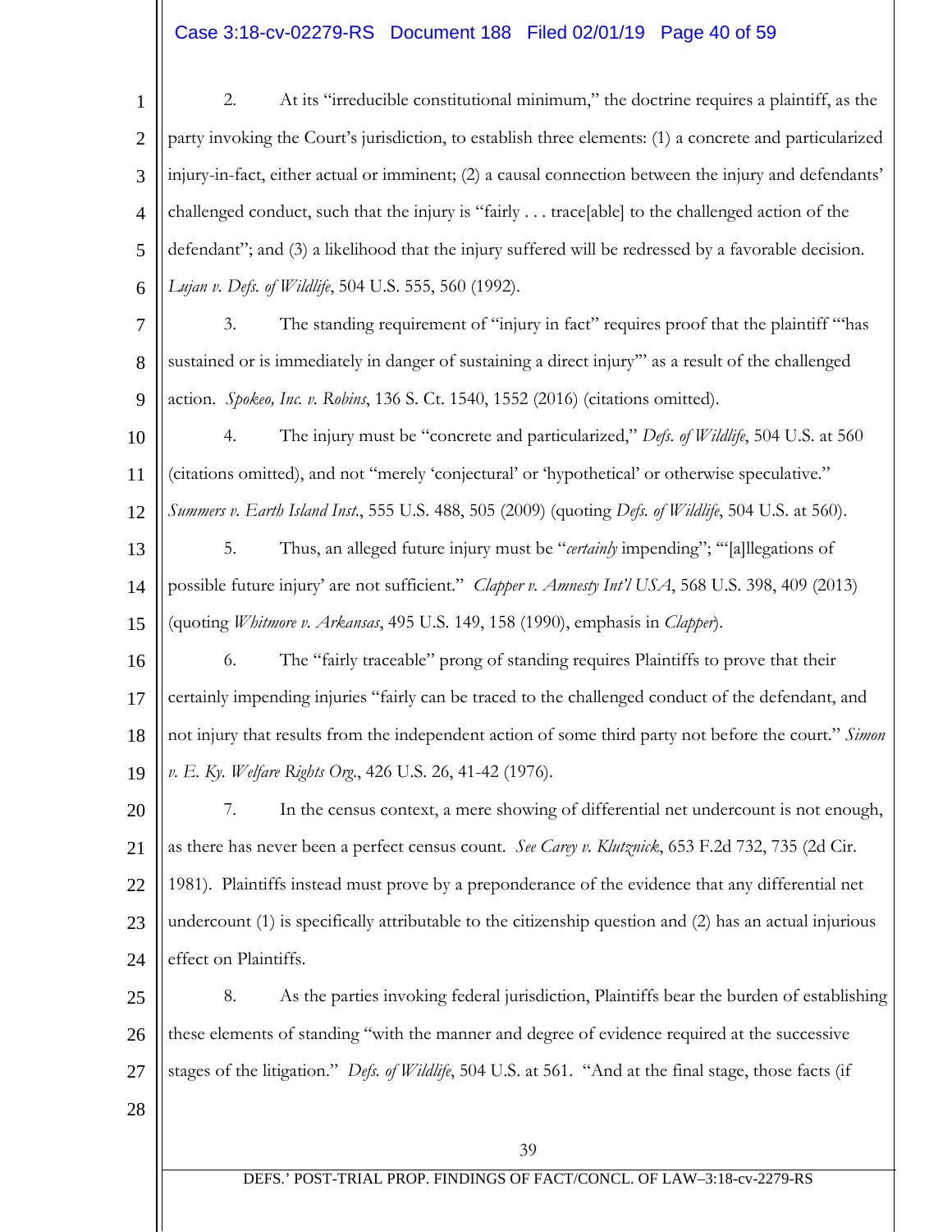2. At its "irreducible constitutional minimum," the doctrine requires a plaintiff, as the party invoking the Court's jurisdiction, to establish three elements: (1) a concrete and particularized injury-in-fact, either actual or imminent; (2) a causal connection between the injury and defendants' challenged conduct, such that the injury is "fairly . . . trace[able] to the challenged action of the defendant"; and (3) a likelihood that the injury suffered will be redressed by a favorable decision. *Lujan v. Defs. of Wildlife*, 504 U.S. 555, 560 (1992).

3. The standing requirement of "injury in fact" requires proof that the plaintiff "'has sustained or is immediately in danger of sustaining a direct injury'" as a result of the challenged action. *Spokeo, Inc. v. Robins*, 136 S. Ct. 1540, 1552 (2016) (citations omitted).

4. The injury must be "concrete and particularized," *Defs. of Wildlife*, 504 U.S. at 560 (citations omitted), and not "merely 'conjectural' or 'hypothetical' or otherwise speculative." *Summers v. Earth Island Inst.*, 555 U.S. 488, 505 (2009) (quoting *Defs. of Wildlife*, 504 U.S. at 560).

5. Thus, an alleged future injury must be "*certainly* impending"; "'[a]llegations of possible future injury' are not sufficient." *Clapper v. Amnesty Int'l USA*, 568 U.S. 398, 409 (2013) (quoting *Whitmore v. Arkansas*, 495 U.S. 149, 158 (1990), emphasis in *Clapper*).

6. The "fairly traceable" prong of standing requires Plaintiffs to prove that their certainly impending injuries "fairly can be traced to the challenged conduct of the defendant, and not injury that results from the independent action of some third party not before the court." *Simon v. E. Ky. Welfare Rights Org.*, 426 U.S. 26, 41-42 (1976).

7. In the census context, a mere showing of differential net undercount is not enough, as there has never been a perfect census count. *See Carey v. Klutznick*, 653 F.2d 732, 735 (2d Cir. 1981). Plaintiffs instead must prove by a preponderance of the evidence that any differential net undercount (1) is specifically attributable to the citizenship question and (2) has an actual injurious effect on Plaintiffs.

8. As the parties invoking federal jurisdiction, Plaintiffs bear the burden of establishing these elements of standing "with the manner and degree of evidence required at the successive stages of the litigation." *Defs. of Wildlife*, 504 U.S. at 561. "And at the final stage, those facts (if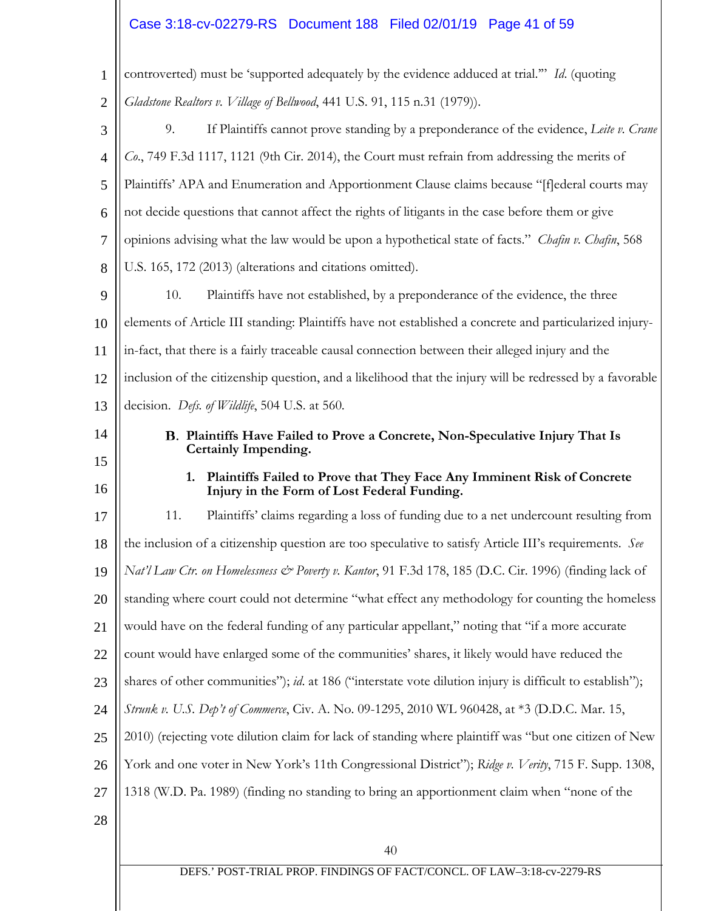controverted) must be 'supported adequately by the evidence adduced at trial.'" *Id.* (quoting *Gladstone Realtors v. Village of Bellwood*, 441 U.S. 91, 115 n.31 (1979)).

9. If Plaintiffs cannot prove standing by a preponderance of the evidence, *Leite v. Crane Co.*, 749 F.3d 1117, 1121 (9th Cir. 2014), the Court must refrain from addressing the merits of Plaintiffs' APA and Enumeration and Apportionment Clause claims because "[f]ederal courts may not decide questions that cannot affect the rights of litigants in the case before them or give opinions advising what the law would be upon a hypothetical state of facts." *Chafin v. Chafin*, 568 U.S. 165, 172 (2013) (alterations and citations omitted).

10. Plaintiffs have not established, by a preponderance of the evidence, the three elements of Article III standing: Plaintiffs have not established a concrete and particularized injury-in-fact, that there is a fairly traceable causal connection between their alleged injury and the inclusion of the citizenship question, and a likelihood that the injury will be redressed by a favorable decision. *Defs. of Wildlife*, 504 U.S. at 560.

### B. Plaintiffs Have Failed to Prove a Concrete, Non-Speculative Injury That Is Certainly Impending.

#### 1. Plaintiffs Failed to Prove that They Face Any Imminent Risk of Concrete Injury in the Form of Lost Federal Funding.

11. Plaintiffs' claims regarding a loss of funding due to a net undercount resulting from the inclusion of a citizenship question are too speculative to satisfy Article III's requirements. *See Nat'l Law Ctr. on Homelessness & Poverty v. Kantor*, 91 F.3d 178, 185 (D.C. Cir. 1996) (finding lack of standing where court could not determine "what effect any methodology for counting the homeless would have on the federal funding of any particular appellant," noting that "if a more accurate count would have enlarged some of the communities' shares, it likely would have reduced the shares of other communities"); *id.* at 186 ("interstate vote dilution injury is difficult to establish"); *Strunk v. U.S. Dep't of Commerce*, Civ. A. No. 09-1295, 2010 WL 960428, at *3 (D.D.C. Mar. 15, 2010) (rejecting vote dilution claim for lack of standing where plaintiff was "but one citizen of New York and one voter in New York's 11th Congressional District"); *Ridge v. Verity*, 715 F. Supp. 1308, 1318 (W.D. Pa. 1989) (finding no standing to bring an apportionment claim when "none of the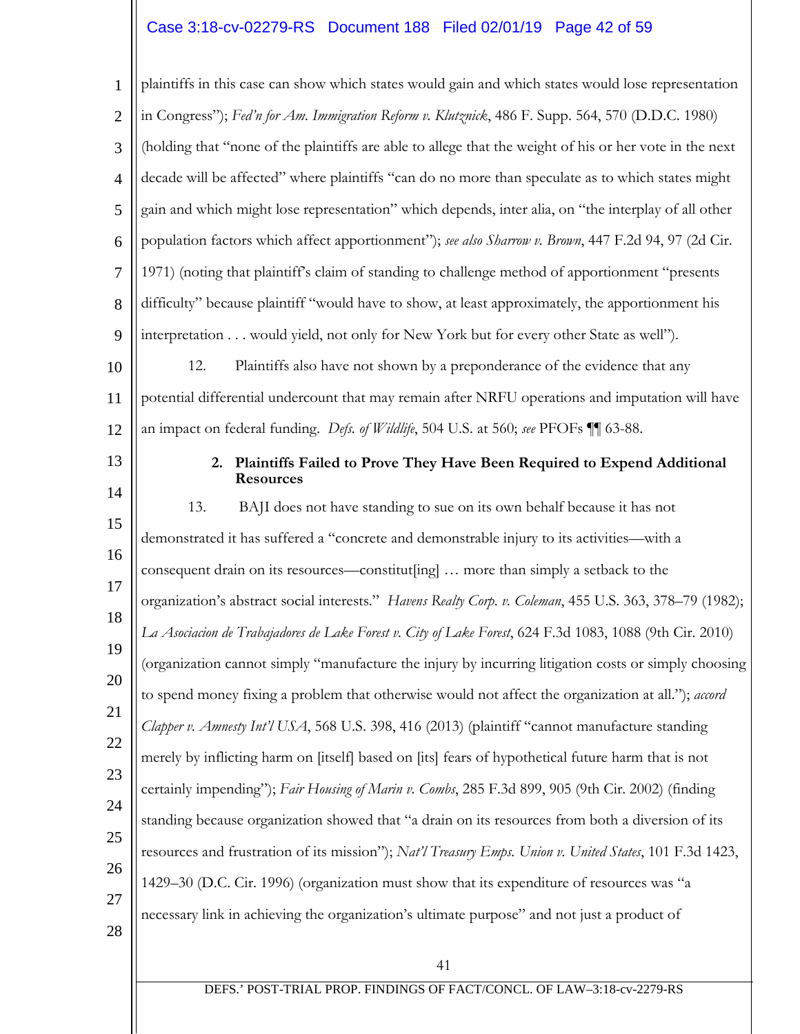plaintiffs in this case can show which states would gain and which states would lose representation in Congress"); *Fed'n for Am. Immigration Reform v. Klutznick*, 486 F. Supp. 564, 570 (D.D.C. 1980) (holding that "none of the plaintiffs are able to allege that the weight of his or her vote in the next decade will be affected" where plaintiffs "can do no more than speculate as to which states might gain and which might lose representation" which depends, inter alia, on "the interplay of all other population factors which affect apportionment"); *see also Sharrow v. Brown*, 447 F.2d 94, 97 (2d Cir. 1971) (noting that plaintiff's claim of standing to challenge method of apportionment "presents difficulty" because plaintiff "would have to show, at least approximately, the apportionment his interpretation . . . would yield, not only for New York but for every other State as well").

12. Plaintiffs also have not shown by a preponderance of the evidence that any potential differential undercount that may remain after NRFU operations and imputation will have an impact on federal funding. *Defs. of Wildlife*, 504 U.S. at 560; *see* PFOFs ¶¶ 63-88.

**2. Plaintiffs Failed to Prove They Have Been Required to Expend Additional Resources**

13. BAJI does not have standing to sue on its own behalf because it has not demonstrated it has suffered a "concrete and demonstrable injury to its activities—with a consequent drain on its resources—constitut[ing] … more than simply a setback to the organization's abstract social interests." *Havens Realty Corp. v. Coleman*, 455 U.S. 363, 378–79 (1982); *La Asociacion de Trabajadores de Lake Forest v. City of Lake Forest*, 624 F.3d 1083, 1088 (9th Cir. 2010) (organization cannot simply "manufacture the injury by incurring litigation costs or simply choosing to spend money fixing a problem that otherwise would not affect the organization at all."); *accord Clapper v. Amnesty Int'l USA*, 568 U.S. 398, 416 (2013) (plaintiff "cannot manufacture standing merely by inflicting harm on [itself] based on [its] fears of hypothetical future harm that is not certainly impending"); *Fair Housing of Marin v. Combs*, 285 F.3d 899, 905 (9th Cir. 2002) (finding standing because organization showed that "a drain on its resources from both a diversion of its resources and frustration of its mission"); *Nat'l Treasury Emps. Union v. United States*, 101 F.3d 1423, 1429–30 (D.C. Cir. 1996) (organization must show that its expenditure of resources was "a necessary link in achieving the organization's ultimate purpose" and not just a product of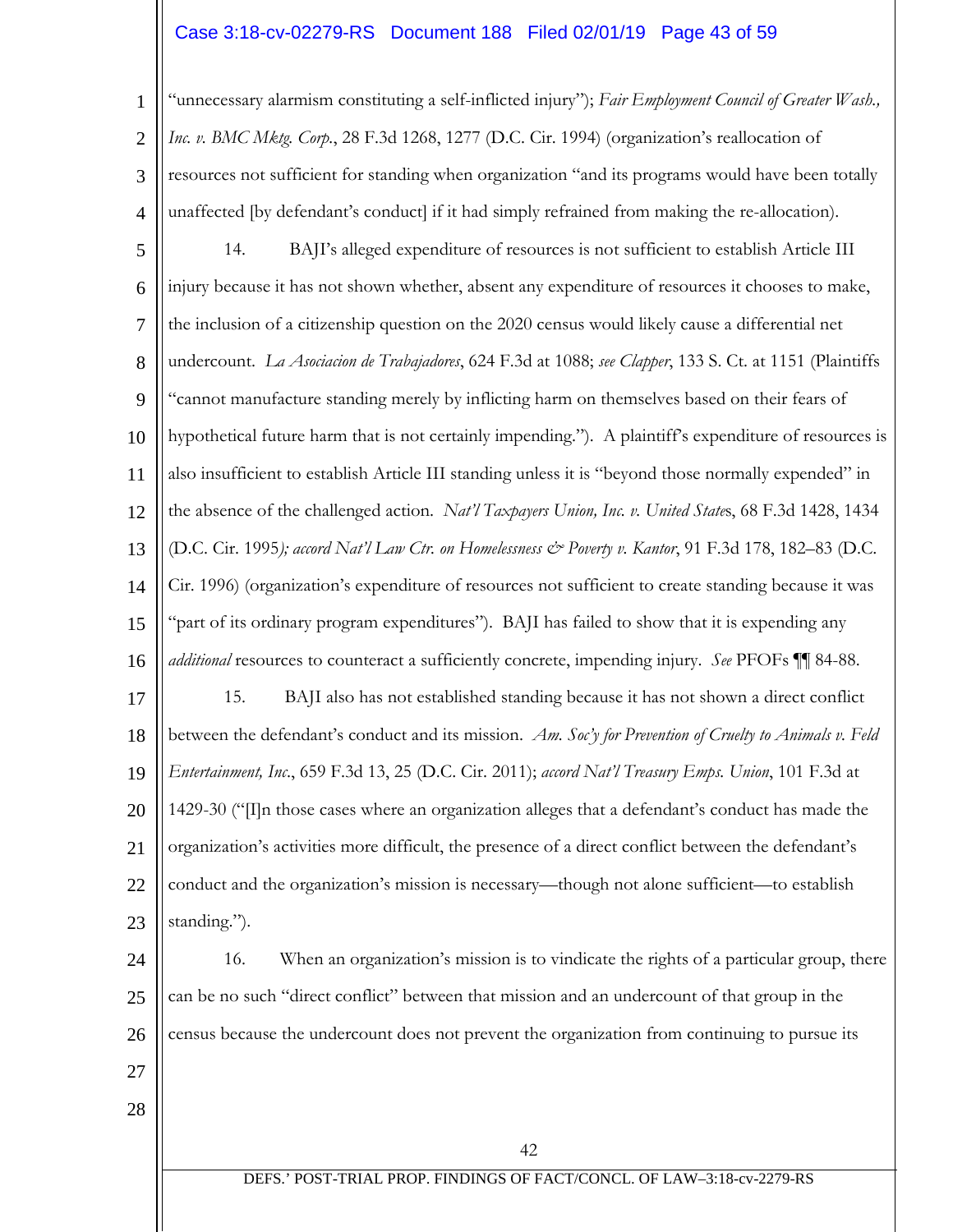"unnecessary alarmism constituting a self-inflicted injury"); *Fair Employment Council of Greater Wash., Inc. v. BMC Mktg. Corp.*, 28 F.3d 1268, 1277 (D.C. Cir. 1994) (organization's reallocation of resources not sufficient for standing when organization "and its programs would have been totally unaffected [by defendant's conduct] if it had simply refrained from making the re-allocation).

14. BAJI's alleged expenditure of resources is not sufficient to establish Article III injury because it has not shown whether, absent any expenditure of resources it chooses to make, the inclusion of a citizenship question on the 2020 census would likely cause a differential net undercount. *La Asociacion de Trabajadores*, 624 F.3d at 1088; *see Clapper*, 133 S. Ct. at 1151 (Plaintiffs "cannot manufacture standing merely by inflicting harm on themselves based on their fears of hypothetical future harm that is not certainly impending."). A plaintiff's expenditure of resources is also insufficient to establish Article III standing unless it is "beyond those normally expended" in the absence of the challenged action. *Nat'l Taxpayers Union, Inc. v. United States*, 68 F.3d 1428, 1434 (D.C. Cir. 1995*); accord Nat'l Law Ctr. on Homelessness & Poverty v. Kantor*, 91 F.3d 178, 182–83 (D.C. Cir. 1996) (organization's expenditure of resources not sufficient to create standing because it was "part of its ordinary program expenditures"). BAJI has failed to show that it is expending any *additional* resources to counteract a sufficiently concrete, impending injury. *See* PFOFs ¶¶ 84-88.

15. BAJI also has not established standing because it has not shown a direct conflict between the defendant's conduct and its mission. *Am. Soc'y for Prevention of Cruelty to Animals v. Feld Entertainment, Inc.*, 659 F.3d 13, 25 (D.C. Cir. 2011); *accord Nat'l Treasury Emps. Union*, 101 F.3d at 1429-30 ("[I]n those cases where an organization alleges that a defendant's conduct has made the organization's activities more difficult, the presence of a direct conflict between the defendant's conduct and the organization's mission is necessary—though not alone sufficient—to establish standing.").

16. When an organization's mission is to vindicate the rights of a particular group, there can be no such "direct conflict" between that mission and an undercount of that group in the census because the undercount does not prevent the organization from continuing to pursue its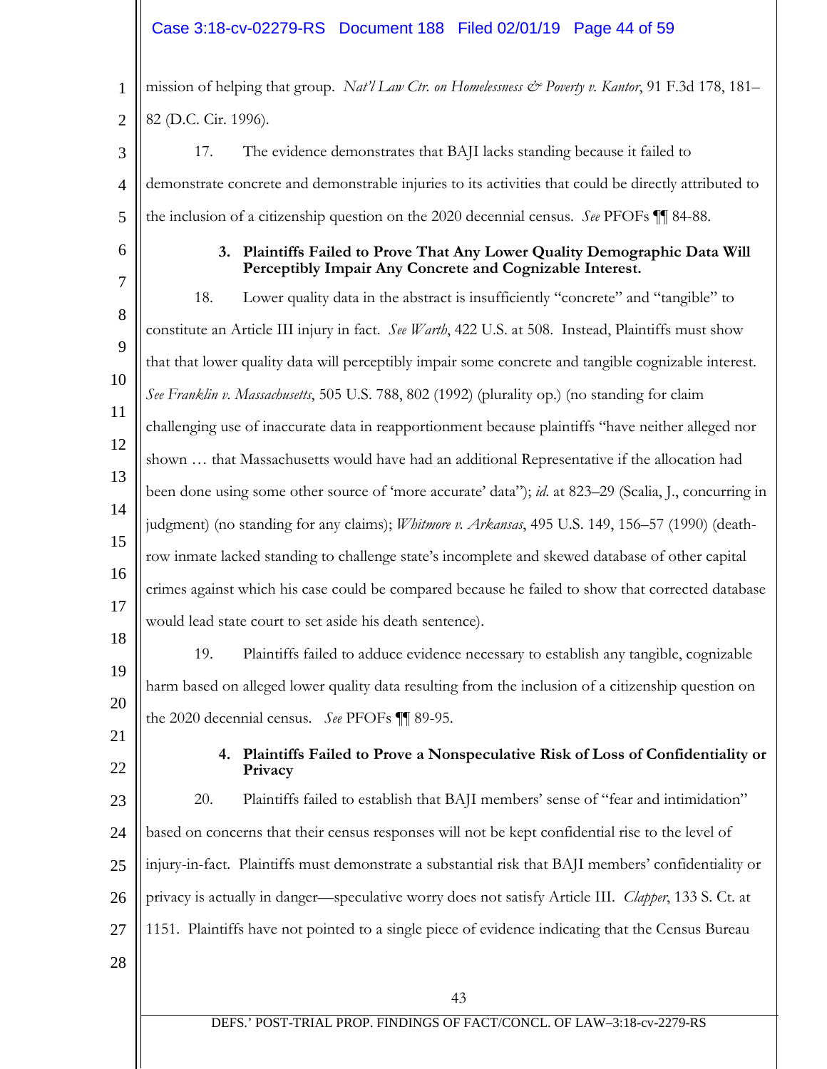mission of helping that group. *Nat'l Law Ctr. on Homelessness & Poverty v. Kantor*, 91 F.3d 178, 181–82 (D.C. Cir. 1996).

17. The evidence demonstrates that BAJI lacks standing because it failed to demonstrate concrete and demonstrable injuries to its activities that could be directly attributed to the inclusion of a citizenship question on the 2020 decennial census. *See* PFOFs ¶¶ 84-88.

**3. Plaintiffs Failed to Prove That Any Lower Quality Demographic Data Will Perceptibly Impair Any Concrete and Cognizable Interest.**

18. Lower quality data in the abstract is insufficiently "concrete" and "tangible" to constitute an Article III injury in fact. *See Warth*, 422 U.S. at 508. Instead, Plaintiffs must show that that lower quality data will perceptibly impair some concrete and tangible cognizable interest. *See Franklin v. Massachusetts*, 505 U.S. 788, 802 (1992) (plurality op.) (no standing for claim challenging use of inaccurate data in reapportionment because plaintiffs "have neither alleged nor shown … that Massachusetts would have had an additional Representative if the allocation had been done using some other source of 'more accurate' data"); *id.* at 823–29 (Scalia, J., concurring in judgment) (no standing for any claims); *Whitmore v. Arkansas*, 495 U.S. 149, 156–57 (1990) (death-row inmate lacked standing to challenge state's incomplete and skewed database of other capital crimes against which his case could be compared because he failed to show that corrected database would lead state court to set aside his death sentence).

19. Plaintiffs failed to adduce evidence necessary to establish any tangible, cognizable harm based on alleged lower quality data resulting from the inclusion of a citizenship question on the 2020 decennial census. *See* PFOFs ¶¶ 89-95.

**4. Plaintiffs Failed to Prove a Nonspeculative Risk of Loss of Confidentiality or Privacy**

20. Plaintiffs failed to establish that BAJI members' sense of "fear and intimidation" based on concerns that their census responses will not be kept confidential rise to the level of injury-in-fact. Plaintiffs must demonstrate a substantial risk that BAJI members' confidentiality or privacy is actually in danger—speculative worry does not satisfy Article III. *Clapper*, 133 S. Ct. at 1151. Plaintiffs have not pointed to a single piece of evidence indicating that the Census Bureau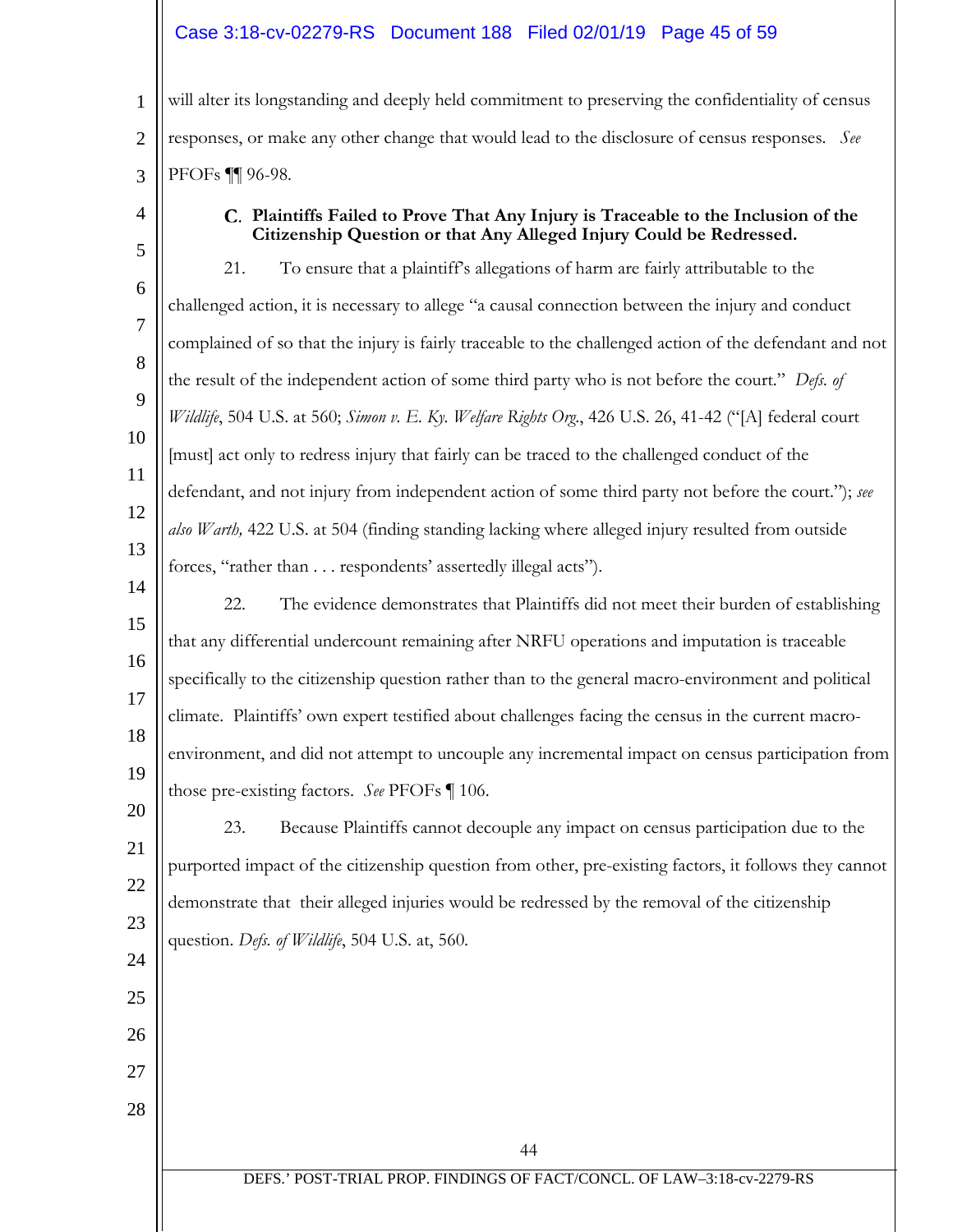will alter its longstanding and deeply held commitment to preserving the confidentiality of census responses, or make any other change that would lead to the disclosure of census responses. *See* PFOFs ¶¶ 96-98.

### C. Plaintiffs Failed to Prove That Any Injury is Traceable to the Inclusion of the Citizenship Question or that Any Alleged Injury Could be Redressed.

21. To ensure that a plaintiff's allegations of harm are fairly attributable to the challenged action, it is necessary to allege "a causal connection between the injury and conduct complained of so that the injury is fairly traceable to the challenged action of the defendant and not the result of the independent action of some third party who is not before the court." *Defs. of Wildlife*, 504 U.S. at 560; *Simon v. E. Ky. Welfare Rights Org.*, 426 U.S. 26, 41-42 ("[A] federal court [must] act only to redress injury that fairly can be traced to the challenged conduct of the defendant, and not injury from independent action of some third party not before the court."); *see also Warth,* 422 U.S. at 504 (finding standing lacking where alleged injury resulted from outside forces, "rather than . . . respondents' assertedly illegal acts").

22. The evidence demonstrates that Plaintiffs did not meet their burden of establishing that any differential undercount remaining after NRFU operations and imputation is traceable specifically to the citizenship question rather than to the general macro-environment and political climate. Plaintiffs' own expert testified about challenges facing the census in the current macro-environment, and did not attempt to uncouple any incremental impact on census participation from those pre-existing factors. *See* PFOFs ¶ 106.

23. Because Plaintiffs cannot decouple any impact on census participation due to the purported impact of the citizenship question from other, pre-existing factors, it follows they cannot demonstrate that their alleged injuries would be redressed by the removal of the citizenship question. *Defs. of Wildlife*, 504 U.S. at, 560.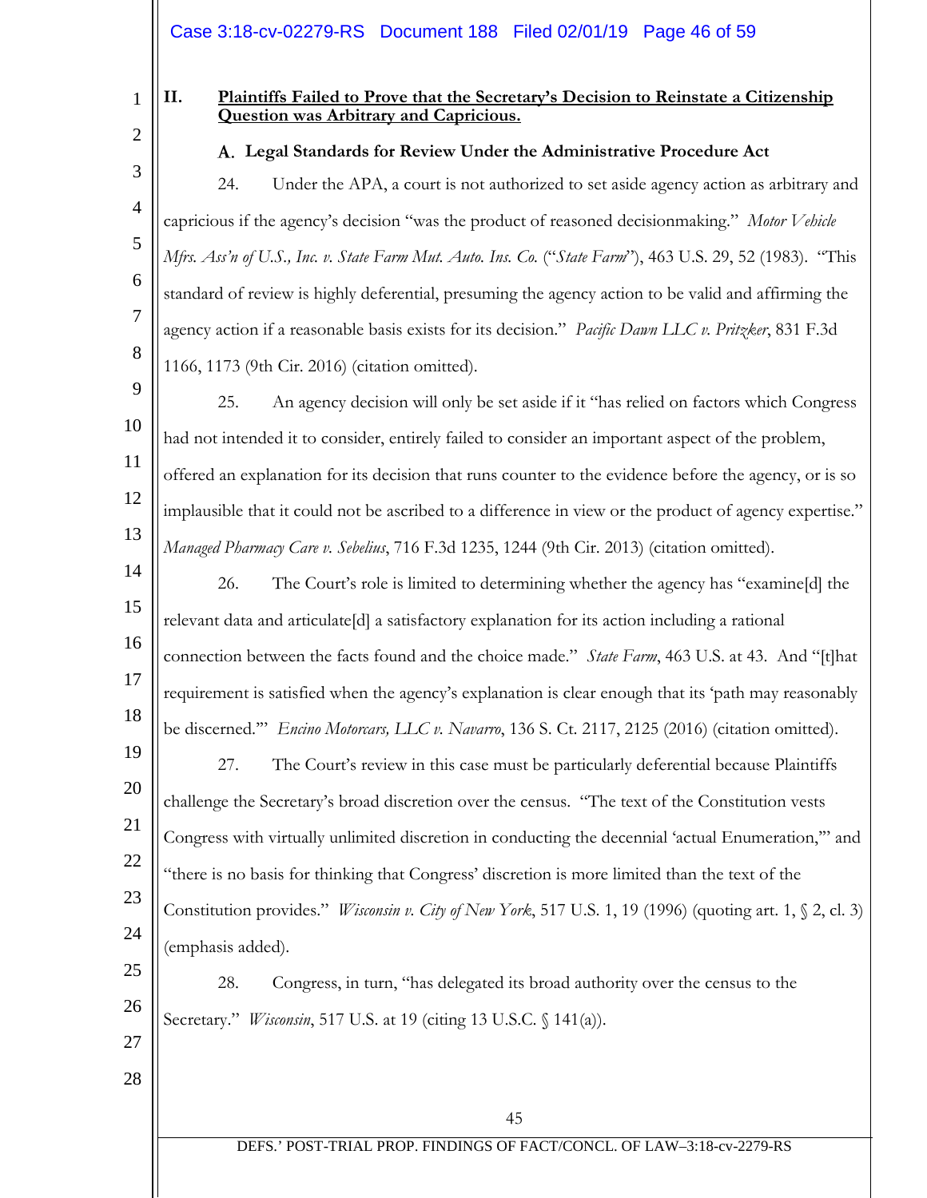## II. Plaintiffs Failed to Prove that the Secretary's Decision to Reinstate a Citizenship Question was Arbitrary and Capricious.

### A. Legal Standards for Review Under the Administrative Procedure Act

24. Under the APA, a court is not authorized to set aside agency action as arbitrary and capricious if the agency's decision "was the product of reasoned decisionmaking." *Motor Vehicle Mfrs. Ass'n of U.S., Inc. v. State Farm Mut. Auto. Ins. Co.* ("*State Farm*"), 463 U.S. 29, 52 (1983). "This standard of review is highly deferential, presuming the agency action to be valid and affirming the agency action if a reasonable basis exists for its decision." *Pacific Dawn LLC v. Pritzker*, 831 F.3d 1166, 1173 (9th Cir. 2016) (citation omitted).

25. An agency decision will only be set aside if it "has relied on factors which Congress had not intended it to consider, entirely failed to consider an important aspect of the problem, offered an explanation for its decision that runs counter to the evidence before the agency, or is so implausible that it could not be ascribed to a difference in view or the product of agency expertise." *Managed Pharmacy Care v. Sebelius*, 716 F.3d 1235, 1244 (9th Cir. 2013) (citation omitted).

26. The Court's role is limited to determining whether the agency has "examine[d] the relevant data and articulate[d] a satisfactory explanation for its action including a rational connection between the facts found and the choice made." *State Farm*, 463 U.S. at 43. And "[t]hat requirement is satisfied when the agency's explanation is clear enough that its 'path may reasonably be discerned.'" *Encino Motorcars, LLC v. Navarro*, 136 S. Ct. 2117, 2125 (2016) (citation omitted).

27. The Court's review in this case must be particularly deferential because Plaintiffs challenge the Secretary's broad discretion over the census. "The text of the Constitution vests Congress with virtually unlimited discretion in conducting the decennial 'actual Enumeration,'" and "there is no basis for thinking that Congress' discretion is more limited than the text of the Constitution provides." *Wisconsin v. City of New York*, 517 U.S. 1, 19 (1996) (quoting art. 1, § 2, cl. 3) (emphasis added).

28. Congress, in turn, "has delegated its broad authority over the census to the Secretary." *Wisconsin*, 517 U.S. at 19 (citing 13 U.S.C. § 141(a)).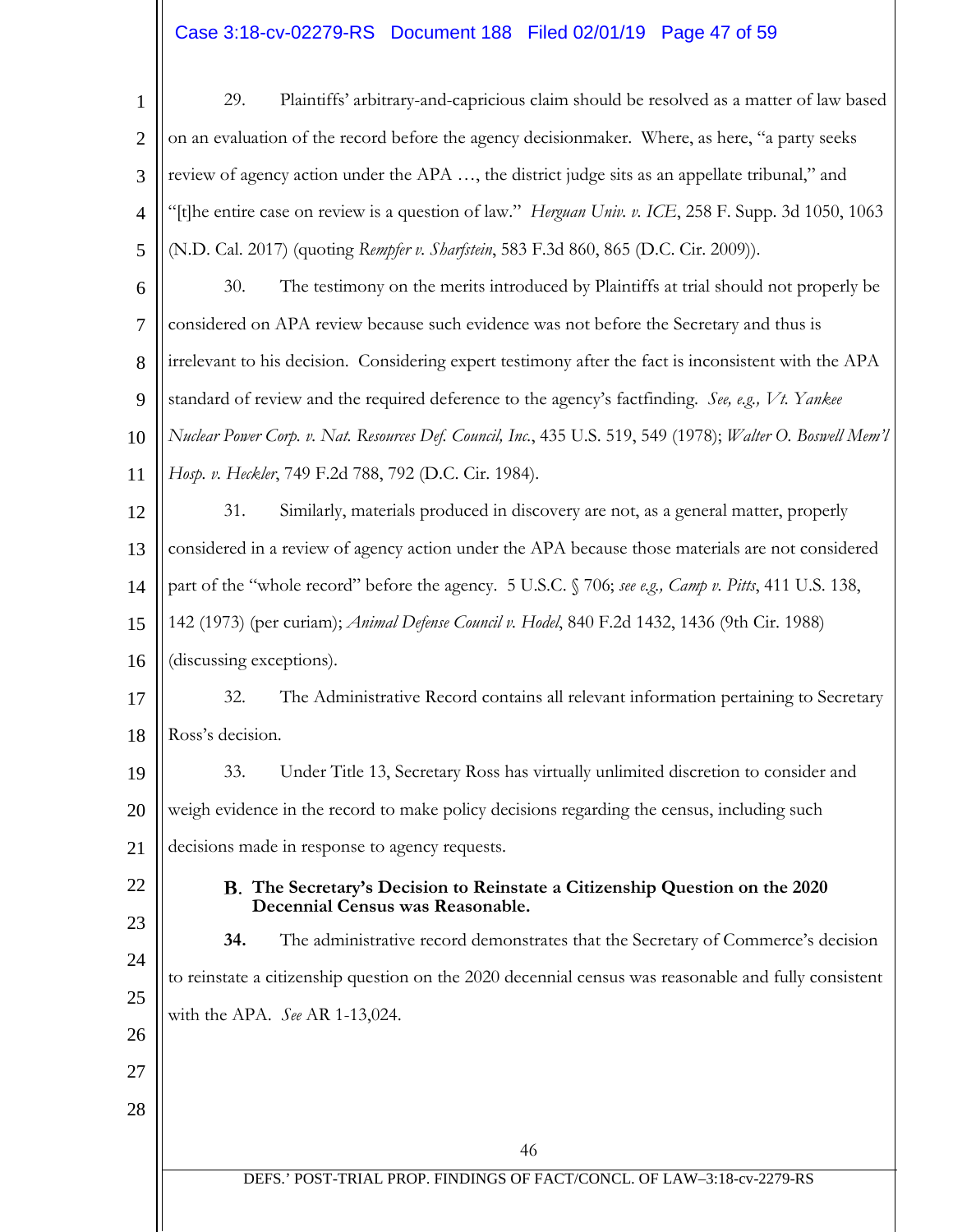29. Plaintiffs' arbitrary-and-capricious claim should be resolved as a matter of law based on an evaluation of the record before the agency decisionmaker. Where, as here, "a party seeks review of agency action under the APA …, the district judge sits as an appellate tribunal," and "[t]he entire case on review is a question of law." *Herguan Univ. v. ICE*, 258 F. Supp. 3d 1050, 1063 (N.D. Cal. 2017) (quoting *Rempfer v. Sharfstein*, 583 F.3d 860, 865 (D.C. Cir. 2009)).

30. The testimony on the merits introduced by Plaintiffs at trial should not properly be considered on APA review because such evidence was not before the Secretary and thus is irrelevant to his decision. Considering expert testimony after the fact is inconsistent with the APA standard of review and the required deference to the agency's factfinding. *See, e.g., Vt. Yankee Nuclear Power Corp. v. Nat. Resources Def. Council, Inc.*, 435 U.S. 519, 549 (1978); *Walter O. Boswell Mem'l Hosp. v. Heckler*, 749 F.2d 788, 792 (D.C. Cir. 1984).

31. Similarly, materials produced in discovery are not, as a general matter, properly considered in a review of agency action under the APA because those materials are not considered part of the "whole record" before the agency. 5 U.S.C. § 706; *see e.g., Camp v. Pitts*, 411 U.S. 138, 142 (1973) (per curiam); *Animal Defense Council v. Hodel*, 840 F.2d 1432, 1436 (9th Cir. 1988) (discussing exceptions).

32. The Administrative Record contains all relevant information pertaining to Secretary Ross's decision.

33. Under Title 13, Secretary Ross has virtually unlimited discretion to consider and weigh evidence in the record to make policy decisions regarding the census, including such decisions made in response to agency requests.

### B. The Secretary's Decision to Reinstate a Citizenship Question on the 2020 Decennial Census was Reasonable.

**34.** The administrative record demonstrates that the Secretary of Commerce's decision to reinstate a citizenship question on the 2020 decennial census was reasonable and fully consistent with the APA. *See* AR 1-13,024.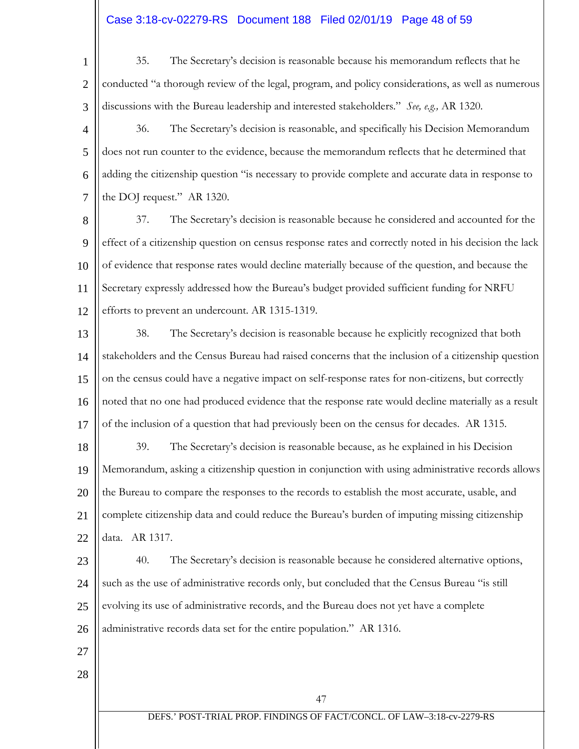35. The Secretary's decision is reasonable because his memorandum reflects that he conducted "a thorough review of the legal, program, and policy considerations, as well as numerous discussions with the Bureau leadership and interested stakeholders." *See, e.g.,* AR 1320.

36. The Secretary's decision is reasonable, and specifically his Decision Memorandum does not run counter to the evidence, because the memorandum reflects that he determined that adding the citizenship question "is necessary to provide complete and accurate data in response to the DOJ request." AR 1320.

37. The Secretary's decision is reasonable because he considered and accounted for the effect of a citizenship question on census response rates and correctly noted in his decision the lack of evidence that response rates would decline materially because of the question, and because the Secretary expressly addressed how the Bureau's budget provided sufficient funding for NRFU efforts to prevent an undercount. AR 1315-1319.

38. The Secretary's decision is reasonable because he explicitly recognized that both stakeholders and the Census Bureau had raised concerns that the inclusion of a citizenship question on the census could have a negative impact on self-response rates for non-citizens, but correctly noted that no one had produced evidence that the response rate would decline materially as a result of the inclusion of a question that had previously been on the census for decades. AR 1315.

39. The Secretary's decision is reasonable because, as he explained in his Decision Memorandum, asking a citizenship question in conjunction with using administrative records allows the Bureau to compare the responses to the records to establish the most accurate, usable, and complete citizenship data and could reduce the Bureau's burden of imputing missing citizenship data. AR 1317.

40. The Secretary's decision is reasonable because he considered alternative options, such as the use of administrative records only, but concluded that the Census Bureau "is still evolving its use of administrative records, and the Bureau does not yet have a complete administrative records data set for the entire population." AR 1316.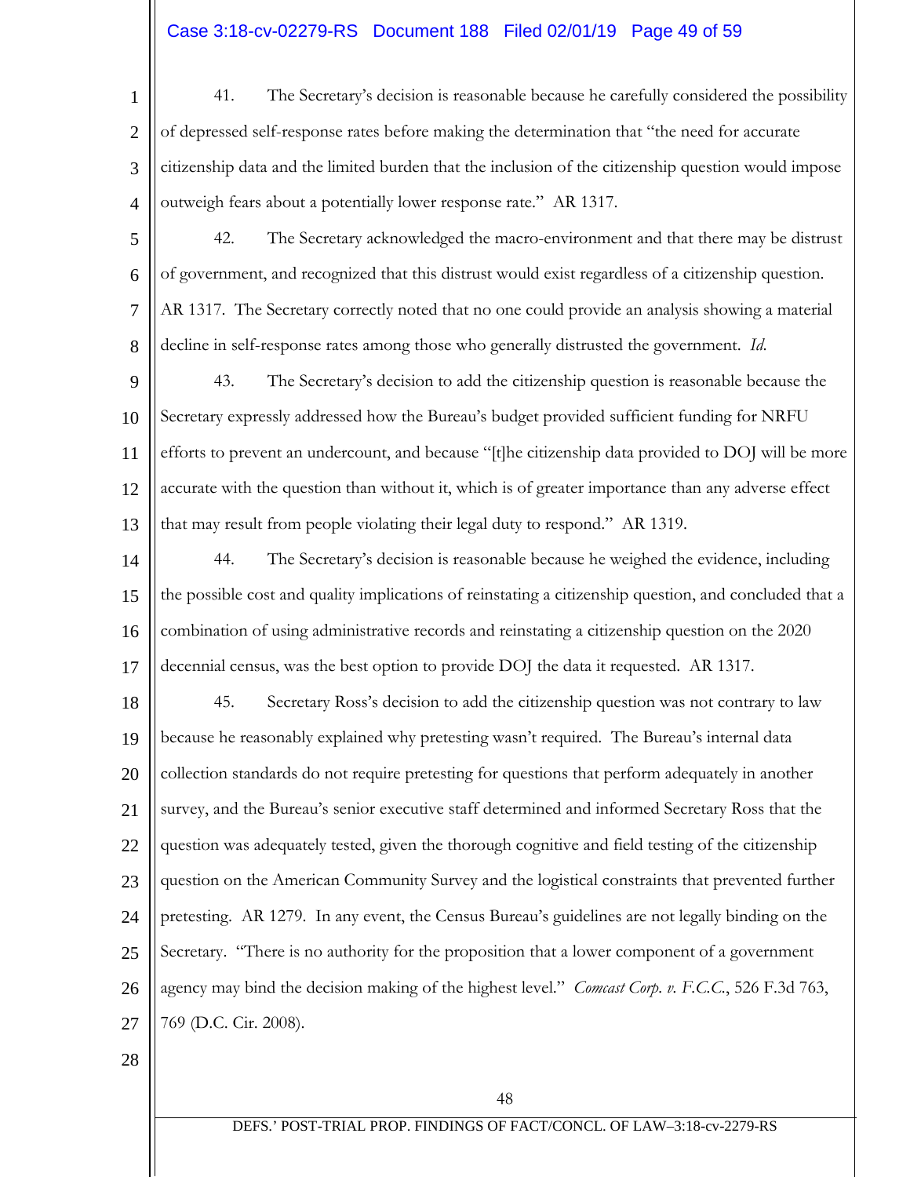41. The Secretary's decision is reasonable because he carefully considered the possibility of depressed self-response rates before making the determination that "the need for accurate citizenship data and the limited burden that the inclusion of the citizenship question would impose outweigh fears about a potentially lower response rate." AR 1317.

42. The Secretary acknowledged the macro-environment and that there may be distrust of government, and recognized that this distrust would exist regardless of a citizenship question. AR 1317. The Secretary correctly noted that no one could provide an analysis showing a material decline in self-response rates among those who generally distrusted the government. *Id.*

43. The Secretary's decision to add the citizenship question is reasonable because the Secretary expressly addressed how the Bureau's budget provided sufficient funding for NRFU efforts to prevent an undercount, and because "[t]he citizenship data provided to DOJ will be more accurate with the question than without it, which is of greater importance than any adverse effect that may result from people violating their legal duty to respond." AR 1319.

44. The Secretary's decision is reasonable because he weighed the evidence, including the possible cost and quality implications of reinstating a citizenship question, and concluded that a combination of using administrative records and reinstating a citizenship question on the 2020 decennial census, was the best option to provide DOJ the data it requested. AR 1317.

45. Secretary Ross's decision to add the citizenship question was not contrary to law because he reasonably explained why pretesting wasn't required. The Bureau's internal data collection standards do not require pretesting for questions that perform adequately in another survey, and the Bureau's senior executive staff determined and informed Secretary Ross that the question was adequately tested, given the thorough cognitive and field testing of the citizenship question on the American Community Survey and the logistical constraints that prevented further pretesting. AR 1279. In any event, the Census Bureau's guidelines are not legally binding on the Secretary. "There is no authority for the proposition that a lower component of a government agency may bind the decision making of the highest level." *Comcast Corp. v. F.C.C.*, 526 F.3d 763, 769 (D.C. Cir. 2008).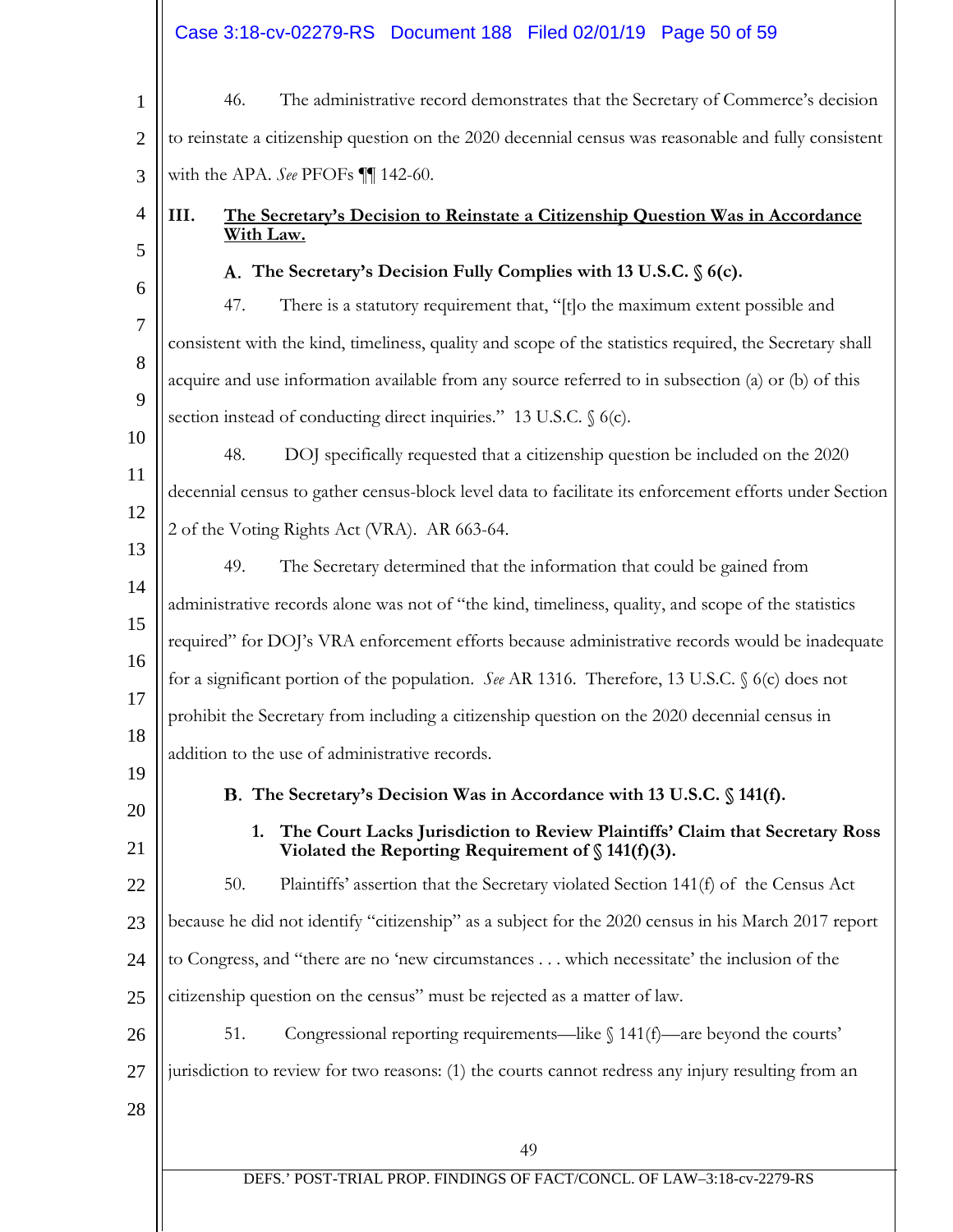46. The administrative record demonstrates that the Secretary of Commerce's decision to reinstate a citizenship question on the 2020 decennial census was reasonable and fully consistent with the APA. *See* PFOFs ¶¶ 142-60.

## III. The Secretary's Decision to Reinstate a Citizenship Question Was in Accordance With Law.

### A. The Secretary's Decision Fully Complies with 13 U.S.C. § 6(c).

47. There is a statutory requirement that, "[t]o the maximum extent possible and consistent with the kind, timeliness, quality and scope of the statistics required, the Secretary shall acquire and use information available from any source referred to in subsection (a) or (b) of this section instead of conducting direct inquiries." 13 U.S.C. § 6(c).

48. DOJ specifically requested that a citizenship question be included on the 2020 decennial census to gather census-block level data to facilitate its enforcement efforts under Section 2 of the Voting Rights Act (VRA). AR 663-64.

49. The Secretary determined that the information that could be gained from administrative records alone was not of "the kind, timeliness, quality, and scope of the statistics required" for DOJ's VRA enforcement efforts because administrative records would be inadequate for a significant portion of the population. *See* AR 1316. Therefore, 13 U.S.C. § 6(c) does not prohibit the Secretary from including a citizenship question on the 2020 decennial census in addition to the use of administrative records.

### B. The Secretary's Decision Was in Accordance with 13 U.S.C. § 141(f).

#### 1. The Court Lacks Jurisdiction to Review Plaintiffs' Claim that Secretary Ross Violated the Reporting Requirement of § 141(f)(3).

50. Plaintiffs' assertion that the Secretary violated Section 141(f) of the Census Act because he did not identify "citizenship" as a subject for the 2020 census in his March 2017 report to Congress, and "there are no 'new circumstances . . . which necessitate' the inclusion of the citizenship question on the census" must be rejected as a matter of law.

51. Congressional reporting requirements—like § 141(f)—are beyond the courts' jurisdiction to review for two reasons: (1) the courts cannot redress any injury resulting from an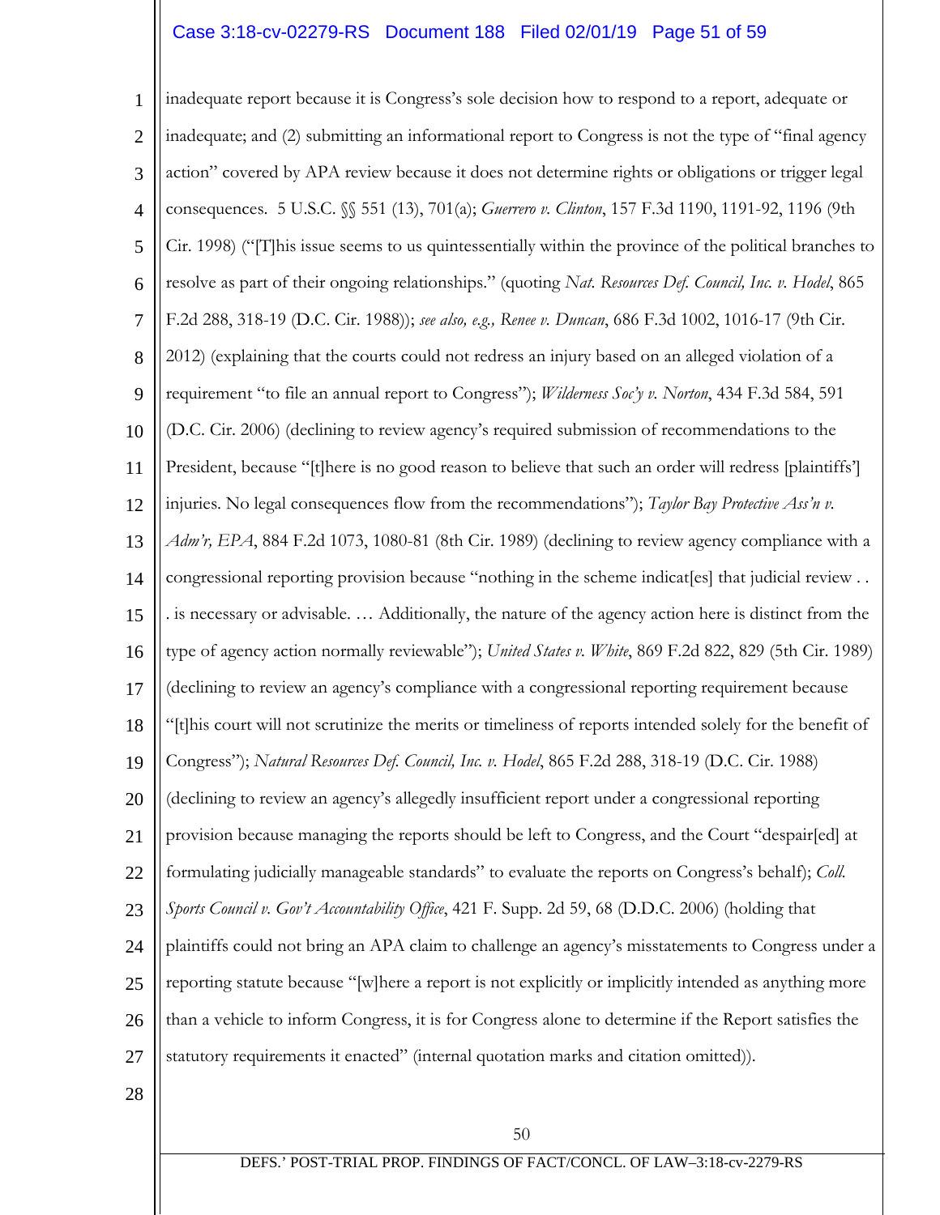inadequate report because it is Congress's sole decision how to respond to a report, adequate or inadequate; and (2) submitting an informational report to Congress is not the type of "final agency action" covered by APA review because it does not determine rights or obligations or trigger legal consequences. 5 U.S.C. §§ 551 (13), 701(a); *Guerrero v. Clinton*, 157 F.3d 1190, 1191-92, 1196 (9th Cir. 1998) ("[T]his issue seems to us quintessentially within the province of the political branches to resolve as part of their ongoing relationships." (quoting *Nat. Resources Def. Council, Inc. v. Hodel*, 865 F.2d 288, 318-19 (D.C. Cir. 1988)); *see also, e.g., Renee v. Duncan*, 686 F.3d 1002, 1016-17 (9th Cir. 2012) (explaining that the courts could not redress an injury based on an alleged violation of a requirement "to file an annual report to Congress"); *Wilderness Soc'y v. Norton*, 434 F.3d 584, 591 (D.C. Cir. 2006) (declining to review agency's required submission of recommendations to the President, because "[t]here is no good reason to believe that such an order will redress [plaintiffs'] injuries. No legal consequences flow from the recommendations"); *Taylor Bay Protective Ass'n v. Adm'r, EPA*, 884 F.2d 1073, 1080-81 (8th Cir. 1989) (declining to review agency compliance with a congressional reporting provision because "nothing in the scheme indicat[es] that judicial review . . . is necessary or advisable. … Additionally, the nature of the agency action here is distinct from the type of agency action normally reviewable"); *United States v. White*, 869 F.2d 822, 829 (5th Cir. 1989) (declining to review an agency's compliance with a congressional reporting requirement because "[t]his court will not scrutinize the merits or timeliness of reports intended solely for the benefit of Congress"); *Natural Resources Def. Council, Inc. v. Hodel*, 865 F.2d 288, 318-19 (D.C. Cir. 1988) (declining to review an agency's allegedly insufficient report under a congressional reporting provision because managing the reports should be left to Congress, and the Court "despair[ed] at formulating judicially manageable standards" to evaluate the reports on Congress's behalf); *Coll. Sports Council v. Gov't Accountability Office*, 421 F. Supp. 2d 59, 68 (D.D.C. 2006) (holding that plaintiffs could not bring an APA claim to challenge an agency's misstatements to Congress under a reporting statute because "[w]here a report is not explicitly or implicitly intended as anything more than a vehicle to inform Congress, it is for Congress alone to determine if the Report satisfies the statutory requirements it enacted" (internal quotation marks and citation omitted)).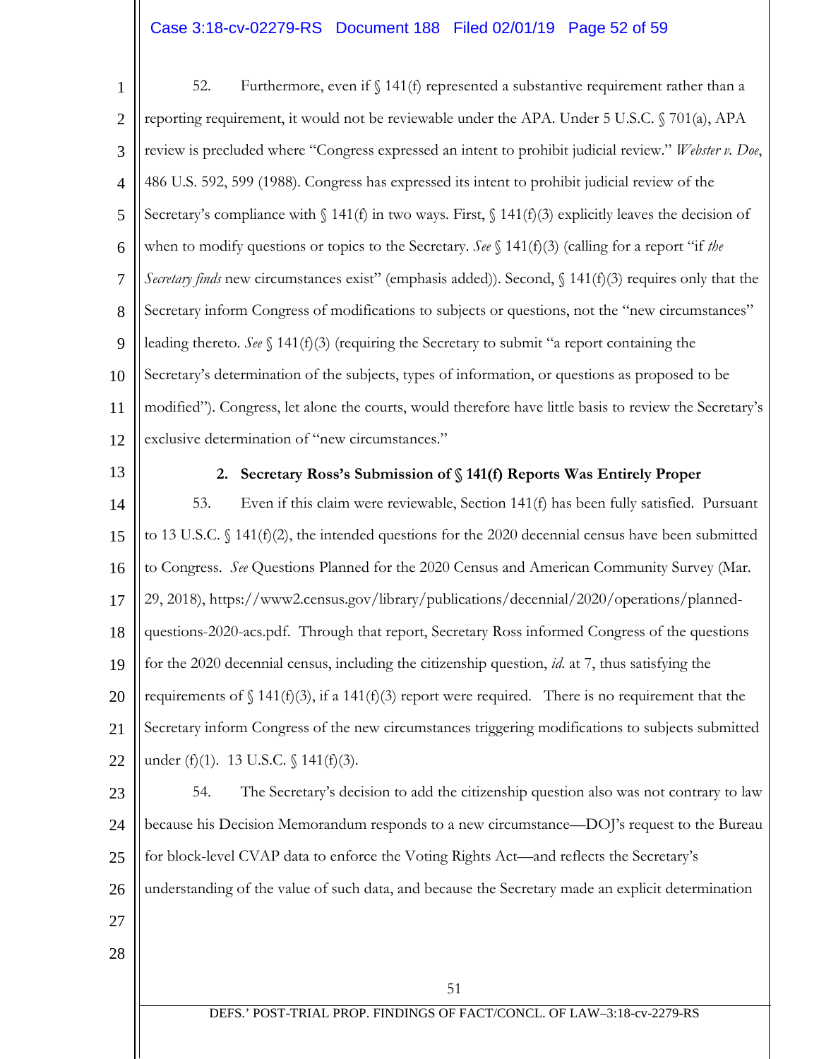52. Furthermore, even if § 141(f) represented a substantive requirement rather than a reporting requirement, it would not be reviewable under the APA. Under 5 U.S.C. § 701(a), APA review is precluded where "Congress expressed an intent to prohibit judicial review." *Webster v. Doe*, 486 U.S. 592, 599 (1988). Congress has expressed its intent to prohibit judicial review of the Secretary's compliance with § 141(f) in two ways. First, § 141(f)(3) explicitly leaves the decision of when to modify questions or topics to the Secretary. *See* § 141(f)(3) (calling for a report "if *the Secretary finds* new circumstances exist" (emphasis added)). Second, § 141(f)(3) requires only that the Secretary inform Congress of modifications to subjects or questions, not the "new circumstances" leading thereto. *See* § 141(f)(3) (requiring the Secretary to submit "a report containing the Secretary's determination of the subjects, types of information, or questions as proposed to be modified"). Congress, let alone the courts, would therefore have little basis to review the Secretary's exclusive determination of "new circumstances."

**2. Secretary Ross's Submission of § 141(f) Reports Was Entirely Proper**

53. Even if this claim were reviewable, Section 141(f) has been fully satisfied. Pursuant to 13 U.S.C. § 141(f)(2), the intended questions for the 2020 decennial census have been submitted to Congress. *See* Questions Planned for the 2020 Census and American Community Survey (Mar. 29, 2018), https://www2.census.gov/library/publications/decennial/2020/operations/planned-questions-2020-acs.pdf. Through that report, Secretary Ross informed Congress of the questions for the 2020 decennial census, including the citizenship question, *id.* at 7, thus satisfying the requirements of § 141(f)(3), if a 141(f)(3) report were required. There is no requirement that the Secretary inform Congress of the new circumstances triggering modifications to subjects submitted under (f)(1). 13 U.S.C. § 141(f)(3).

54. The Secretary's decision to add the citizenship question also was not contrary to law because his Decision Memorandum responds to a new circumstance—DOJ's request to the Bureau for block-level CVAP data to enforce the Voting Rights Act—and reflects the Secretary's understanding of the value of such data, and because the Secretary made an explicit determination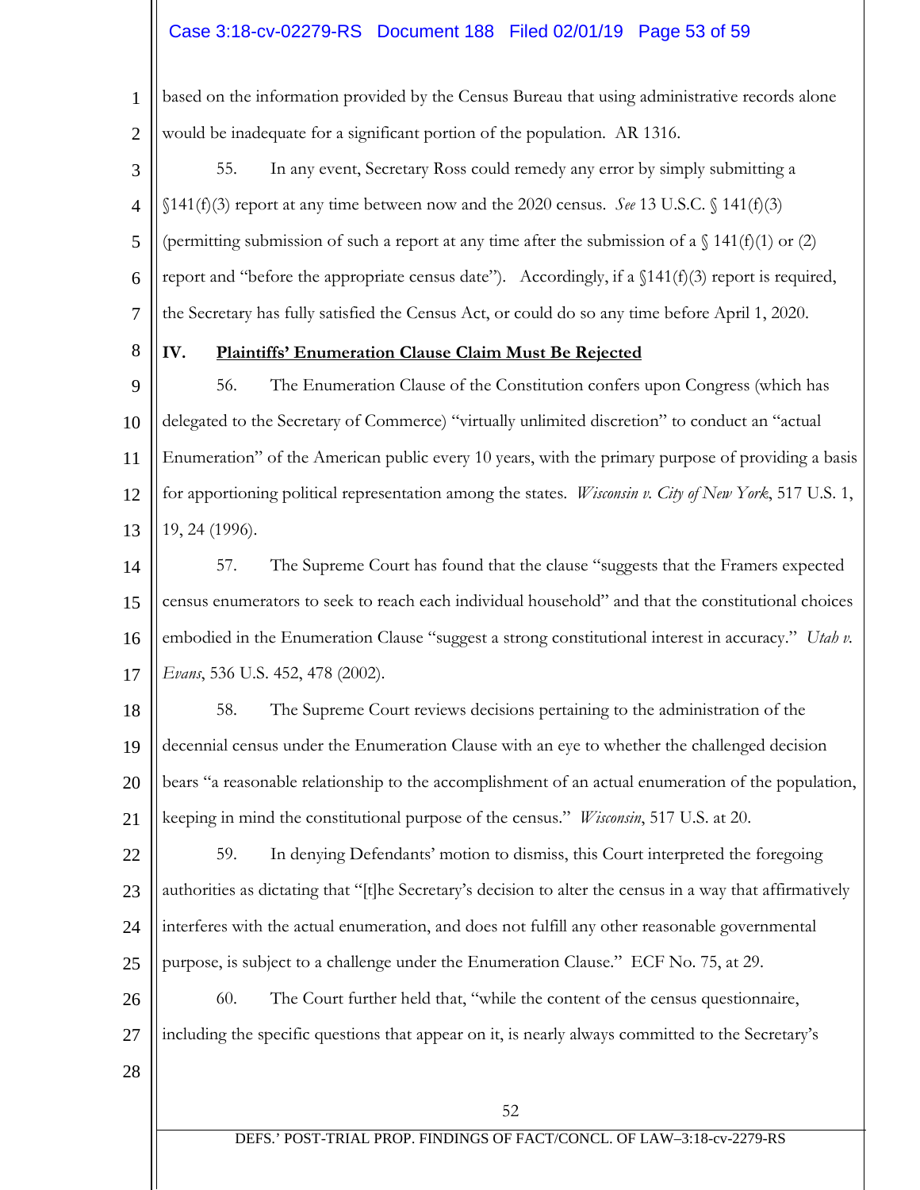based on the information provided by the Census Bureau that using administrative records alone would be inadequate for a significant portion of the population. AR 1316.

55. In any event, Secretary Ross could remedy any error by simply submitting a §141(f)(3) report at any time between now and the 2020 census. *See* 13 U.S.C. § 141(f)(3) (permitting submission of such a report at any time after the submission of a § 141(f)(1) or (2) report and "before the appropriate census date"). Accordingly, if a §141(f)(3) report is required, the Secretary has fully satisfied the Census Act, or could do so any time before April 1, 2020.

## IV. Plaintiffs' Enumeration Clause Claim Must Be Rejected

56. The Enumeration Clause of the Constitution confers upon Congress (which has delegated to the Secretary of Commerce) "virtually unlimited discretion" to conduct an "actual Enumeration" of the American public every 10 years, with the primary purpose of providing a basis for apportioning political representation among the states. *Wisconsin v. City of New York*, 517 U.S. 1, 19, 24 (1996).

57. The Supreme Court has found that the clause "suggests that the Framers expected census enumerators to seek to reach each individual household" and that the constitutional choices embodied in the Enumeration Clause "suggest a strong constitutional interest in accuracy." *Utah v. Evans*, 536 U.S. 452, 478 (2002).

58. The Supreme Court reviews decisions pertaining to the administration of the decennial census under the Enumeration Clause with an eye to whether the challenged decision bears "a reasonable relationship to the accomplishment of an actual enumeration of the population, keeping in mind the constitutional purpose of the census." *Wisconsin*, 517 U.S. at 20.

59. In denying Defendants' motion to dismiss, this Court interpreted the foregoing authorities as dictating that "[t]he Secretary's decision to alter the census in a way that affirmatively interferes with the actual enumeration, and does not fulfill any other reasonable governmental purpose, is subject to a challenge under the Enumeration Clause." ECF No. 75, at 29.

60. The Court further held that, "while the content of the census questionnaire, including the specific questions that appear on it, is nearly always committed to the Secretary's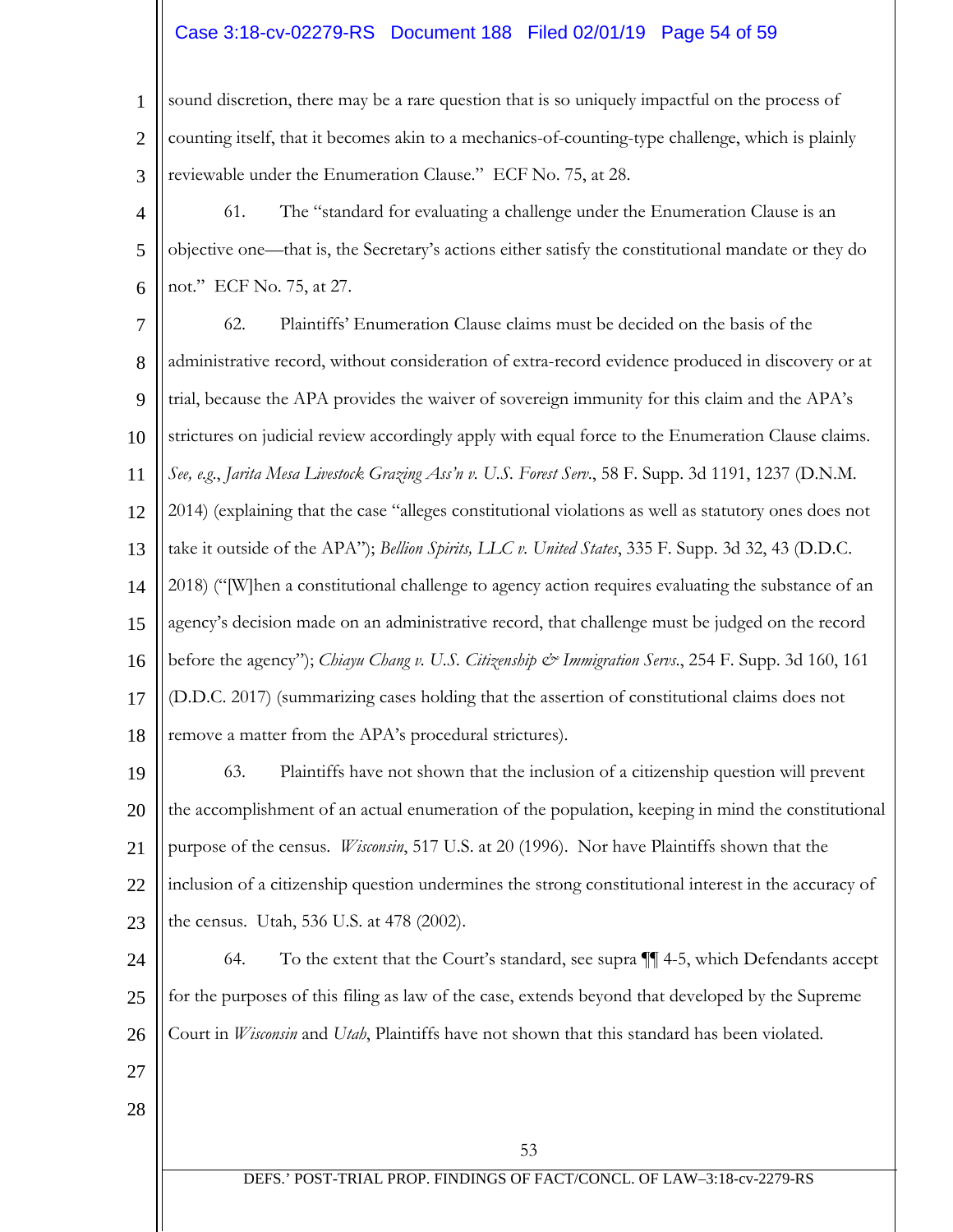sound discretion, there may be a rare question that is so uniquely impactful on the process of counting itself, that it becomes akin to a mechanics-of-counting-type challenge, which is plainly reviewable under the Enumeration Clause." ECF No. 75, at 28.

61. The "standard for evaluating a challenge under the Enumeration Clause is an objective one—that is, the Secretary's actions either satisfy the constitutional mandate or they do not." ECF No. 75, at 27.

62. Plaintiffs' Enumeration Clause claims must be decided on the basis of the administrative record, without consideration of extra-record evidence produced in discovery or at trial, because the APA provides the waiver of sovereign immunity for this claim and the APA's strictures on judicial review accordingly apply with equal force to the Enumeration Clause claims. *See, e.g.*, *Jarita Mesa Livestock Grazing Ass'n v. U.S. Forest Serv.*, 58 F. Supp. 3d 1191, 1237 (D.N.M. 2014) (explaining that the case "alleges constitutional violations as well as statutory ones does not take it outside of the APA"); *Bellion Spirits, LLC v. United States*, 335 F. Supp. 3d 32, 43 (D.D.C. 2018) ("[W]hen a constitutional challenge to agency action requires evaluating the substance of an agency's decision made on an administrative record, that challenge must be judged on the record before the agency"); *Chiayu Chang v. U.S. Citizenship & Immigration Servs.*, 254 F. Supp. 3d 160, 161 (D.D.C. 2017) (summarizing cases holding that the assertion of constitutional claims does not remove a matter from the APA's procedural strictures).

63. Plaintiffs have not shown that the inclusion of a citizenship question will prevent the accomplishment of an actual enumeration of the population, keeping in mind the constitutional purpose of the census. *Wisconsin*, 517 U.S. at 20 (1996). Nor have Plaintiffs shown that the inclusion of a citizenship question undermines the strong constitutional interest in the accuracy of the census. Utah, 536 U.S. at 478 (2002).

64. To the extent that the Court's standard, see supra ¶¶ 4-5, which Defendants accept for the purposes of this filing as law of the case, extends beyond that developed by the Supreme Court in *Wisconsin* and *Utah*, Plaintiffs have not shown that this standard has been violated.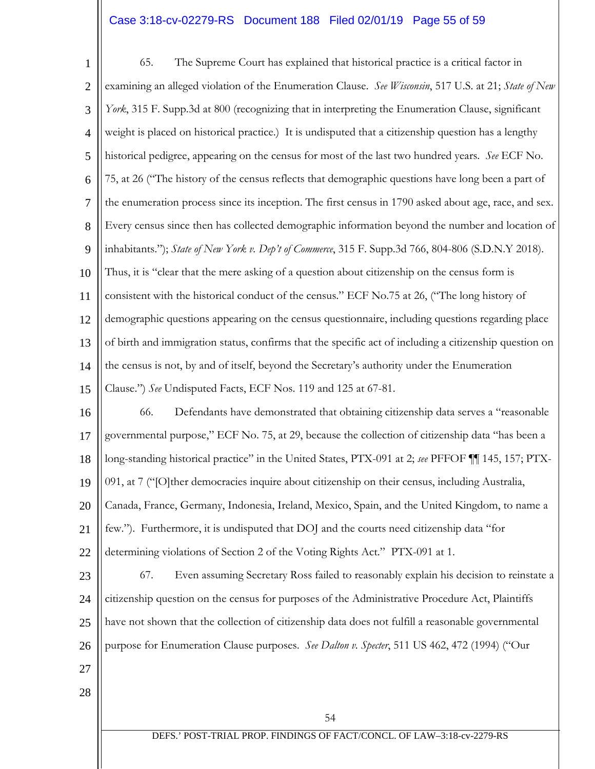65. The Supreme Court has explained that historical practice is a critical factor in examining an alleged violation of the Enumeration Clause. *See Wisconsin*, 517 U.S. at 21; *State of New York*, 315 F. Supp.3d at 800 (recognizing that in interpreting the Enumeration Clause, significant weight is placed on historical practice.) It is undisputed that a citizenship question has a lengthy historical pedigree, appearing on the census for most of the last two hundred years. *See* ECF No. 75, at 26 ("The history of the census reflects that demographic questions have long been a part of the enumeration process since its inception. The first census in 1790 asked about age, race, and sex. Every census since then has collected demographic information beyond the number and location of inhabitants."); *State of New York v. Dep't of Commerce*, 315 F. Supp.3d 766, 804-806 (S.D.N.Y 2018). Thus, it is "clear that the mere asking of a question about citizenship on the census form is consistent with the historical conduct of the census." ECF No.75 at 26, ("The long history of demographic questions appearing on the census questionnaire, including questions regarding place of birth and immigration status, confirms that the specific act of including a citizenship question on the census is not, by and of itself, beyond the Secretary's authority under the Enumeration Clause.") *See* Undisputed Facts, ECF Nos. 119 and 125 at 67-81.

66. Defendants have demonstrated that obtaining citizenship data serves a "reasonable governmental purpose," ECF No. 75, at 29, because the collection of citizenship data "has been a long-standing historical practice" in the United States, PTX-091 at 2; *see* PFFOF ¶¶ 145, 157; PTX-091, at 7 ("[O]ther democracies inquire about citizenship on their census, including Australia, Canada, France, Germany, Indonesia, Ireland, Mexico, Spain, and the United Kingdom, to name a few."). Furthermore, it is undisputed that DOJ and the courts need citizenship data "for determining violations of Section 2 of the Voting Rights Act." PTX-091 at 1.

67. Even assuming Secretary Ross failed to reasonably explain his decision to reinstate a citizenship question on the census for purposes of the Administrative Procedure Act, Plaintiffs have not shown that the collection of citizenship data does not fulfill a reasonable governmental purpose for Enumeration Clause purposes. *See Dalton v. Specter*, 511 US 462, 472 (1994) ("Our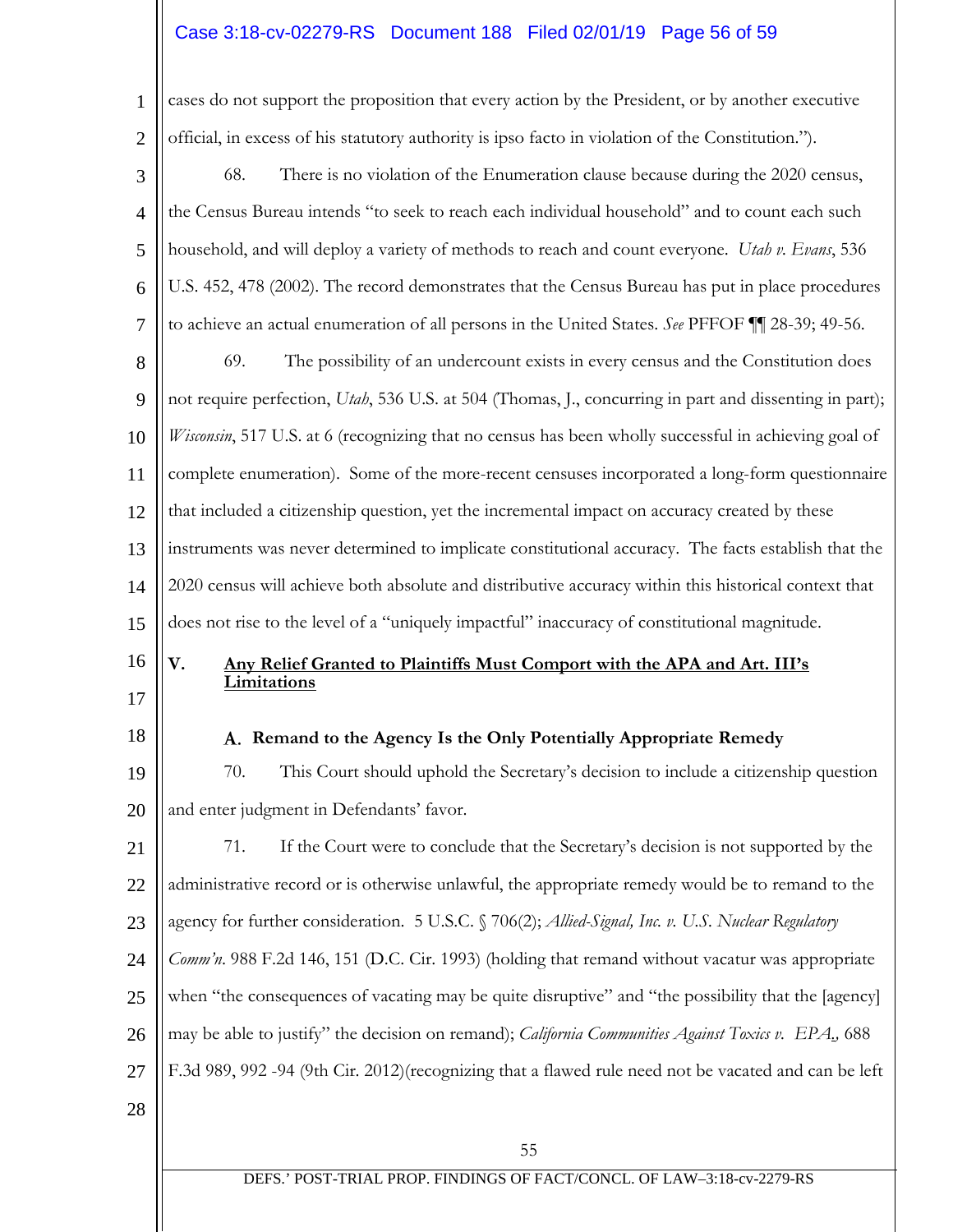cases do not support the proposition that every action by the President, or by another executive official, in excess of his statutory authority is ipso facto in violation of the Constitution.").

68. There is no violation of the Enumeration clause because during the 2020 census, the Census Bureau intends "to seek to reach each individual household" and to count each such household, and will deploy a variety of methods to reach and count everyone. *Utah v. Evans*, 536 U.S. 452, 478 (2002). The record demonstrates that the Census Bureau has put in place procedures to achieve an actual enumeration of all persons in the United States. *See* PFFOF ¶¶ 28-39; 49-56.

69. The possibility of an undercount exists in every census and the Constitution does not require perfection, *Utah*, 536 U.S. at 504 (Thomas, J., concurring in part and dissenting in part); *Wisconsin*, 517 U.S. at 6 (recognizing that no census has been wholly successful in achieving goal of complete enumeration). Some of the more-recent censuses incorporated a long-form questionnaire that included a citizenship question, yet the incremental impact on accuracy created by these instruments was never determined to implicate constitutional accuracy. The facts establish that the 2020 census will achieve both absolute and distributive accuracy within this historical context that does not rise to the level of a "uniquely impactful" inaccuracy of constitutional magnitude.

## V. Any Relief Granted to Plaintiffs Must Comport with the APA and Art. III's Limitations

### A. Remand to the Agency Is the Only Potentially Appropriate Remedy

70. This Court should uphold the Secretary's decision to include a citizenship question and enter judgment in Defendants' favor.

71. If the Court were to conclude that the Secretary's decision is not supported by the administrative record or is otherwise unlawful, the appropriate remedy would be to remand to the agency for further consideration. 5 U.S.C. § 706(2); *Allied-Signal, Inc. v. U.S. Nuclear Regulatory Comm'n*. 988 F.2d 146, 151 (D.C. Cir. 1993) (holding that remand without vacatur was appropriate when "the consequences of vacating may be quite disruptive" and "the possibility that the [agency] may be able to justify" the decision on remand); *California Communities Against Toxics v. EPA.*, 688 F.3d 989, 992 -94 (9th Cir. 2012)(recognizing that a flawed rule need not be vacated and can be left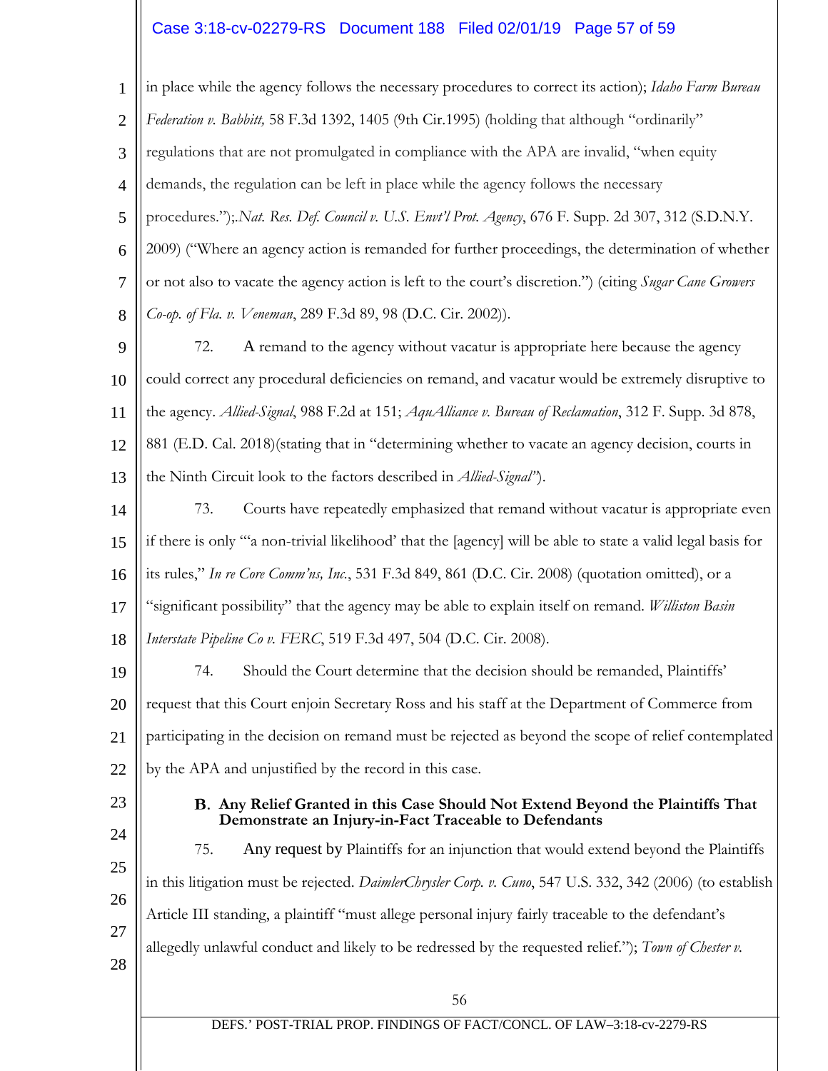in place while the agency follows the necessary procedures to correct its action); *Idaho Farm Bureau Federation v. Babbitt,* 58 F.3d 1392, 1405 (9th Cir.1995) (holding that although "ordinarily" regulations that are not promulgated in compliance with the APA are invalid, "when equity demands, the regulation can be left in place while the agency follows the necessary procedures.");.*Nat. Res. Def. Council v. U.S. Envt'l Prot. Agency*, 676 F. Supp. 2d 307, 312 (S.D.N.Y. 2009) ("Where an agency action is remanded for further proceedings, the determination of whether or not also to vacate the agency action is left to the court's discretion.") (citing *Sugar Cane Growers Co-op. of Fla. v. Veneman*, 289 F.3d 89, 98 (D.C. Cir. 2002)).

72. A remand to the agency without vacatur is appropriate here because the agency could correct any procedural deficiencies on remand, and vacatur would be extremely disruptive to the agency. *Allied-Signal*, 988 F.2d at 151; *AquAlliance v. Bureau of Reclamation*, 312 F. Supp. 3d 878, 881 (E.D. Cal. 2018)(stating that in "determining whether to vacate an agency decision, courts in the Ninth Circuit look to the factors described in *Allied-Signal*").

73. Courts have repeatedly emphasized that remand without vacatur is appropriate even if there is only "'a non-trivial likelihood' that the [agency] will be able to state a valid legal basis for its rules," *In re Core Comm'ns, Inc.*, 531 F.3d 849, 861 (D.C. Cir. 2008) (quotation omitted), or a "significant possibility" that the agency may be able to explain itself on remand. *Williston Basin Interstate Pipeline Co v. FERC*, 519 F.3d 497, 504 (D.C. Cir. 2008).

74. Should the Court determine that the decision should be remanded, Plaintiffs' request that this Court enjoin Secretary Ross and his staff at the Department of Commerce from participating in the decision on remand must be rejected as beyond the scope of relief contemplated by the APA and unjustified by the record in this case.

**B. Any Relief Granted in this Case Should Not Extend Beyond the Plaintiffs That Demonstrate an Injury-in-Fact Traceable to Defendants**

75. Any request by Plaintiffs for an injunction that would extend beyond the Plaintiffs in this litigation must be rejected. *DaimlerChrysler Corp. v. Cuno*, 547 U.S. 332, 342 (2006) (to establish Article III standing, a plaintiff "must allege personal injury fairly traceable to the defendant's allegedly unlawful conduct and likely to be redressed by the requested relief."); *Town of Chester v.*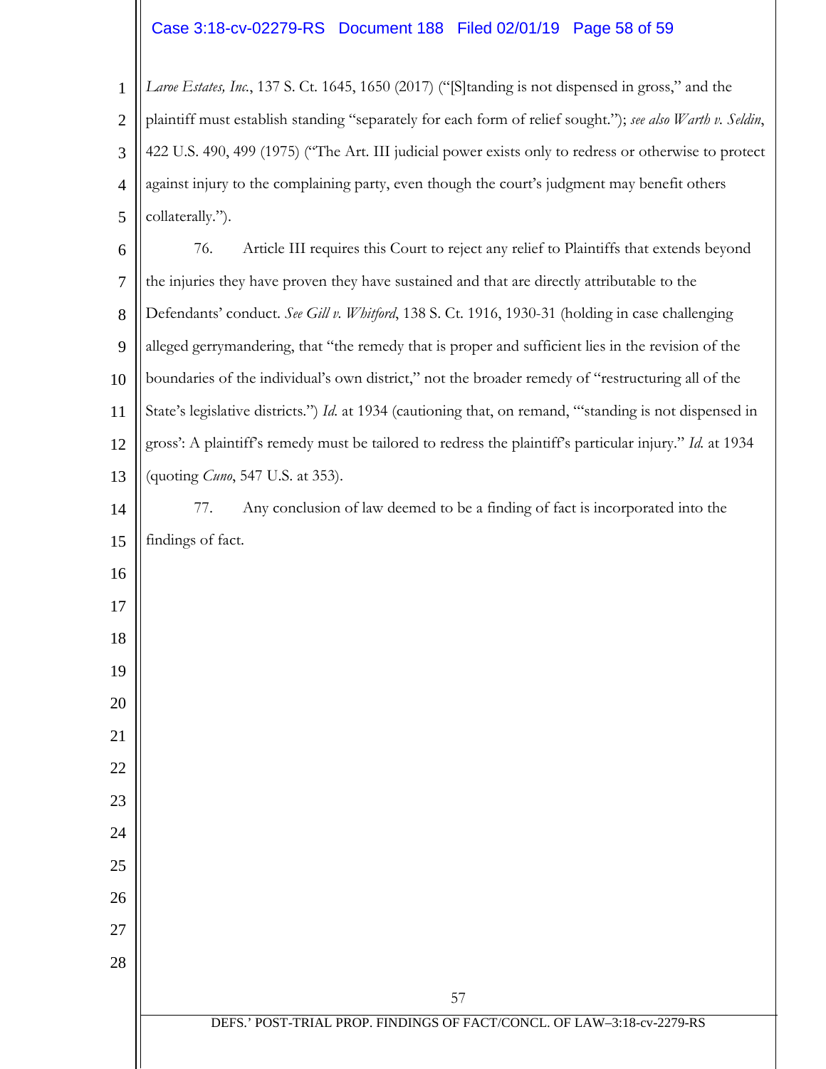*Laroe Estates, Inc.*, 137 S. Ct. 1645, 1650 (2017) ("[S]tanding is not dispensed in gross," and the plaintiff must establish standing "separately for each form of relief sought."); *see also Warth v. Seldin*, 422 U.S. 490, 499 (1975) ("The Art. III judicial power exists only to redress or otherwise to protect against injury to the complaining party, even though the court's judgment may benefit others collaterally.").

76. Article III requires this Court to reject any relief to Plaintiffs that extends beyond the injuries they have proven they have sustained and that are directly attributable to the Defendants' conduct. *See Gill v. Whitford*, 138 S. Ct. 1916, 1930-31 (holding in case challenging alleged gerrymandering, that "the remedy that is proper and sufficient lies in the revision of the boundaries of the individual's own district," not the broader remedy of "restructuring all of the State's legislative districts.") *Id.* at 1934 (cautioning that, on remand, "'standing is not dispensed in gross': A plaintiff's remedy must be tailored to redress the plaintiff's particular injury." *Id.* at 1934 (quoting *Cuno*, 547 U.S. at 353).

77. Any conclusion of law deemed to be a finding of fact is incorporated into the findings of fact.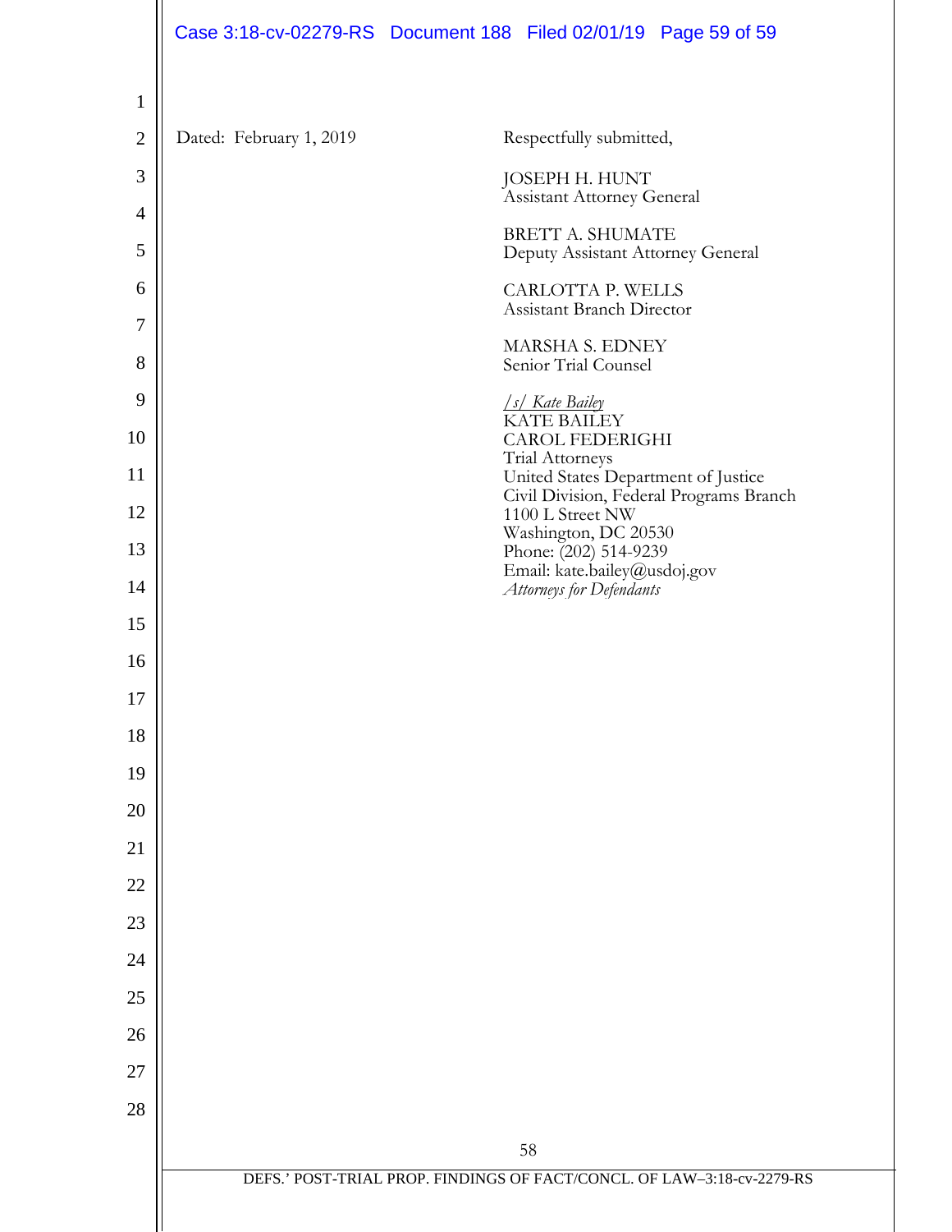Dated: February 1, 2019

Respectfully submitted,

JOSEPH H. HUNT
Assistant Attorney General

BRETT A. SHUMATE
Deputy Assistant Attorney General

CARLOTTA P. WELLS
Assistant Branch Director

MARSHA S. EDNEY
Senior Trial Counsel

*/s/ Kate Bailey*
KATE BAILEY
CAROL FEDERIGHI
Trial Attorneys
United States Department of Justice
Civil Division, Federal Programs Branch
1100 L Street NW
Washington, DC 20530
Phone: (202) 514-9239
Email: kate.bailey@usdoj.gov
*Attorneys for Defendants*